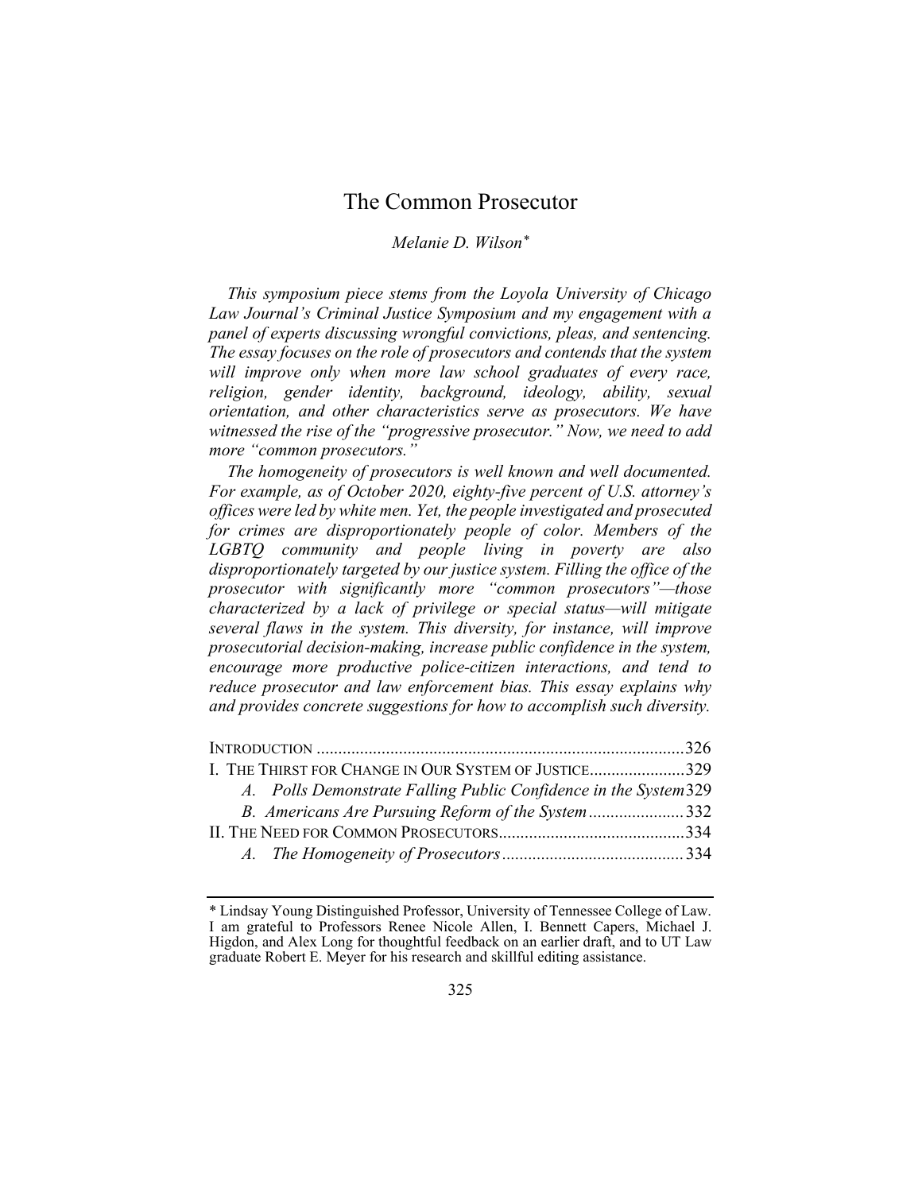# The Common Prosecutor

*Melanie D. Wilson\**

*This symposium piece stems from the Loyola University of Chicago Law Journal's Criminal Justice Symposium and my engagement with a panel of experts discussing wrongful convictions, pleas, and sentencing. The essay focuses on the role of prosecutors and contends that the system will improve only when more law school graduates of every race, religion, gender identity, background, ideology, ability, sexual orientation, and other characteristics serve as prosecutors. We have witnessed the rise of the "progressive prosecutor." Now, we need to add more "common prosecutors."*

*The homogeneity of prosecutors is well known and well documented. For example, as of October 2020, eighty-five percent of U.S. attorney's offices were led by white men. Yet, the people investigated and prosecuted for crimes are disproportionately people of color. Members of the LGBTQ community and people living in poverty are also disproportionately targeted by our justice system. Filling the office of the prosecutor with significantly more "common prosecutors"—those characterized by a lack of privilege or special status—will mitigate several flaws in the system. This diversity, for instance, will improve prosecutorial decision-making, increase public confidence in the system, encourage more productive police-citizen interactions, and tend to reduce prosecutor and law enforcement bias. This essay explains why and provides concrete suggestions for how to accomplish such diversity.*

INTRODUCTION .................................................................................... 326
I. THE THIRST FOR CHANGE IN OUR SYSTEM OF JUSTICE ...................... 329
  *A. Polls Demonstrate Falling Public Confidence in the System* 329
  *B. Americans Are Pursuing Reform of the System* ...................... 332
II. THE NEED FOR COMMON PROSECUTORS ........................................... 334
  *A. The Homogeneity of Prosecutors* .......................................... 334

---

\* Lindsay Young Distinguished Professor, University of Tennessee College of Law. I am grateful to Professors Renee Nicole Allen, I. Bennett Capers, Michael J. Higdon, and Alex Long for thoughtful feedback on an earlier draft, and to UT Law graduate Robert E. Meyer for his research and skillful editing assistance.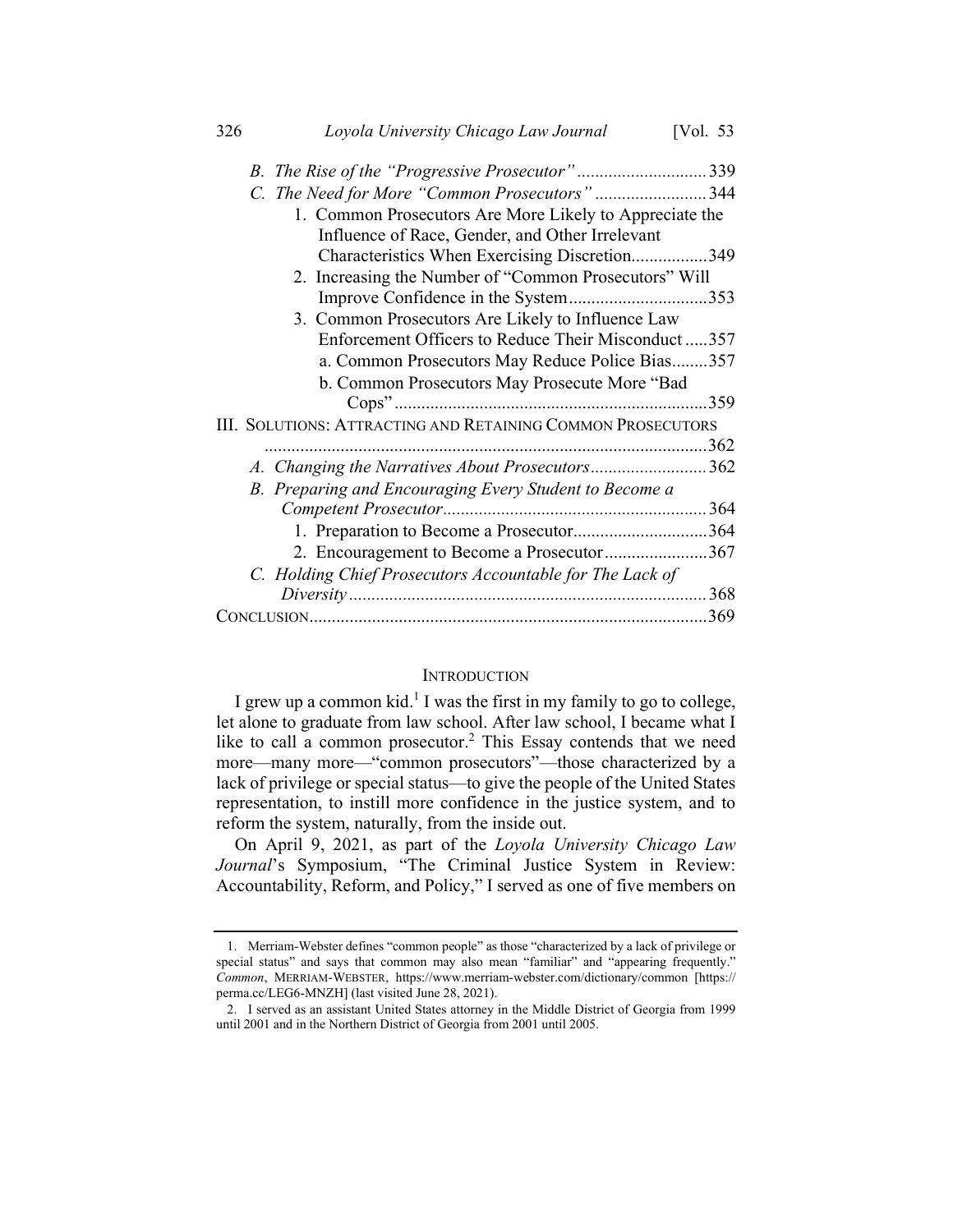B. *The Rise of the "Progressive Prosecutor"* ............................ 339
C. *The Need for More "Common Prosecutors"* ......................... 344
   1. Common Prosecutors Are More Likely to Appreciate the Influence of Race, Gender, and Other Irrelevant Characteristics When Exercising Discretion................. 349
   2. Increasing the Number of "Common Prosecutors" Will Improve Confidence in the System............................... 353
   3. Common Prosecutors Are Likely to Influence Law Enforcement Officers to Reduce Their Misconduct ..... 357
      a. Common Prosecutors May Reduce Police Bias........ 357
      b. Common Prosecutors May Prosecute More "Bad Cops" ...................................................................... 359

III. SOLUTIONS: ATTRACTING AND RETAINING COMMON PROSECUTORS ................................................................................................. 362
A. *Changing the Narratives About Prosecutors*.......................... 362
B. *Preparing and Encouraging Every Student to Become a Competent Prosecutor*........................................................... 364
   1. Preparation to Become a Prosecutor.............................. 364
   2. Encouragement to Become a Prosecutor....................... 367
C. *Holding Chief Prosecutors Accountable for The Lack of Diversity* ................................................................................ 368

CONCLUSION......................................................................................... 369

## INTRODUCTION

I grew up a common kid.[1] I was the first in my family to go to college, let alone to graduate from law school. After law school, I became what I like to call a common prosecutor.[2] This Essay contends that we need more—many more—"common prosecutors"—those characterized by a lack of privilege or special status—to give the people of the United States representation, to instill more confidence in the justice system, and to reform the system, naturally, from the inside out.

On April 9, 2021, as part of the *Loyola University Chicago Law Journal*'s Symposium, "The Criminal Justice System in Review: Accountability, Reform, and Policy," I served as one of five members on

---

1. Merriam-Webster defines "common people" as those "characterized by a lack of privilege or special status" and says that common may also mean "familiar" and "appearing frequently." *Common*, MERRIAM-WEBSTER, https://www.merriam-webster.com/dictionary/common [https://perma.cc/LEG6-MNZH] (last visited June 28, 2021).

2. I served as an assistant United States attorney in the Middle District of Georgia from 1999 until 2001 and in the Northern District of Georgia from 2001 until 2005.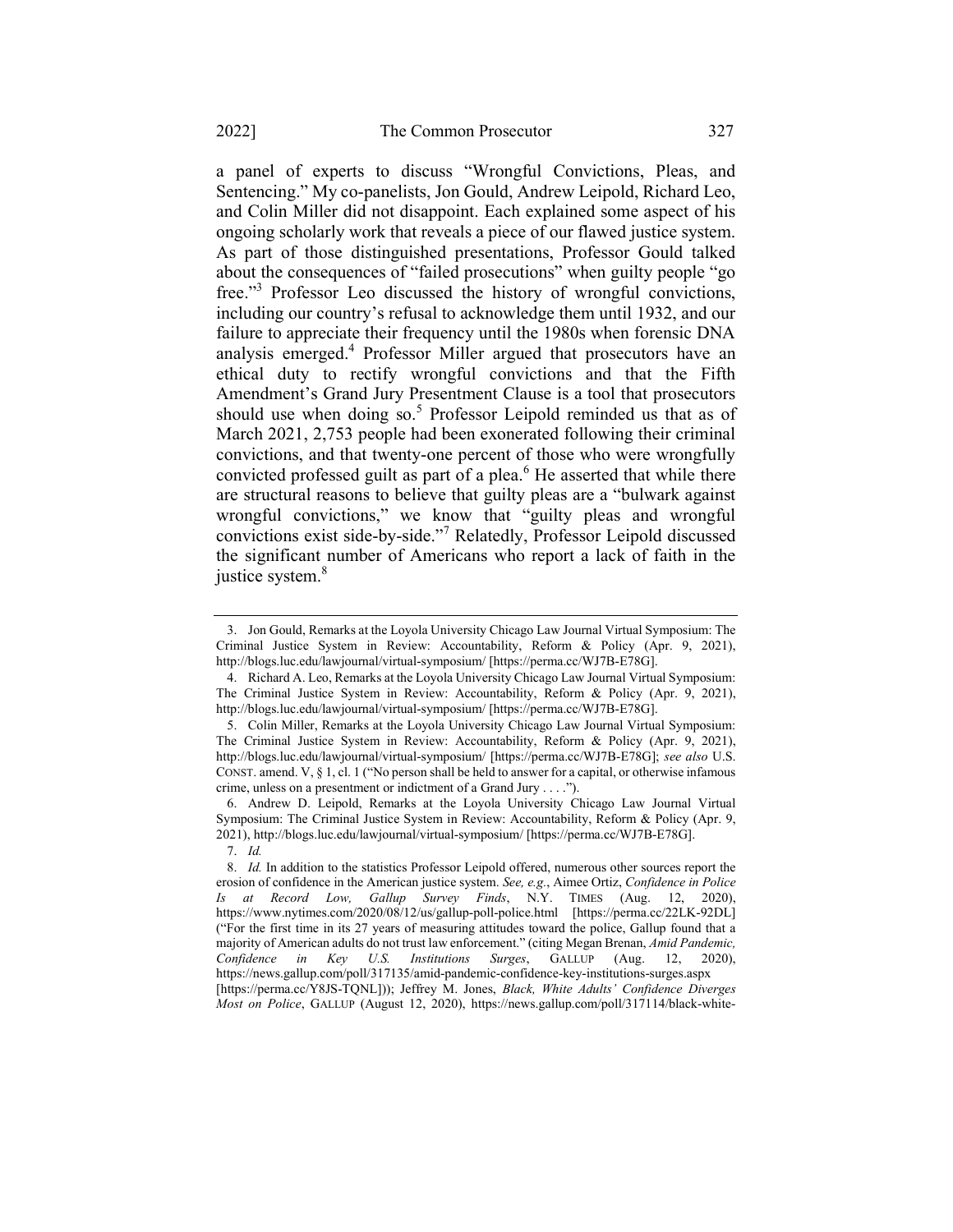a panel of experts to discuss "Wrongful Convictions, Pleas, and Sentencing." My co-panelists, Jon Gould, Andrew Leipold, Richard Leo, and Colin Miller did not disappoint. Each explained some aspect of his ongoing scholarly work that reveals a piece of our flawed justice system. As part of those distinguished presentations, Professor Gould talked about the consequences of "failed prosecutions" when guilty people "go free."[3] Professor Leo discussed the history of wrongful convictions, including our country's refusal to acknowledge them until 1932, and our failure to appreciate their frequency until the 1980s when forensic DNA analysis emerged.[4] Professor Miller argued that prosecutors have an ethical duty to rectify wrongful convictions and that the Fifth Amendment's Grand Jury Presentment Clause is a tool that prosecutors should use when doing so.[5] Professor Leipold reminded us that as of March 2021, 2,753 people had been exonerated following their criminal convictions, and that twenty-one percent of those who were wrongfully convicted professed guilt as part of a plea.[6] He asserted that while there are structural reasons to believe that guilty pleas are a "bulwark against wrongful convictions," we know that "guilty pleas and wrongful convictions exist side-by-side."[7] Relatedly, Professor Leipold discussed the significant number of Americans who report a lack of faith in the justice system.[8]

---

3. Jon Gould, Remarks at the Loyola University Chicago Law Journal Virtual Symposium: The Criminal Justice System in Review: Accountability, Reform & Policy (Apr. 9, 2021), http://blogs.luc.edu/lawjournal/virtual-symposium/ [https://perma.cc/WJ7B-E78G].

4. Richard A. Leo, Remarks at the Loyola University Chicago Law Journal Virtual Symposium: The Criminal Justice System in Review: Accountability, Reform & Policy (Apr. 9, 2021), http://blogs.luc.edu/lawjournal/virtual-symposium/ [https://perma.cc/WJ7B-E78G].

5. Colin Miller, Remarks at the Loyola University Chicago Law Journal Virtual Symposium: The Criminal Justice System in Review: Accountability, Reform & Policy (Apr. 9, 2021), http://blogs.luc.edu/lawjournal/virtual-symposium/ [https://perma.cc/WJ7B-E78G]; *see also* U.S. CONST. amend. V, § 1, cl. 1 ("No person shall be held to answer for a capital, or otherwise infamous crime, unless on a presentment or indictment of a Grand Jury . . . .").

6. Andrew D. Leipold, Remarks at the Loyola University Chicago Law Journal Virtual Symposium: The Criminal Justice System in Review: Accountability, Reform & Policy (Apr. 9, 2021), http://blogs.luc.edu/lawjournal/virtual-symposium/ [https://perma.cc/WJ7B-E78G].

7. *Id.*

8. *Id.* In addition to the statistics Professor Leipold offered, numerous other sources report the erosion of confidence in the American justice system. *See, e.g.*, Aimee Ortiz, *Confidence in Police Is at Record Low, Gallup Survey Finds*, N.Y. TIMES (Aug. 12, 2020), https://www.nytimes.com/2020/08/12/us/gallup-poll-police.html [https://perma.cc/22LK-92DL] ("For the first time in its 27 years of measuring attitudes toward the police, Gallup found that a majority of American adults do not trust law enforcement." (citing Megan Brenan, *Amid Pandemic, Confidence in Key U.S. Institutions Surges*, GALLUP (Aug. 12, 2020), https://news.gallup.com/poll/317135/amid-pandemic-confidence-key-institutions-surges.aspx [https://perma.cc/Y8JS-TQNL])); Jeffrey M. Jones, *Black, White Adults' Confidence Diverges Most on Police*, GALLUP (August 12, 2020), https://news.gallup.com/poll/317114/black-white-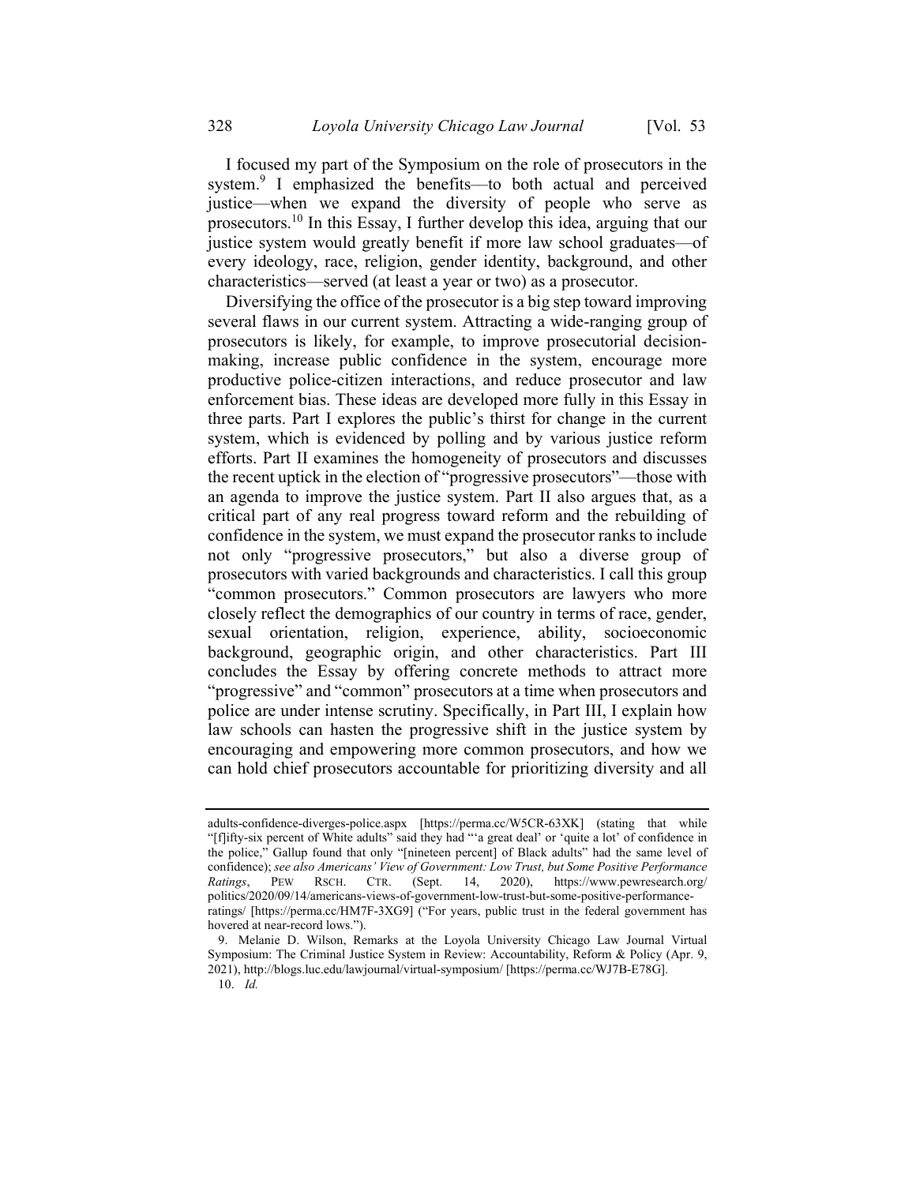I focused my part of the Symposium on the role of prosecutors in the system.[9] I emphasized the benefits—to both actual and perceived justice—when we expand the diversity of people who serve as prosecutors.[10] In this Essay, I further develop this idea, arguing that our justice system would greatly benefit if more law school graduates—of every ideology, race, religion, gender identity, background, and other characteristics—served (at least a year or two) as a prosecutor.

Diversifying the office of the prosecutor is a big step toward improving several flaws in our current system. Attracting a wide-ranging group of prosecutors is likely, for example, to improve prosecutorial decision-making, increase public confidence in the system, encourage more productive police-citizen interactions, and reduce prosecutor and law enforcement bias. These ideas are developed more fully in this Essay in three parts. Part I explores the public's thirst for change in the current system, which is evidenced by polling and by various justice reform efforts. Part II examines the homogeneity of prosecutors and discusses the recent uptick in the election of "progressive prosecutors"—those with an agenda to improve the justice system. Part II also argues that, as a critical part of any real progress toward reform and the rebuilding of confidence in the system, we must expand the prosecutor ranks to include not only "progressive prosecutors," but also a diverse group of prosecutors with varied backgrounds and characteristics. I call this group "common prosecutors." Common prosecutors are lawyers who more closely reflect the demographics of our country in terms of race, gender, sexual orientation, religion, experience, ability, socioeconomic background, geographic origin, and other characteristics. Part III concludes the Essay by offering concrete methods to attract more "progressive" and "common" prosecutors at a time when prosecutors and police are under intense scrutiny. Specifically, in Part III, I explain how law schools can hasten the progressive shift in the justice system by encouraging and empowering more common prosecutors, and how we can hold chief prosecutors accountable for prioritizing diversity and all

---

adults-confidence-diverges-police.aspx [https://perma.cc/W5CR-63XK] (stating that while "[f]ifty-six percent of White adults" said they had "'a great deal' or 'quite a lot' of confidence in the police," Gallup found that only "[nineteen percent] of Black adults" had the same level of confidence); *see also Americans' View of Government: Low Trust, but Some Positive Performance Ratings*, PEW RSCH. CTR. (Sept. 14, 2020), https://www.pewresearch.org/politics/2020/09/14/americans-views-of-government-low-trust-but-some-positive-performance-ratings/ [https://perma.cc/HM7F-3XG9] ("For years, public trust in the federal government has hovered at near-record lows.").

9. Melanie D. Wilson, Remarks at the Loyola University Chicago Law Journal Virtual Symposium: The Criminal Justice System in Review: Accountability, Reform & Policy (Apr. 9, 2021), http://blogs.luc.edu/lawjournal/virtual-symposium/ [https://perma.cc/WJ7B-E78G].

10. *Id.*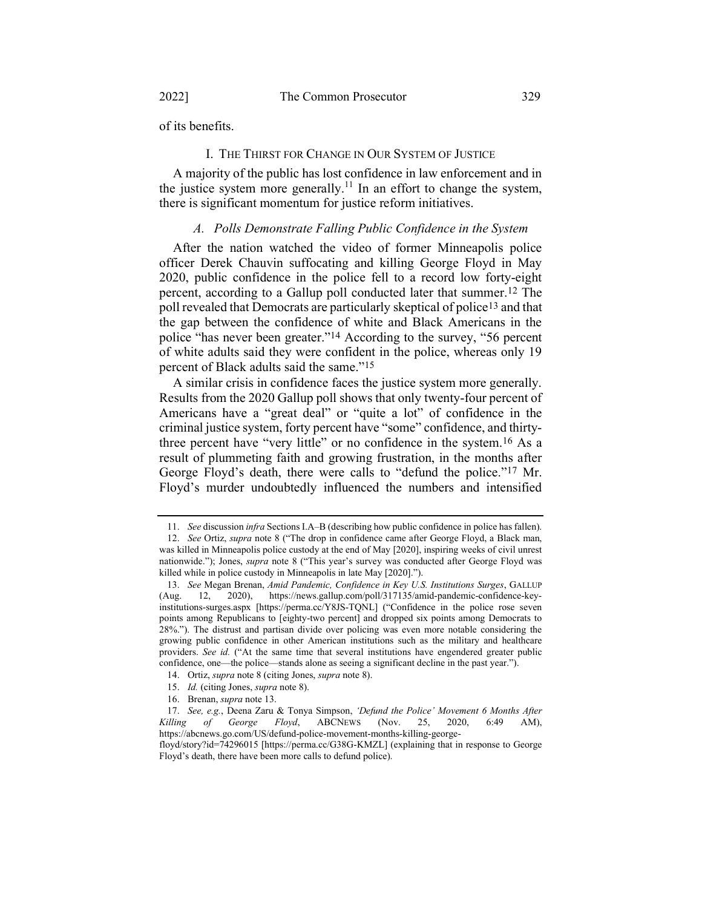of its benefits.

## I. THE THIRST FOR CHANGE IN OUR SYSTEM OF JUSTICE

A majority of the public has lost confidence in law enforcement and in the justice system more generally.[11] In an effort to change the system, there is significant momentum for justice reform initiatives.

### *A. Polls Demonstrate Falling Public Confidence in the System*

After the nation watched the video of former Minneapolis police officer Derek Chauvin suffocating and killing George Floyd in May 2020, public confidence in the police fell to a record low forty-eight percent, according to a Gallup poll conducted later that summer.[12] The poll revealed that Democrats are particularly skeptical of police[13] and that the gap between the confidence of white and Black Americans in the police "has never been greater."[14] According to the survey, "56 percent of white adults said they were confident in the police, whereas only 19 percent of Black adults said the same."[15]

A similar crisis in confidence faces the justice system more generally. Results from the 2020 Gallup poll shows that only twenty-four percent of Americans have a "great deal" or "quite a lot" of confidence in the criminal justice system, forty percent have "some" confidence, and thirty-three percent have "very little" or no confidence in the system.[16] As a result of plummeting faith and growing frustration, in the months after George Floyd's death, there were calls to "defund the police."[17] Mr. Floyd's murder undoubtedly influenced the numbers and intensified

---

11. *See* discussion *infra* Sections I.A–B (describing how public confidence in police has fallen).

12. *See* Ortiz, *supra* note 8 ("The drop in confidence came after George Floyd, a Black man, was killed in Minneapolis police custody at the end of May [2020], inspiring weeks of civil unrest nationwide."); Jones, *supra* note 8 ("This year's survey was conducted after George Floyd was killed while in police custody in Minneapolis in late May [2020].").

13. *See* Megan Brenan, *Amid Pandemic, Confidence in Key U.S. Institutions Surges*, GALLUP (Aug. 12, 2020), https://news.gallup.com/poll/317135/amid-pandemic-confidence-key-institutions-surges.aspx [https://perma.cc/Y8JS-TQNL] ("Confidence in the police rose seven points among Republicans to [eighty-two percent] and dropped six points among Democrats to 28%."). The distrust and partisan divide over policing was even more notable considering the growing public confidence in other American institutions such as the military and healthcare providers. *See id.* ("At the same time that several institutions have engendered greater public confidence, one—the police—stands alone as seeing a significant decline in the past year.").

14. Ortiz, *supra* note 8 (citing Jones, *supra* note 8).

15. *Id.* (citing Jones, *supra* note 8).

16. Brenan, *supra* note 13.

17. *See, e.g.*, Deena Zaru & Tonya Simpson, *'Defund the Police' Movement 6 Months After Killing of George Floyd*, ABCNEWS (Nov. 25, 2020, 6:49 AM), https://abcnews.go.com/US/defund-police-movement-months-killing-george-floyd/story?id=74296015 [https://perma.cc/G38G-KMZL] (explaining that in response to George Floyd's death, there have been more calls to defund police).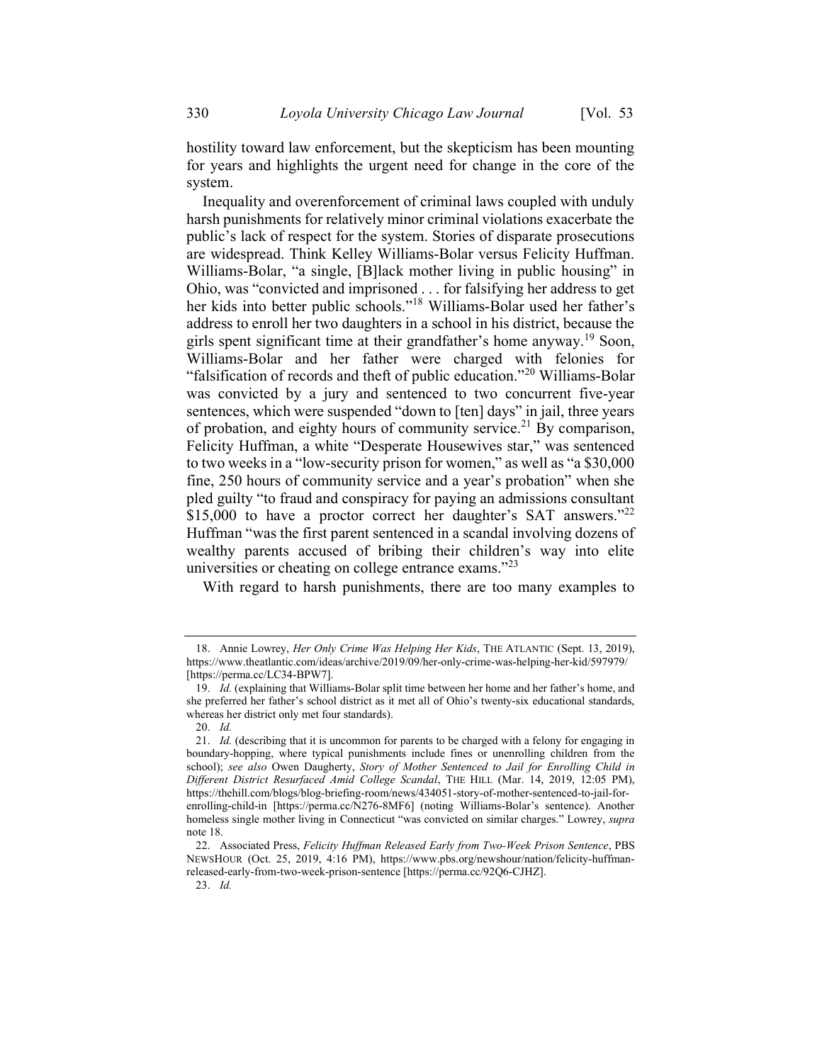hostility toward law enforcement, but the skepticism has been mounting for years and highlights the urgent need for change in the core of the system.

Inequality and overenforcement of criminal laws coupled with unduly harsh punishments for relatively minor criminal violations exacerbate the public's lack of respect for the system. Stories of disparate prosecutions are widespread. Think Kelley Williams-Bolar versus Felicity Huffman. Williams-Bolar, "a single, [B]lack mother living in public housing" in Ohio, was "convicted and imprisoned . . . for falsifying her address to get her kids into better public schools."[18] Williams-Bolar used her father's address to enroll her two daughters in a school in his district, because the girls spent significant time at their grandfather's home anyway.[19] Soon, Williams-Bolar and her father were charged with felonies for "falsification of records and theft of public education."[20] Williams-Bolar was convicted by a jury and sentenced to two concurrent five-year sentences, which were suspended "down to [ten] days" in jail, three years of probation, and eighty hours of community service.[21] By comparison, Felicity Huffman, a white "Desperate Housewives star," was sentenced to two weeks in a "low-security prison for women," as well as "a $30,000 fine, 250 hours of community service and a year's probation" when she pled guilty "to fraud and conspiracy for paying an admissions consultant $15,000 to have a proctor correct her daughter's SAT answers."[22] Huffman "was the first parent sentenced in a scandal involving dozens of wealthy parents accused of bribing their children's way into elite universities or cheating on college entrance exams."[23]

With regard to harsh punishments, there are too many examples to

---

18. Annie Lowrey, *Her Only Crime Was Helping Her Kids*, THE ATLANTIC (Sept. 13, 2019), https://www.theatlantic.com/ideas/archive/2019/09/her-only-crime-was-helping-her-kid/597979/ [https://perma.cc/LC34-BPW7].

19. *Id.* (explaining that Williams-Bolar split time between her home and her father's home, and she preferred her father's school district as it met all of Ohio's twenty-six educational standards, whereas her district only met four standards).

20. *Id.*

21. *Id.* (describing that it is uncommon for parents to be charged with a felony for engaging in boundary-hopping, where typical punishments include fines or unenrolling children from the school); *see also* Owen Daugherty, *Story of Mother Sentenced to Jail for Enrolling Child in Different District Resurfaced Amid College Scandal*, THE HILL (Mar. 14, 2019, 12:05 PM), https://thehill.com/blogs/blog-briefing-room/news/434051-story-of-mother-sentenced-to-jail-for-enrolling-child-in [https://perma.cc/N276-8MF6] (noting Williams-Bolar's sentence). Another homeless single mother living in Connecticut "was convicted on similar charges." Lowrey, *supra* note 18.

22. Associated Press, *Felicity Huffman Released Early from Two-Week Prison Sentence*, PBS NEWSHOUR (Oct. 25, 2019, 4:16 PM), https://www.pbs.org/newshour/nation/felicity-huffman-released-early-from-two-week-prison-sentence [https://perma.cc/92Q6-CJHZ].

23. *Id.*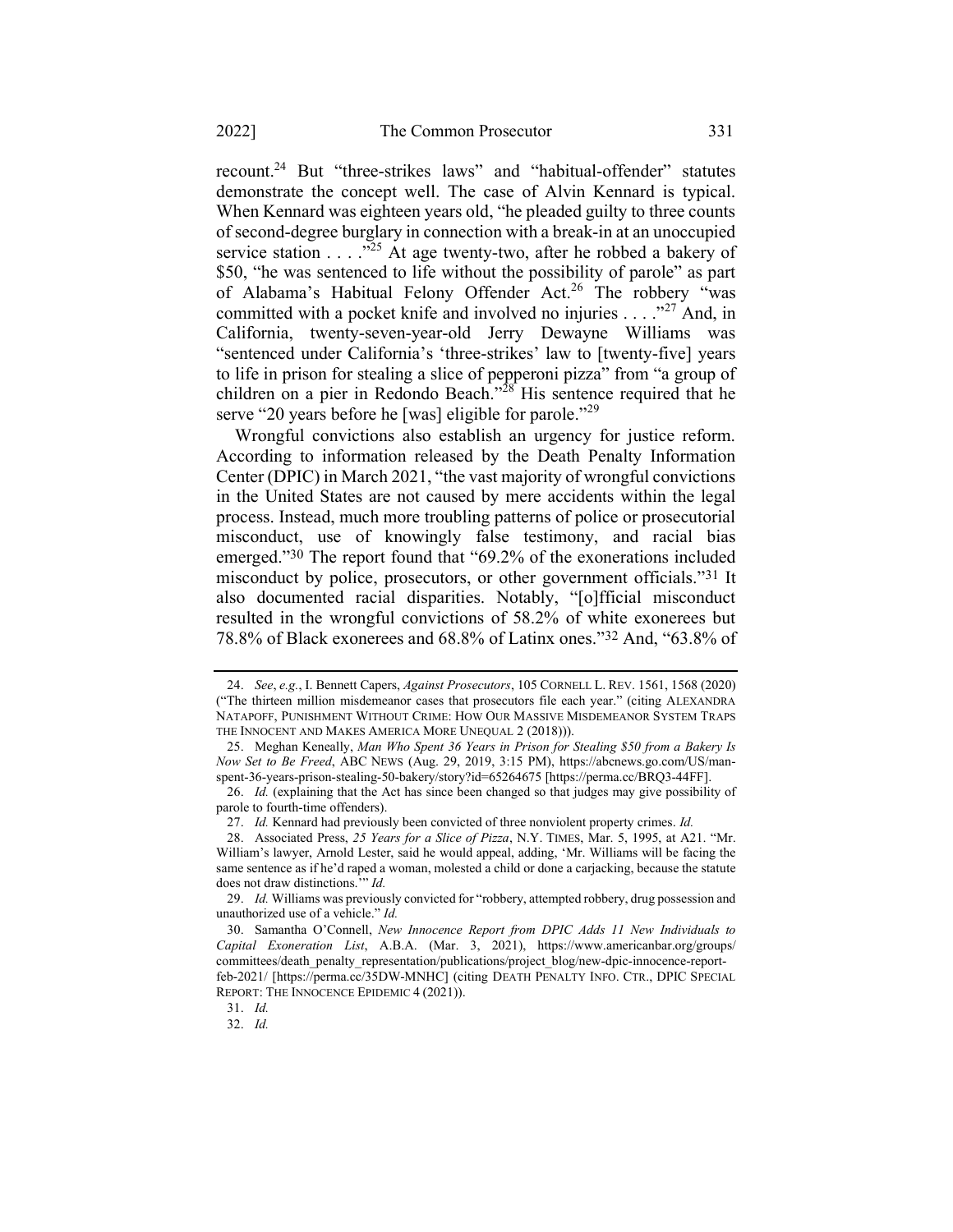recount.[24] But "three-strikes laws" and "habitual-offender" statutes demonstrate the concept well. The case of Alvin Kennard is typical. When Kennard was eighteen years old, "he pleaded guilty to three counts of second-degree burglary in connection with a break-in at an unoccupied service station . . . ."[25] At age twenty-two, after he robbed a bakery of $50, "he was sentenced to life without the possibility of parole" as part of Alabama's Habitual Felony Offender Act.[26] The robbery "was committed with a pocket knife and involved no injuries . . . ."[27] And, in California, twenty-seven-year-old Jerry Dewayne Williams was "sentenced under California's 'three-strikes' law to [twenty-five] years to life in prison for stealing a slice of pepperoni pizza" from "a group of children on a pier in Redondo Beach."[28] His sentence required that he serve "20 years before he [was] eligible for parole."[29]

Wrongful convictions also establish an urgency for justice reform. According to information released by the Death Penalty Information Center (DPIC) in March 2021, "the vast majority of wrongful convictions in the United States are not caused by mere accidents within the legal process. Instead, much more troubling patterns of police or prosecutorial misconduct, use of knowingly false testimony, and racial bias emerged."[30] The report found that "69.2% of the exonerations included misconduct by police, prosecutors, or other government officials."[31] It also documented racial disparities. Notably, "[o]fficial misconduct resulted in the wrongful convictions of 58.2% of white exonerees but 78.8% of Black exonerees and 68.8% of Latinx ones."[32] And, "63.8% of

---

24. *See*, *e.g.*, I. Bennett Capers, *Against Prosecutors*, 105 CORNELL L. REV. 1561, 1568 (2020) ("The thirteen million misdemeanor cases that prosecutors file each year." (citing ALEXANDRA NATAPOFF, PUNISHMENT WITHOUT CRIME: HOW OUR MASSIVE MISDEMEANOR SYSTEM TRAPS THE INNOCENT AND MAKES AMERICA MORE UNEQUAL 2 (2018))).

25. Meghan Keneally, *Man Who Spent 36 Years in Prison for Stealing $50 from a Bakery Is Now Set to Be Freed*, ABC NEWS (Aug. 29, 2019, 3:15 PM), https://abcnews.go.com/US/man-spent-36-years-prison-stealing-50-bakery/story?id=65264675 [https://perma.cc/BRQ3-44FF].

26. *Id.* (explaining that the Act has since been changed so that judges may give possibility of parole to fourth-time offenders).

27. *Id.* Kennard had previously been convicted of three nonviolent property crimes. *Id.*

28. Associated Press, *25 Years for a Slice of Pizza*, N.Y. TIMES, Mar. 5, 1995, at A21. "Mr. William's lawyer, Arnold Lester, said he would appeal, adding, 'Mr. Williams will be facing the same sentence as if he'd raped a woman, molested a child or done a carjacking, because the statute does not draw distinctions.'" *Id.*

29. *Id.* Williams was previously convicted for "robbery, attempted robbery, drug possession and unauthorized use of a vehicle." *Id.*

30. Samantha O'Connell, *New Innocence Report from DPIC Adds 11 New Individuals to Capital Exoneration List*, A.B.A. (Mar. 3, 2021), https://www.americanbar.org/groups/committees/death_penalty_representation/publications/project_blog/new-dpic-innocence-report-feb-2021/ [https://perma.cc/35DW-MNHC] (citing DEATH PENALTY INFO. CTR., DPIC SPECIAL REPORT: THE INNOCENCE EPIDEMIC 4 (2021)).

31. *Id.*

32. *Id.*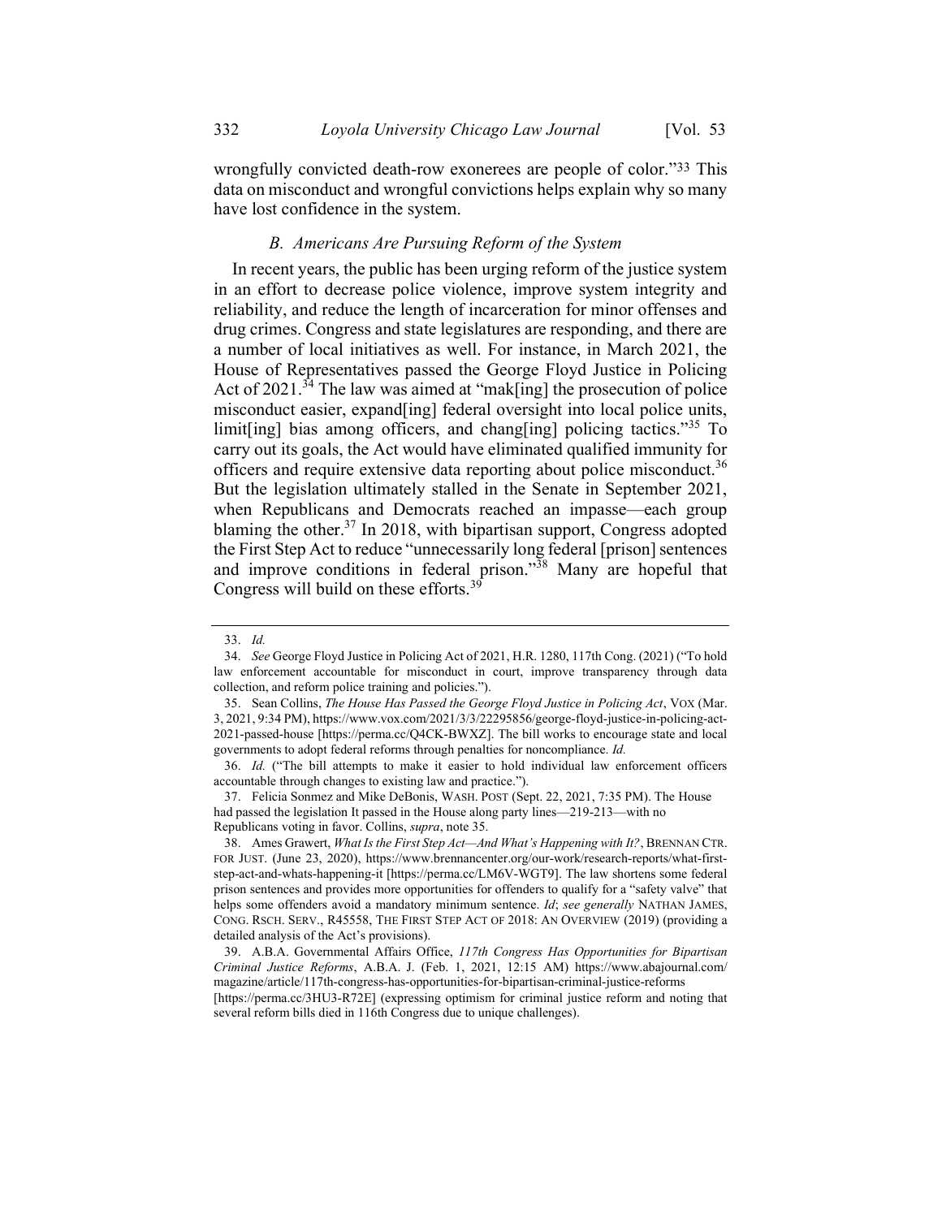wrongfully convicted death-row exonerees are people of color."33 This data on misconduct and wrongful convictions helps explain why so many have lost confidence in the system.

### *B. Americans Are Pursuing Reform of the System*

In recent years, the public has been urging reform of the justice system in an effort to decrease police violence, improve system integrity and reliability, and reduce the length of incarceration for minor offenses and drug crimes. Congress and state legislatures are responding, and there are a number of local initiatives as well. For instance, in March 2021, the House of Representatives passed the George Floyd Justice in Policing Act of 2021.[34] The law was aimed at "mak[ing] the prosecution of police misconduct easier, expand[ing] federal oversight into local police units, limit[ing] bias among officers, and chang[ing] policing tactics."[35] To carry out its goals, the Act would have eliminated qualified immunity for officers and require extensive data reporting about police misconduct.[36] But the legislation ultimately stalled in the Senate in September 2021, when Republicans and Democrats reached an impasse—each group blaming the other.[37] In 2018, with bipartisan support, Congress adopted the First Step Act to reduce "unnecessarily long federal [prison] sentences and improve conditions in federal prison."[38] Many are hopeful that Congress will build on these efforts.[39]

---

33. *Id.*

34. *See* George Floyd Justice in Policing Act of 2021, H.R. 1280, 117th Cong. (2021) ("To hold law enforcement accountable for misconduct in court, improve transparency through data collection, and reform police training and policies.").

35. Sean Collins, *The House Has Passed the George Floyd Justice in Policing Act*, VOX (Mar. 3, 2021, 9:34 PM), https://www.vox.com/2021/3/3/22295856/george-floyd-justice-in-policing-act-2021-passed-house [https://perma.cc/Q4CK-BWXZ]. The bill works to encourage state and local governments to adopt federal reforms through penalties for noncompliance. *Id.*

36. *Id.* ("The bill attempts to make it easier to hold individual law enforcement officers accountable through changes to existing law and practice.").

37. Felicia Sonmez and Mike DeBonis, WASH. POST (Sept. 22, 2021, 7:35 PM). The House had passed the legislation It passed in the House along party lines—219-213—with no Republicans voting in favor. Collins, *supra*, note 35.

38. Ames Grawert, *What Is the First Step Act—And What's Happening with It?*, BRENNAN CTR. FOR JUST. (June 23, 2020), https://www.brennancenter.org/our-work/research-reports/what-first-step-act-and-whats-happening-it [https://perma.cc/LM6V-WGT9]. The law shortens some federal prison sentences and provides more opportunities for offenders to qualify for a "safety valve" that helps some offenders avoid a mandatory minimum sentence. *Id*; *see generally* NATHAN JAMES, CONG. RSCH. SERV., R45558, THE FIRST STEP ACT OF 2018: AN OVERVIEW (2019) (providing a detailed analysis of the Act's provisions).

39. A.B.A. Governmental Affairs Office, *117th Congress Has Opportunities for Bipartisan Criminal Justice Reforms*, A.B.A. J. (Feb. 1, 2021, 12:15 AM) https://www.abajournal.com/magazine/article/117th-congress-has-opportunities-for-bipartisan-criminal-justice-reforms [https://perma.cc/3HU3-R72E] (expressing optimism for criminal justice reform and noting that several reform bills died in 116th Congress due to unique challenges).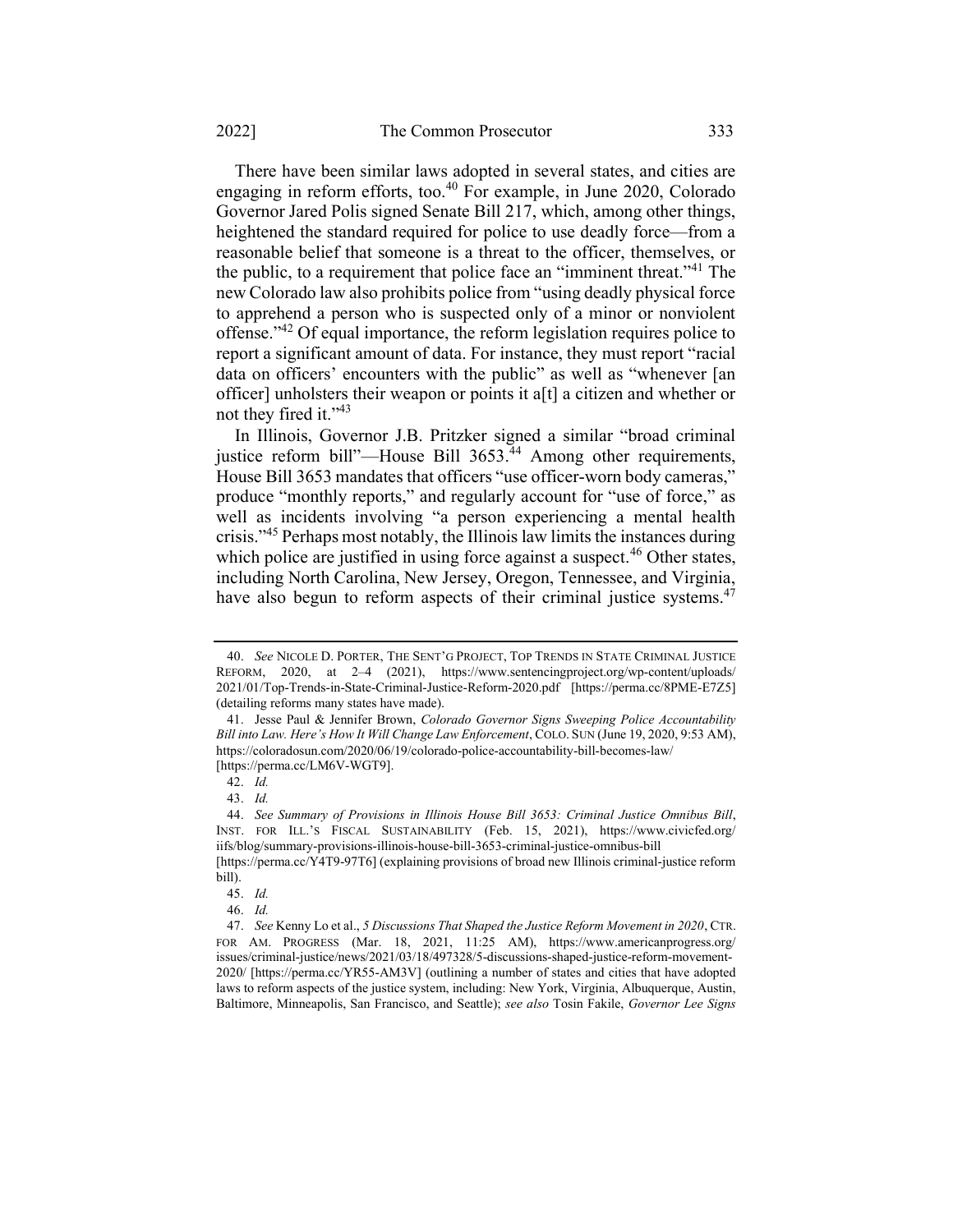There have been similar laws adopted in several states, and cities are engaging in reform efforts, too.[40] For example, in June 2020, Colorado Governor Jared Polis signed Senate Bill 217, which, among other things, heightened the standard required for police to use deadly force—from a reasonable belief that someone is a threat to the officer, themselves, or the public, to a requirement that police face an "imminent threat."[41] The new Colorado law also prohibits police from "using deadly physical force to apprehend a person who is suspected only of a minor or nonviolent offense."[42] Of equal importance, the reform legislation requires police to report a significant amount of data. For instance, they must report "racial data on officers' encounters with the public" as well as "whenever [an officer] unholsters their weapon or points it a[t] a citizen and whether or not they fired it."[43]

In Illinois, Governor J.B. Pritzker signed a similar "broad criminal justice reform bill"—House Bill 3653.[44] Among other requirements, House Bill 3653 mandates that officers "use officer-worn body cameras," produce "monthly reports," and regularly account for "use of force," as well as incidents involving "a person experiencing a mental health crisis."[45] Perhaps most notably, the Illinois law limits the instances during which police are justified in using force against a suspect.[46] Other states, including North Carolina, New Jersey, Oregon, Tennessee, and Virginia, have also begun to reform aspects of their criminal justice systems.[47]

---

40. *See* NICOLE D. PORTER, THE SENT'G PROJECT, TOP TRENDS IN STATE CRIMINAL JUSTICE REFORM, 2020, at 2–4 (2021), https://www.sentencingproject.org/wp-content/uploads/2021/01/Top-Trends-in-State-Criminal-Justice-Reform-2020.pdf [https://perma.cc/8PME-E7Z5] (detailing reforms many states have made).

41. Jesse Paul & Jennifer Brown, *Colorado Governor Signs Sweeping Police Accountability Bill into Law. Here's How It Will Change Law Enforcement*, COLO. SUN (June 19, 2020, 9:53 AM), https://coloradosun.com/2020/06/19/colorado-police-accountability-bill-becomes-law/ [https://perma.cc/LM6V-WGT9].

42. *Id.*

43. *Id.*

44. *See Summary of Provisions in Illinois House Bill 3653: Criminal Justice Omnibus Bill*, INST. FOR ILL.'S FISCAL SUSTAINABILITY (Feb. 15, 2021), https://www.civicfed.org/iifs/blog/summary-provisions-illinois-house-bill-3653-criminal-justice-omnibus-bill [https://perma.cc/Y4T9-97T6] (explaining provisions of broad new Illinois criminal-justice reform bill).

45. *Id.*

46. *Id.*

47. *See* Kenny Lo et al., *5 Discussions That Shaped the Justice Reform Movement in 2020*, CTR. FOR AM. PROGRESS (Mar. 18, 2021, 11:25 AM), https://www.americanprogress.org/issues/criminal-justice/news/2021/03/18/497328/5-discussions-shaped-justice-reform-movement-2020/ [https://perma.cc/YR55-AM3V] (outlining a number of states and cities that have adopted laws to reform aspects of the justice system, including: New York, Virginia, Albuquerque, Austin, Baltimore, Minneapolis, San Francisco, and Seattle); *see also* Tosin Fakile, *Governor Lee Signs*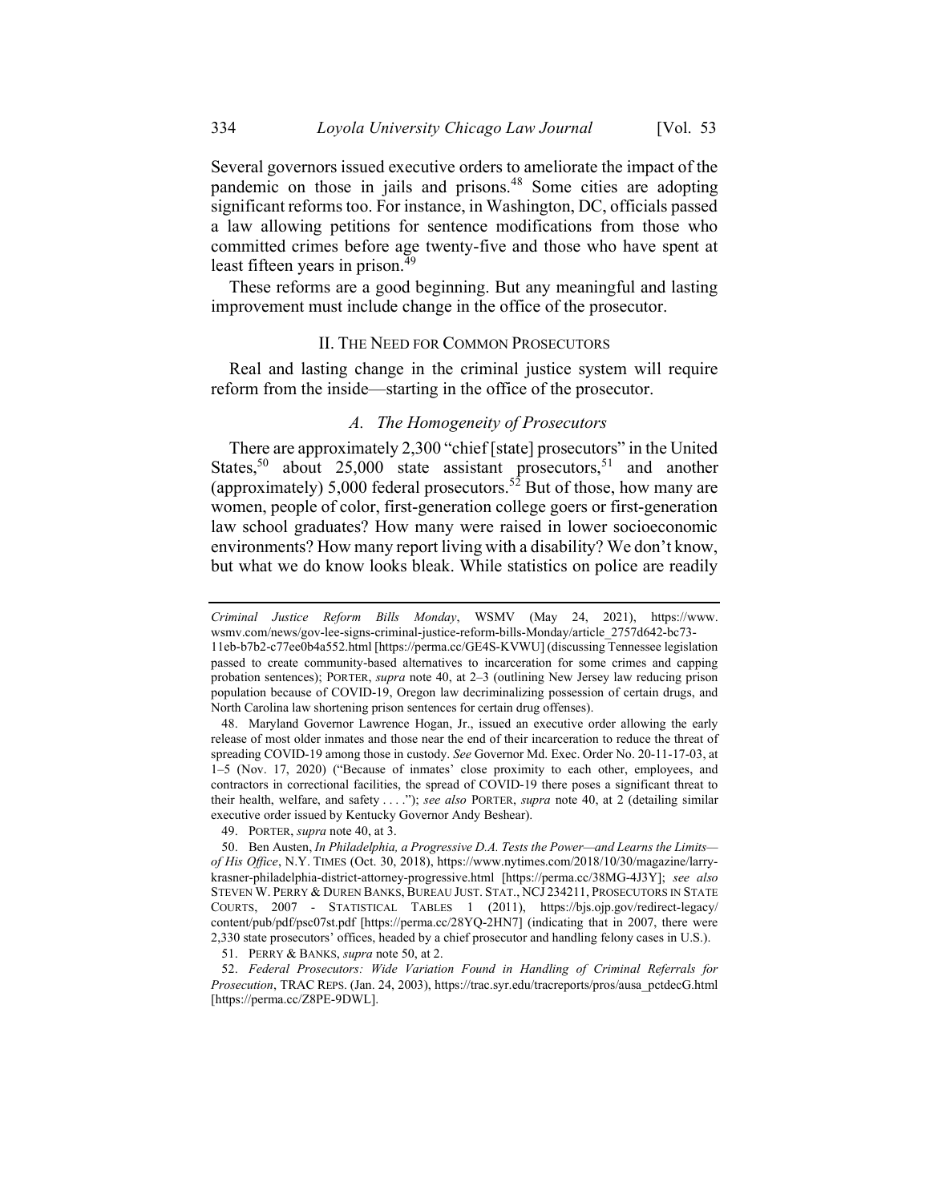Several governors issued executive orders to ameliorate the impact of the pandemic on those in jails and prisons.[48] Some cities are adopting significant reforms too. For instance, in Washington, DC, officials passed a law allowing petitions for sentence modifications from those who committed crimes before age twenty-five and those who have spent at least fifteen years in prison.[49]

These reforms are a good beginning. But any meaningful and lasting improvement must include change in the office of the prosecutor.

## II. The Need for Common Prosecutors

Real and lasting change in the criminal justice system will require reform from the inside—starting in the office of the prosecutor.

### *A. The Homogeneity of Prosecutors*

There are approximately 2,300 "chief [state] prosecutors" in the United States,[50] about 25,000 state assistant prosecutors,[51] and another (approximately) 5,000 federal prosecutors.[52] But of those, how many are women, people of color, first-generation college goers or first-generation law school graduates? How many were raised in lower socioeconomic environments? How many report living with a disability? We don't know, but what we do know looks bleak. While statistics on police are readily

---

*Criminal Justice Reform Bills Monday*, WSMV (May 24, 2021), https://www.wsmv.com/news/gov-lee-signs-criminal-justice-reform-bills-Monday/article_2757d642-bc73-11eb-b7b2-c77ee0b4a552.html [https://perma.cc/GE4S-KVWU] (discussing Tennessee legislation passed to create community-based alternatives to incarceration for some crimes and capping probation sentences); PORTER, *supra* note 40, at 2–3 (outlining New Jersey law reducing prison population because of COVID-19, Oregon law decriminalizing possession of certain drugs, and North Carolina law shortening prison sentences for certain drug offenses).

48. Maryland Governor Lawrence Hogan, Jr., issued an executive order allowing the early release of most older inmates and those near the end of their incarceration to reduce the threat of spreading COVID-19 among those in custody. *See* Governor Md. Exec. Order No. 20-11-17-03, at 1–5 (Nov. 17, 2020) ("Because of inmates' close proximity to each other, employees, and contractors in correctional facilities, the spread of COVID-19 there poses a significant threat to their health, welfare, and safety . . . ."); *see also* PORTER, *supra* note 40, at 2 (detailing similar executive order issued by Kentucky Governor Andy Beshear).

49. PORTER, *supra* note 40, at 3.

50. Ben Austen, *In Philadelphia, a Progressive D.A. Tests the Power—and Learns the Limits—of His Office*, N.Y. TIMES (Oct. 30, 2018), https://www.nytimes.com/2018/10/30/magazine/larry-krasner-philadelphia-district-attorney-progressive.html [https://perma.cc/38MG-4J3Y]; *see also* STEVEN W. PERRY & DUREN BANKS, BUREAU JUST. STAT., NCJ 234211, PROSECUTORS IN STATE COURTS, 2007 - STATISTICAL TABLES 1 (2011), https://bjs.ojp.gov/redirect-legacy/content/pub/pdf/psc07st.pdf [https://perma.cc/28YQ-2HN7] (indicating that in 2007, there were 2,330 state prosecutors' offices, headed by a chief prosecutor and handling felony cases in U.S.).

51. PERRY & BANKS, *supra* note 50, at 2.

52. *Federal Prosecutors: Wide Variation Found in Handling of Criminal Referrals for Prosecution*, TRAC REPS. (Jan. 24, 2003), https://trac.syr.edu/tracreports/pros/ausa_pctdecG.html [https://perma.cc/Z8PE-9DWL].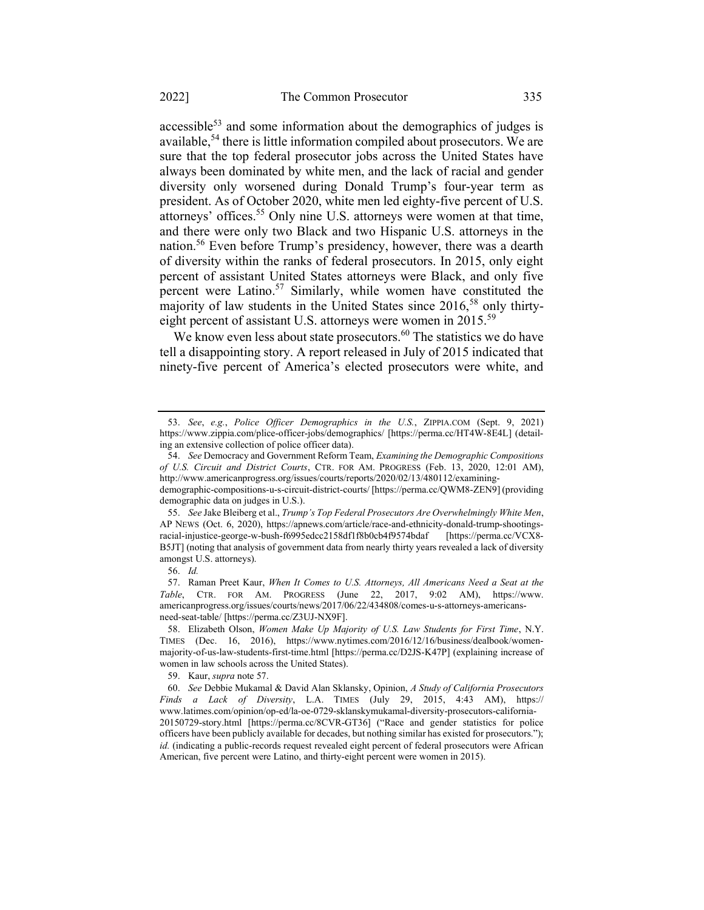accessible[53] and some information about the demographics of judges is available,[54] there is little information compiled about prosecutors. We are sure that the top federal prosecutor jobs across the United States have always been dominated by white men, and the lack of racial and gender diversity only worsened during Donald Trump's four-year term as president. As of October 2020, white men led eighty-five percent of U.S. attorneys' offices.[55] Only nine U.S. attorneys were women at that time, and there were only two Black and two Hispanic U.S. attorneys in the nation.[56] Even before Trump's presidency, however, there was a dearth of diversity within the ranks of federal prosecutors. In 2015, only eight percent of assistant United States attorneys were Black, and only five percent were Latino.[57] Similarly, while women have constituted the majority of law students in the United States since 2016,[58] only thirty-eight percent of assistant U.S. attorneys were women in 2015.[59]

We know even less about state prosecutors.[60] The statistics we do have tell a disappointing story. A report released in July of 2015 indicated that ninety-five percent of America's elected prosecutors were white, and

---

53. *See*, *e.g.*, *Police Officer Demographics in the U.S.*, ZIPPIA.COM (Sept. 9, 2021) https://www.zippia.com/plice-officer-jobs/demographics/ [https://perma.cc/HT4W-8E4L] (detailing an extensive collection of police officer data).

54. *See* Democracy and Government Reform Team, *Examining the Demographic Compositions of U.S. Circuit and District Courts*, CTR. FOR AM. PROGRESS (Feb. 13, 2020, 12:01 AM), http://www.americanprogress.org/issues/courts/reports/2020/02/13/480112/examining-demographic-compositions-u-s-circuit-district-courts/ [https://perma.cc/QWM8-ZEN9] (providing demographic data on judges in U.S.).

55. *See* Jake Bleiberg et al., *Trump's Top Federal Prosecutors Are Overwhelmingly White Men*, AP NEWS (Oct. 6, 2020), https://apnews.com/article/race-and-ethnicity-donald-trump-shootings-racial-injustice-george-w-bush-f6995edcc2158df1f8b0cb4f9574bdaf [https://perma.cc/VCX8-B5JT] (noting that analysis of government data from nearly thirty years revealed a lack of diversity amongst U.S. attorneys).

56. *Id.*

57. Raman Preet Kaur, *When It Comes to U.S. Attorneys, All Americans Need a Seat at the Table*, CTR. FOR AM. PROGRESS (June 22, 2017, 9:02 AM), https://www.americanprogress.org/issues/courts/news/2017/06/22/434808/comes-u-s-attorneys-americans-need-seat-table/ [https://perma.cc/Z3UJ-NX9F].

58. Elizabeth Olson, *Women Make Up Majority of U.S. Law Students for First Time*, N.Y. TIMES (Dec. 16, 2016), https://www.nytimes.com/2016/12/16/business/dealbook/women-majority-of-us-law-students-first-time.html [https://perma.cc/D2JS-K47P] (explaining increase of women in law schools across the United States).

59. Kaur, *supra* note 57.

60. *See* Debbie Mukamal & David Alan Sklansky, Opinion, *A Study of California Prosecutors Finds a Lack of Diversity*, L.A. TIMES (July 29, 2015, 4:43 AM), https://www.latimes.com/opinion/op-ed/la-oe-0729-sklanskymukamal-diversity-prosecutors-california-20150729-story.html [https://perma.cc/8CVR-GT36] ("Race and gender statistics for police officers have been publicly available for decades, but nothing similar has existed for prosecutors."); *id.* (indicating a public-records request revealed eight percent of federal prosecutors were African American, five percent were Latino, and thirty-eight percent were women in 2015).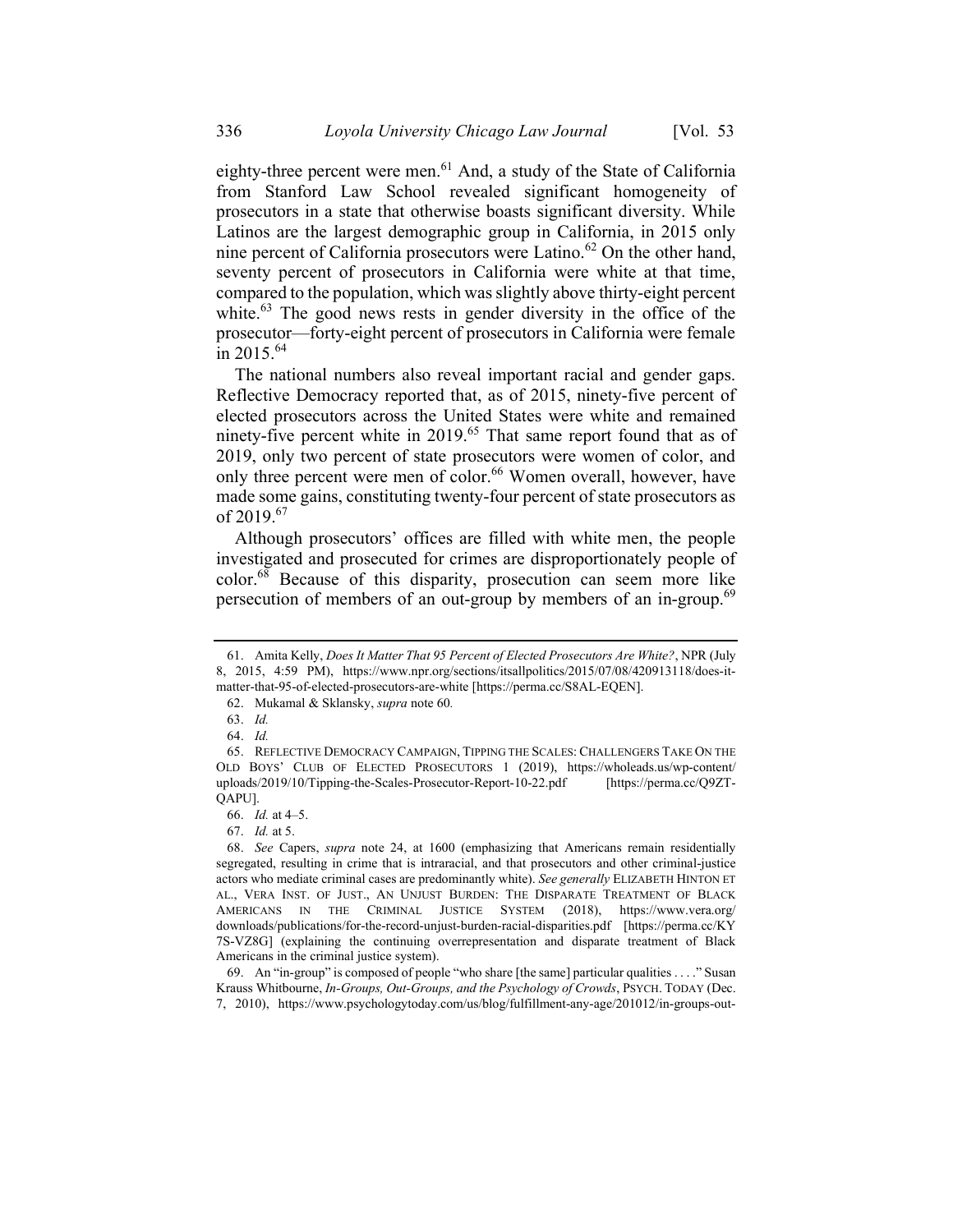eighty-three percent were men.[61] And, a study of the State of California from Stanford Law School revealed significant homogeneity of prosecutors in a state that otherwise boasts significant diversity. While Latinos are the largest demographic group in California, in 2015 only nine percent of California prosecutors were Latino.[62] On the other hand, seventy percent of prosecutors in California were white at that time, compared to the population, which was slightly above thirty-eight percent white.[63] The good news rests in gender diversity in the office of the prosecutor—forty-eight percent of prosecutors in California were female in 2015.[64]

The national numbers also reveal important racial and gender gaps. Reflective Democracy reported that, as of 2015, ninety-five percent of elected prosecutors across the United States were white and remained ninety-five percent white in 2019.[65] That same report found that as of 2019, only two percent of state prosecutors were women of color, and only three percent were men of color.[66] Women overall, however, have made some gains, constituting twenty-four percent of state prosecutors as of 2019.[67]

Although prosecutors' offices are filled with white men, the people investigated and prosecuted for crimes are disproportionately people of color.[68] Because of this disparity, prosecution can seem more like persecution of members of an out-group by members of an in-group.[69]

---

61. Amita Kelly, *Does It Matter That 95 Percent of Elected Prosecutors Are White?*, NPR (July 8, 2015, 4:59 PM), https://www.npr.org/sections/itsallpolitics/2015/07/08/420913118/does-it-matter-that-95-of-elected-prosecutors-are-white [https://perma.cc/S8AL-EQEN].

62. Mukamal & Sklansky, *supra* note 60.

63. *Id.*

64. *Id.*

65. REFLECTIVE DEMOCRACY CAMPAIGN, TIPPING THE SCALES: CHALLENGERS TAKE ON THE OLD BOYS' CLUB OF ELECTED PROSECUTORS 1 (2019), https://wholeads.us/wp-content/uploads/2019/10/Tipping-the-Scales-Prosecutor-Report-10-22.pdf [https://perma.cc/Q9ZT-QAPU].

66. *Id.* at 4–5.

67. *Id.* at 5.

68. *See* Capers, *supra* note 24, at 1600 (emphasizing that Americans remain residentially segregated, resulting in crime that is intraracial, and that prosecutors and other criminal-justice actors who mediate criminal cases are predominantly white). *See generally* ELIZABETH HINTON ET AL., VERA INST. OF JUST., AN UNJUST BURDEN: THE DISPARATE TREATMENT OF BLACK AMERICANS IN THE CRIMINAL JUSTICE SYSTEM (2018), https://www.vera.org/downloads/publications/for-the-record-unjust-burden-racial-disparities.pdf [https://perma.cc/KY7S-VZ8G] (explaining the continuing overrepresentation and disparate treatment of Black Americans in the criminal justice system).

69. An "in-group" is composed of people "who share [the same] particular qualities . . . ." Susan Krauss Whitbourne, *In-Groups, Out-Groups, and the Psychology of Crowds*, PSYCH. TODAY (Dec. 7, 2010), https://www.psychologytoday.com/us/blog/fulfillment-any-age/201012/in-groups-out-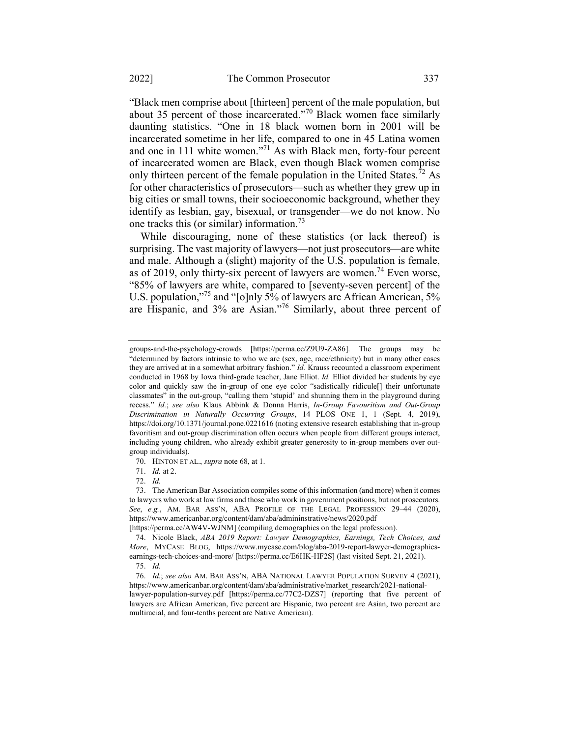"Black men comprise about [thirteen] percent of the male population, but about 35 percent of those incarcerated."[70] Black women face similarly daunting statistics. "One in 18 black women born in 2001 will be incarcerated sometime in her life, compared to one in 45 Latina women and one in 111 white women."[71] As with Black men, forty-four percent of incarcerated women are Black, even though Black women comprise only thirteen percent of the female population in the United States.[72] As for other characteristics of prosecutors—such as whether they grew up in big cities or small towns, their socioeconomic background, whether they identify as lesbian, gay, bisexual, or transgender—we do not know. No one tracks this (or similar) information.[73]

While discouraging, none of these statistics (or lack thereof) is surprising. The vast majority of lawyers—not just prosecutors—are white and male. Although a (slight) majority of the U.S. population is female, as of 2019, only thirty-six percent of lawyers are women.[74] Even worse, "85% of lawyers are white, compared to [seventy-seven percent] of the U.S. population,"[75] and "[o]nly 5% of lawyers are African American, 5% are Hispanic, and 3% are Asian."[76] Similarly, about three percent of

---

groups-and-the-psychology-crowds [https://perma.cc/Z9U9-ZA86]. The groups may be "determined by factors intrinsic to who we are (sex, age, race/ethnicity) but in many other cases they are arrived at in a somewhat arbitrary fashion." *Id.* Krauss recounted a classroom experiment conducted in 1968 by Iowa third-grade teacher, Jane Elliot. *Id.* Elliot divided her students by eye color and quickly saw the in-group of one eye color "sadistically ridicule[] their unfortunate classmates" in the out-group, "calling them 'stupid' and shunning them in the playground during recess." *Id.*; *see also* Klaus Abbink & Donna Harris, *In-Group Favouritism and Out-Group Discrimination in Naturally Occurring Groups*, 14 PLOS ONE 1, 1 (Sept. 4, 2019), https://doi.org/10.1371/journal.pone.0221616 (noting extensive research establishing that in-group favoritism and out-group discrimination often occurs when people from different groups interact, including young children, who already exhibit greater generosity to in-group members over out-group individuals).

70. HINTON ET AL., *supra* note 68, at 1.

71. *Id.* at 2.

72. *Id.*

73. The American Bar Association compiles some of this information (and more) when it comes to lawyers who work at law firms and those who work in government positions, but not prosecutors. *See*, *e.g.*, AM. BAR ASS'N, ABA PROFILE OF THE LEGAL PROFESSION 29–44 (2020), https://www.americanbar.org/content/dam/aba/admininstrative/news/2020.pdf [https://perma.cc/AW4V-WJNM] (compiling demographics on the legal profession).

74. Nicole Black, *ABA 2019 Report: Lawyer Demographics, Earnings, Tech Choices, and More*, MYCASE BLOG, https://www.mycase.com/blog/aba-2019-report-lawyer-demographics-earnings-tech-choices-and-more/ [https://perma.cc/E6HK-HF2S] (last visited Sept. 21, 2021).

75. *Id.*

76. *Id.*; *see also* AM. BAR ASS'N, ABA NATIONAL LAWYER POPULATION SURVEY 4 (2021), https://www.americanbar.org/content/dam/aba/administrative/market_research/2021-national-lawyer-population-survey.pdf [https://perma.cc/77C2-DZS7] (reporting that five percent of lawyers are African American, five percent are Hispanic, two percent are Asian, two percent are multiracial, and four-tenths percent are Native American).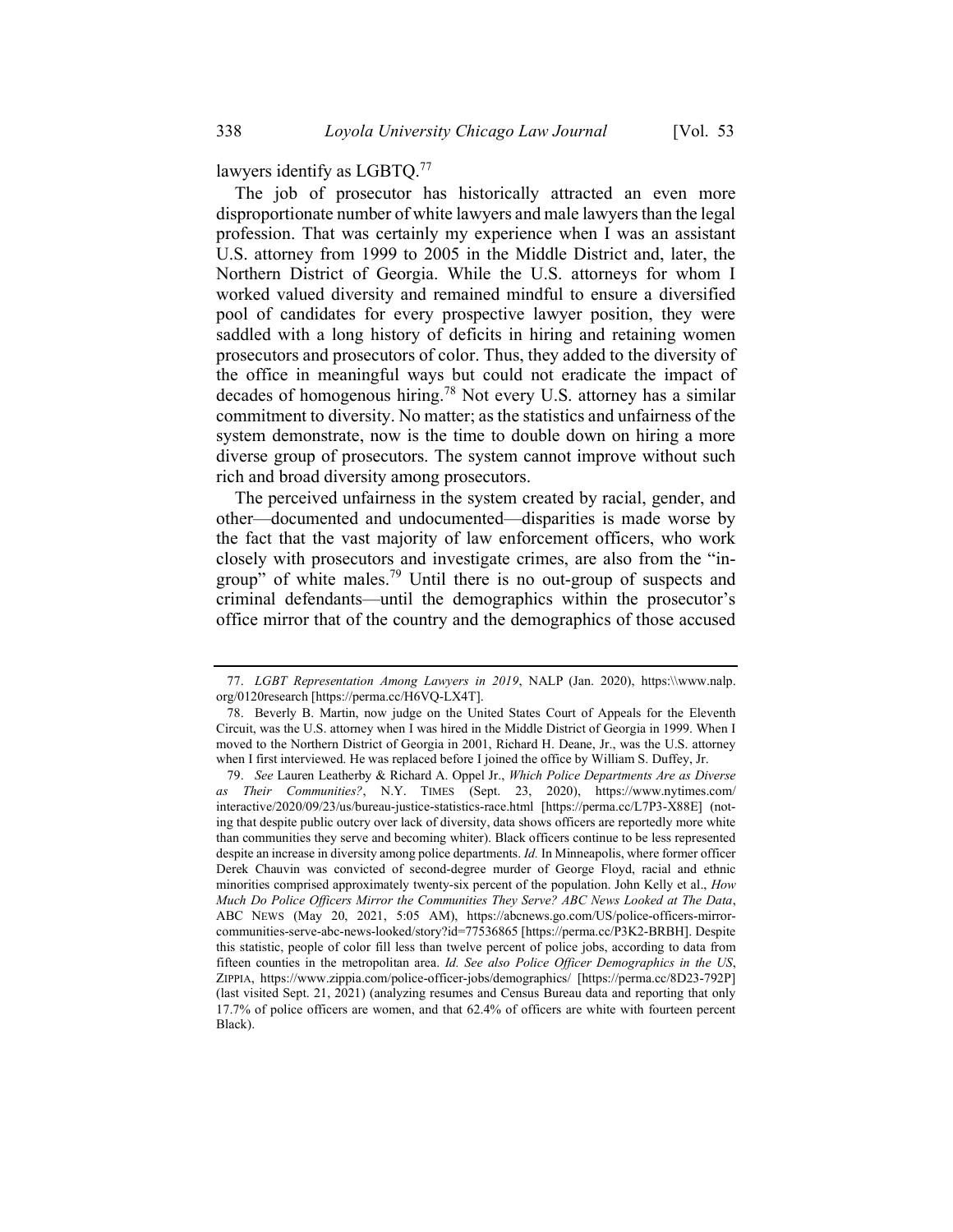lawyers identify as LGBTQ.[77]

The job of prosecutor has historically attracted an even more disproportionate number of white lawyers and male lawyers than the legal profession. That was certainly my experience when I was an assistant U.S. attorney from 1999 to 2005 in the Middle District and, later, the Northern District of Georgia. While the U.S. attorneys for whom I worked valued diversity and remained mindful to ensure a diversified pool of candidates for every prospective lawyer position, they were saddled with a long history of deficits in hiring and retaining women prosecutors and prosecutors of color. Thus, they added to the diversity of the office in meaningful ways but could not eradicate the impact of decades of homogenous hiring.[78] Not every U.S. attorney has a similar commitment to diversity. No matter; as the statistics and unfairness of the system demonstrate, now is the time to double down on hiring a more diverse group of prosecutors. The system cannot improve without such rich and broad diversity among prosecutors.

The perceived unfairness in the system created by racial, gender, and other—documented and undocumented—disparities is made worse by the fact that the vast majority of law enforcement officers, who work closely with prosecutors and investigate crimes, are also from the "in-group" of white males.[79] Until there is no out-group of suspects and criminal defendants—until the demographics within the prosecutor's office mirror that of the country and the demographics of those accused

---

77. *LGBT Representation Among Lawyers in 2019*, NALP (Jan. 2020), https:\\www.nalp.org/0120research [https://perma.cc/H6VQ-LX4T].

78. Beverly B. Martin, now judge on the United States Court of Appeals for the Eleventh Circuit, was the U.S. attorney when I was hired in the Middle District of Georgia in 1999. When I moved to the Northern District of Georgia in 2001, Richard H. Deane, Jr., was the U.S. attorney when I first interviewed. He was replaced before I joined the office by William S. Duffey, Jr.

79. *See* Lauren Leatherby & Richard A. Oppel Jr., *Which Police Departments Are as Diverse as Their Communities?*, N.Y. TIMES (Sept. 23, 2020), https://www.nytimes.com/interactive/2020/09/23/us/bureau-justice-statistics-race.html [https://perma.cc/L7P3-X88E] (noting that despite public outcry over lack of diversity, data shows officers are reportedly more white than communities they serve and becoming whiter). Black officers continue to be less represented despite an increase in diversity among police departments. *Id.* In Minneapolis, where former officer Derek Chauvin was convicted of second-degree murder of George Floyd, racial and ethnic minorities comprised approximately twenty-six percent of the population. John Kelly et al., *How Much Do Police Officers Mirror the Communities They Serve? ABC News Looked at The Data*, ABC NEWS (May 20, 2021, 5:05 AM), https://abcnews.go.com/US/police-officers-mirror-communities-serve-abc-news-looked/story?id=77536865 [https://perma.cc/P3K2-BRBH]. Despite this statistic, people of color fill less than twelve percent of police jobs, according to data from fifteen counties in the metropolitan area. *Id. See also Police Officer Demographics in the US*, ZIPPIA, https://www.zippia.com/police-officer-jobs/demographics/ [https://perma.cc/8D23-792P] (last visited Sept. 21, 2021) (analyzing resumes and Census Bureau data and reporting that only 17.7% of police officers are women, and that 62.4% of officers are white with fourteen percent Black).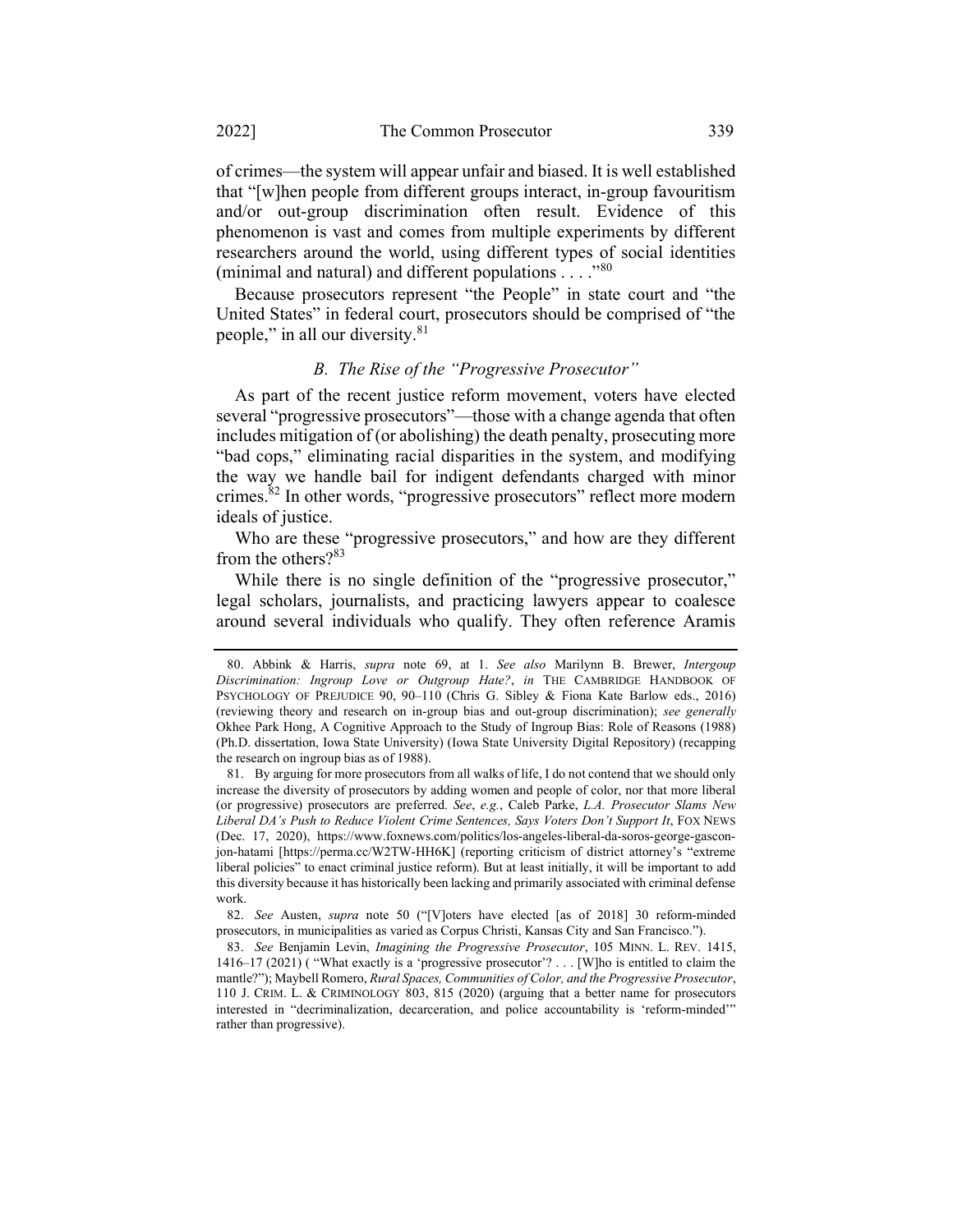of crimes—the system will appear unfair and biased. It is well established that "[w]hen people from different groups interact, in-group favouritism and/or out-group discrimination often result. Evidence of this phenomenon is vast and comes from multiple experiments by different researchers around the world, using different types of social identities (minimal and natural) and different populations . . . ."[80]

Because prosecutors represent "the People" in state court and "the United States" in federal court, prosecutors should be comprised of "the people," in all our diversity.[81]

### *B. The Rise of the "Progressive Prosecutor"*

As part of the recent justice reform movement, voters have elected several "progressive prosecutors"—those with a change agenda that often includes mitigation of (or abolishing) the death penalty, prosecuting more "bad cops," eliminating racial disparities in the system, and modifying the way we handle bail for indigent defendants charged with minor crimes.[82] In other words, "progressive prosecutors" reflect more modern ideals of justice.

Who are these "progressive prosecutors," and how are they different from the others?[83]

While there is no single definition of the "progressive prosecutor," legal scholars, journalists, and practicing lawyers appear to coalesce around several individuals who qualify. They often reference Aramis

---

80. Abbink & Harris, *supra* note 69, at 1. *See also* Marilynn B. Brewer, *Intergoup Discrimination: Ingroup Love or Outgroup Hate?*, *in* THE CAMBRIDGE HANDBOOK OF PSYCHOLOGY OF PREJUDICE 90, 90–110 (Chris G. Sibley & Fiona Kate Barlow eds., 2016) (reviewing theory and research on in-group bias and out-group discrimination); *see generally* Okhee Park Hong, A Cognitive Approach to the Study of Ingroup Bias: Role of Reasons (1988) (Ph.D. dissertation, Iowa State University) (Iowa State University Digital Repository) (recapping the research on ingroup bias as of 1988).

81. By arguing for more prosecutors from all walks of life, I do not contend that we should only increase the diversity of prosecutors by adding women and people of color, nor that more liberal (or progressive) prosecutors are preferred. *See*, *e.g.*, Caleb Parke, *L.A. Prosecutor Slams New Liberal DA's Push to Reduce Violent Crime Sentences, Says Voters Don't Support It*, FOX NEWS (Dec. 17, 2020), https://www.foxnews.com/politics/los-angeles-liberal-da-soros-george-gascon-jon-hatami [https://perma.cc/W2TW-HH6K] (reporting criticism of district attorney's "extreme liberal policies" to enact criminal justice reform). But at least initially, it will be important to add this diversity because it has historically been lacking and primarily associated with criminal defense work.

82. *See* Austen, *supra* note 50 ("[V]oters have elected [as of 2018] 30 reform-minded prosecutors, in municipalities as varied as Corpus Christi, Kansas City and San Francisco.").

83. *See* Benjamin Levin, *Imagining the Progressive Prosecutor*, 105 MINN. L. REV. 1415, 1416–17 (2021) ( "What exactly is a 'progressive prosecutor'? . . . [W]ho is entitled to claim the mantle?"); Maybell Romero, *Rural Spaces, Communities of Color, and the Progressive Prosecutor*, 110 J. CRIM. L. & CRIMINOLOGY 803, 815 (2020) (arguing that a better name for prosecutors interested in "decriminalization, decarceration, and police accountability is 'reform-minded'" rather than progressive).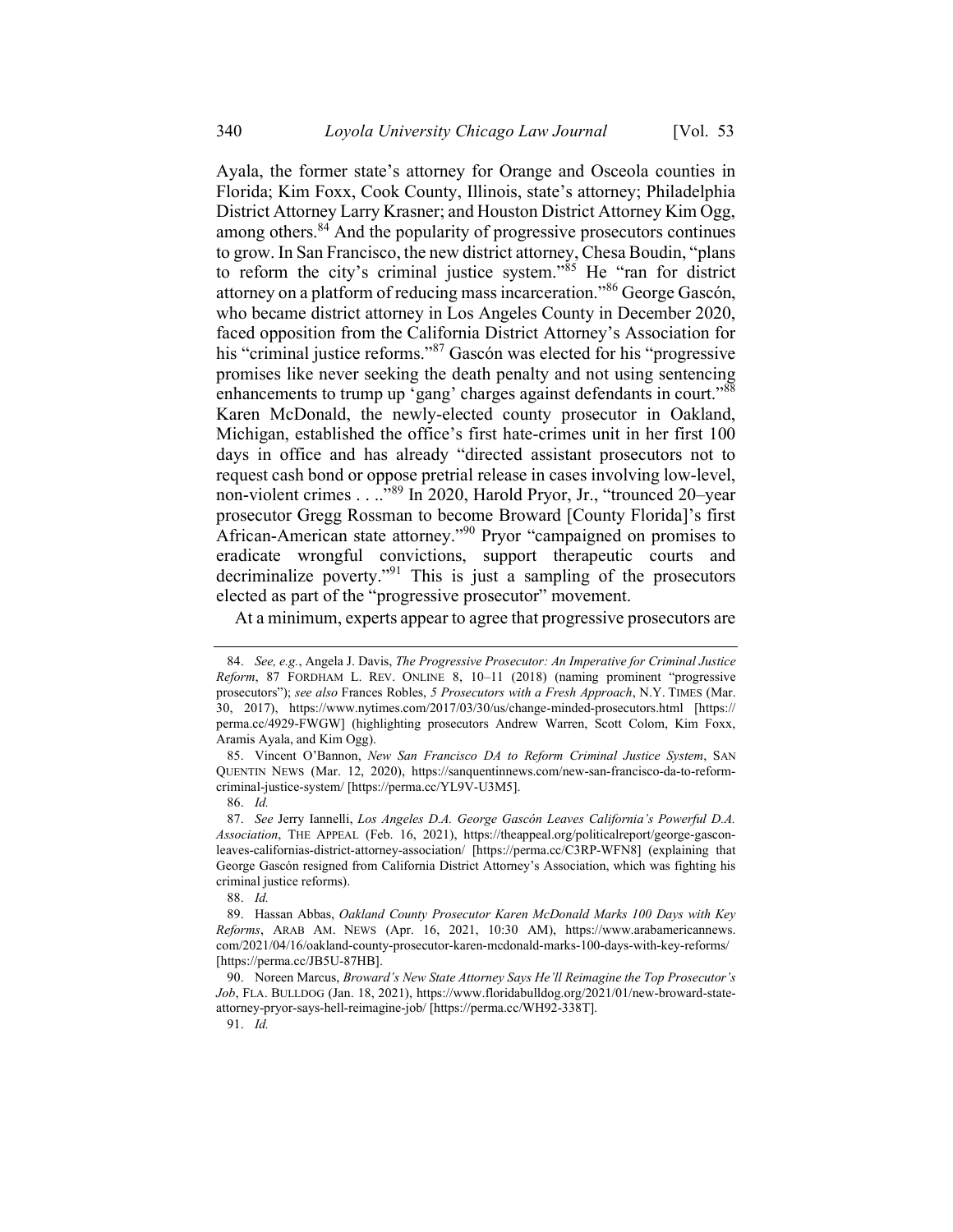Ayala, the former state's attorney for Orange and Osceola counties in Florida; Kim Foxx, Cook County, Illinois, state's attorney; Philadelphia District Attorney Larry Krasner; and Houston District Attorney Kim Ogg, among others.[84] And the popularity of progressive prosecutors continues to grow. In San Francisco, the new district attorney, Chesa Boudin, "plans to reform the city's criminal justice system."[85] He "ran for district attorney on a platform of reducing mass incarceration."[86] George Gascón, who became district attorney in Los Angeles County in December 2020, faced opposition from the California District Attorney's Association for his "criminal justice reforms."[87] Gascón was elected for his "progressive promises like never seeking the death penalty and not using sentencing enhancements to trump up 'gang' charges against defendants in court."[88] Karen McDonald, the newly-elected county prosecutor in Oakland, Michigan, established the office's first hate-crimes unit in her first 100 days in office and has already "directed assistant prosecutors not to request cash bond or oppose pretrial release in cases involving low-level, non-violent crimes . . . ."[89] In 2020, Harold Pryor, Jr., "trounced 20–year prosecutor Gregg Rossman to become Broward [County Florida]'s first African-American state attorney."[90] Pryor "campaigned on promises to eradicate wrongful convictions, support therapeutic courts and decriminalize poverty."[91] This is just a sampling of the prosecutors elected as part of the "progressive prosecutor" movement.

At a minimum, experts appear to agree that progressive prosecutors are

---

84. *See, e.g.*, Angela J. Davis, *The Progressive Prosecutor: An Imperative for Criminal Justice Reform*, 87 FORDHAM L. REV. ONLINE 8, 10–11 (2018) (naming prominent "progressive prosecutors"); *see also* Frances Robles, *5 Prosecutors with a Fresh Approach*, N.Y. TIMES (Mar. 30, 2017), https://www.nytimes.com/2017/03/30/us/change-minded-prosecutors.html [https://perma.cc/4929-FWGW] (highlighting prosecutors Andrew Warren, Scott Colom, Kim Foxx, Aramis Ayala, and Kim Ogg).

85. Vincent O'Bannon, *New San Francisco DA to Reform Criminal Justice System*, SAN QUENTIN NEWS (Mar. 12, 2020), https://sanquentinnews.com/new-san-francisco-da-to-reform-criminal-justice-system/ [https://perma.cc/YL9V-U3M5].

86. *Id.*

87. *See* Jerry Iannelli, *Los Angeles D.A. George Gascón Leaves California's Powerful D.A. Association*, THE APPEAL (Feb. 16, 2021), https://theappeal.org/politicalreport/george-gascon-leaves-californias-district-attorney-association/ [https://perma.cc/C3RP-WFN8] (explaining that George Gascón resigned from California District Attorney's Association, which was fighting his criminal justice reforms).

88. *Id.*

89. Hassan Abbas, *Oakland County Prosecutor Karen McDonald Marks 100 Days with Key Reforms*, ARAB AM. NEWS (Apr. 16, 2021, 10:30 AM), https://www.arabamericannews.com/2021/04/16/oakland-county-prosecutor-karen-mcdonald-marks-100-days-with-key-reforms/ [https://perma.cc/JB5U-87HB].

90. Noreen Marcus, *Broward's New State Attorney Says He'll Reimagine the Top Prosecutor's Job*, FLA. BULLDOG (Jan. 18, 2021), https://www.floridabulldog.org/2021/01/new-broward-state-attorney-pryor-says-hell-reimagine-job/ [https://perma.cc/WH92-338T].

91. *Id.*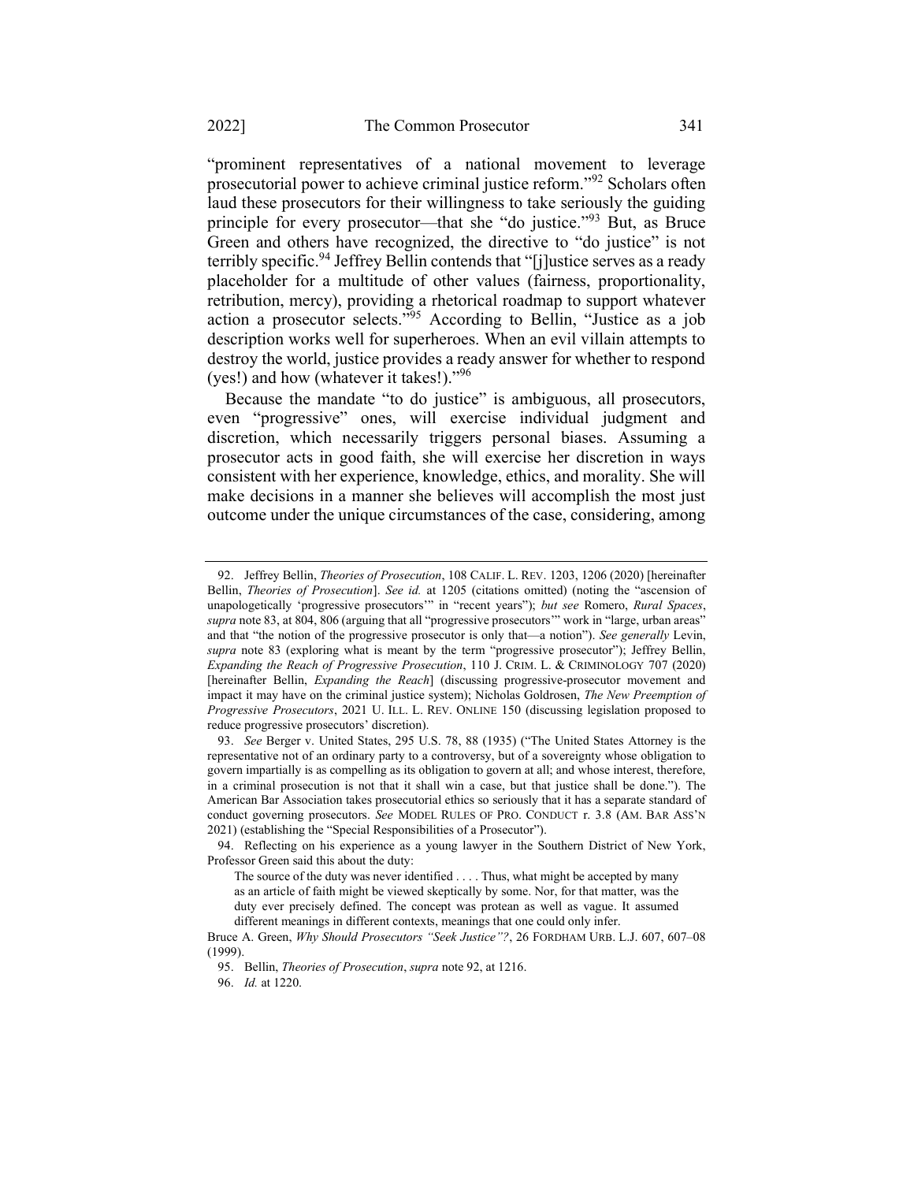"prominent representatives of a national movement to leverage prosecutorial power to achieve criminal justice reform."[92] Scholars often laud these prosecutors for their willingness to take seriously the guiding principle for every prosecutor—that she "do justice."[93] But, as Bruce Green and others have recognized, the directive to "do justice" is not terribly specific.[94] Jeffrey Bellin contends that "[j]ustice serves as a ready placeholder for a multitude of other values (fairness, proportionality, retribution, mercy), providing a rhetorical roadmap to support whatever action a prosecutor selects."[95] According to Bellin, "Justice as a job description works well for superheroes. When an evil villain attempts to destroy the world, justice provides a ready answer for whether to respond (yes!) and how (whatever it takes!)."[96]

Because the mandate "to do justice" is ambiguous, all prosecutors, even "progressive" ones, will exercise individual judgment and discretion, which necessarily triggers personal biases. Assuming a prosecutor acts in good faith, she will exercise her discretion in ways consistent with her experience, knowledge, ethics, and morality. She will make decisions in a manner she believes will accomplish the most just outcome under the unique circumstances of the case, considering, among

---

92. Jeffrey Bellin, *Theories of Prosecution*, 108 CALIF. L. REV. 1203, 1206 (2020) [hereinafter Bellin, *Theories of Prosecution*]. *See id.* at 1205 (citations omitted) (noting the "ascension of unapologetically 'progressive prosecutors'" in "recent years"); *but see* Romero, *Rural Spaces*, *supra* note 83, at 804, 806 (arguing that all "progressive prosecutors'" work in "large, urban areas" and that "the notion of the progressive prosecutor is only that—a notion"). *See generally* Levin, *supra* note 83 (exploring what is meant by the term "progressive prosecutor"); Jeffrey Bellin, *Expanding the Reach of Progressive Prosecution*, 110 J. CRIM. L. & CRIMINOLOGY 707 (2020) [hereinafter Bellin, *Expanding the Reach*] (discussing progressive-prosecutor movement and impact it may have on the criminal justice system); Nicholas Goldrosen, *The New Preemption of Progressive Prosecutors*, 2021 U. ILL. L. REV. ONLINE 150 (discussing legislation proposed to reduce progressive prosecutors' discretion).

93. *See* Berger v. United States, 295 U.S. 78, 88 (1935) ("The United States Attorney is the representative not of an ordinary party to a controversy, but of a sovereignty whose obligation to govern impartially is as compelling as its obligation to govern at all; and whose interest, therefore, in a criminal prosecution is not that it shall win a case, but that justice shall be done."). The American Bar Association takes prosecutorial ethics so seriously that it has a separate standard of conduct governing prosecutors. *See* MODEL RULES OF PRO. CONDUCT r. 3.8 (AM. BAR ASS'N 2021) (establishing the "Special Responsibilities of a Prosecutor").

94. Reflecting on his experience as a young lawyer in the Southern District of New York, Professor Green said this about the duty:

> The source of the duty was never identified . . . . Thus, what might be accepted by many as an article of faith might be viewed skeptically by some. Nor, for that matter, was the duty ever precisely defined. The concept was protean as well as vague. It assumed different meanings in different contexts, meanings that one could only infer.

Bruce A. Green, *Why Should Prosecutors "Seek Justice"?*, 26 FORDHAM URB. L.J. 607, 607–08 (1999).

95. Bellin, *Theories of Prosecution*, *supra* note 92, at 1216.

96. *Id.* at 1220.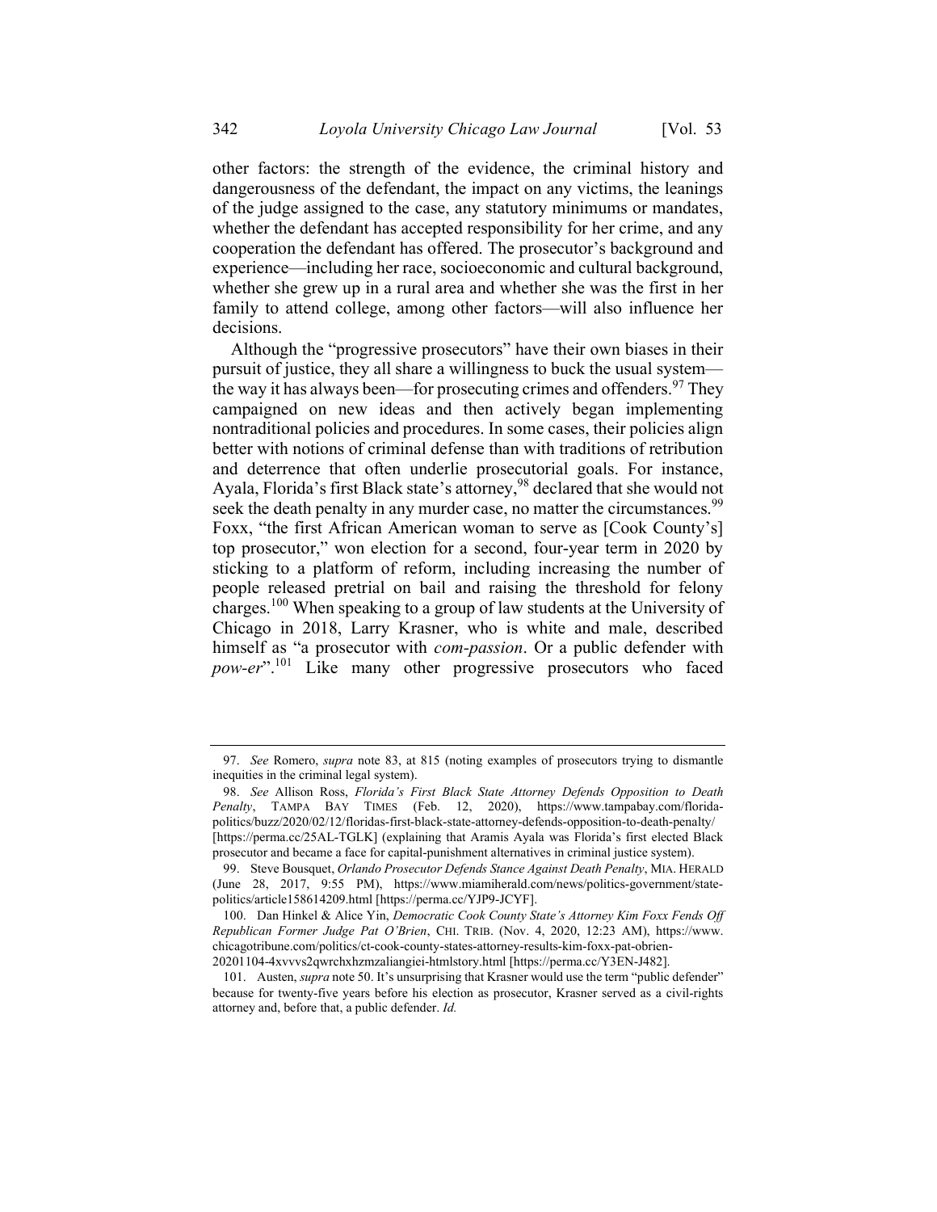other factors: the strength of the evidence, the criminal history and dangerousness of the defendant, the impact on any victims, the leanings of the judge assigned to the case, any statutory minimums or mandates, whether the defendant has accepted responsibility for her crime, and any cooperation the defendant has offered. The prosecutor's background and experience—including her race, socioeconomic and cultural background, whether she grew up in a rural area and whether she was the first in her family to attend college, among other factors—will also influence her decisions.

Although the "progressive prosecutors" have their own biases in their pursuit of justice, they all share a willingness to buck the usual system—the way it has always been—for prosecuting crimes and offenders.[97] They campaigned on new ideas and then actively began implementing nontraditional policies and procedures. In some cases, their policies align better with notions of criminal defense than with traditions of retribution and deterrence that often underlie prosecutorial goals. For instance, Ayala, Florida's first Black state's attorney,[98] declared that she would not seek the death penalty in any murder case, no matter the circumstances.[99] Foxx, "the first African American woman to serve as [Cook County's] top prosecutor," won election for a second, four-year term in 2020 by sticking to a platform of reform, including increasing the number of people released pretrial on bail and raising the threshold for felony charges.[100] When speaking to a group of law students at the University of Chicago in 2018, Larry Krasner, who is white and male, described himself as "a prosecutor with *com-passion*. Or a public defender with *pow-er*".[101] Like many other progressive prosecutors who faced

---

97. *See* Romero, *supra* note 83, at 815 (noting examples of prosecutors trying to dismantle inequities in the criminal legal system).

98. *See* Allison Ross, *Florida's First Black State Attorney Defends Opposition to Death Penalty*, TAMPA BAY TIMES (Feb. 12, 2020), https://www.tampabay.com/florida-politics/buzz/2020/02/12/floridas-first-black-state-attorney-defends-opposition-to-death-penalty/ [https://perma.cc/25AL-TGLK] (explaining that Aramis Ayala was Florida's first elected Black prosecutor and became a face for capital-punishment alternatives in criminal justice system).

99. Steve Bousquet, *Orlando Prosecutor Defends Stance Against Death Penalty*, MIA. HERALD (June 28, 2017, 9:55 PM), https://www.miamiherald.com/news/politics-government/state-politics/article158614209.html [https://perma.cc/YJP9-JCYF].

100. Dan Hinkel & Alice Yin, *Democratic Cook County State's Attorney Kim Foxx Fends Off Republican Former Judge Pat O'Brien*, CHI. TRIB. (Nov. 4, 2020, 12:23 AM), https://www.chicagotribune.com/politics/ct-cook-county-states-attorney-results-kim-foxx-pat-obrien-20201104-4xvvvs2qwrchxhzmzaliangiei-htmlstory.html [https://perma.cc/Y3EN-J482].

101. Austen, *supra* note 50. It's unsurprising that Krasner would use the term "public defender" because for twenty-five years before his election as prosecutor, Krasner served as a civil-rights attorney and, before that, a public defender. *Id.*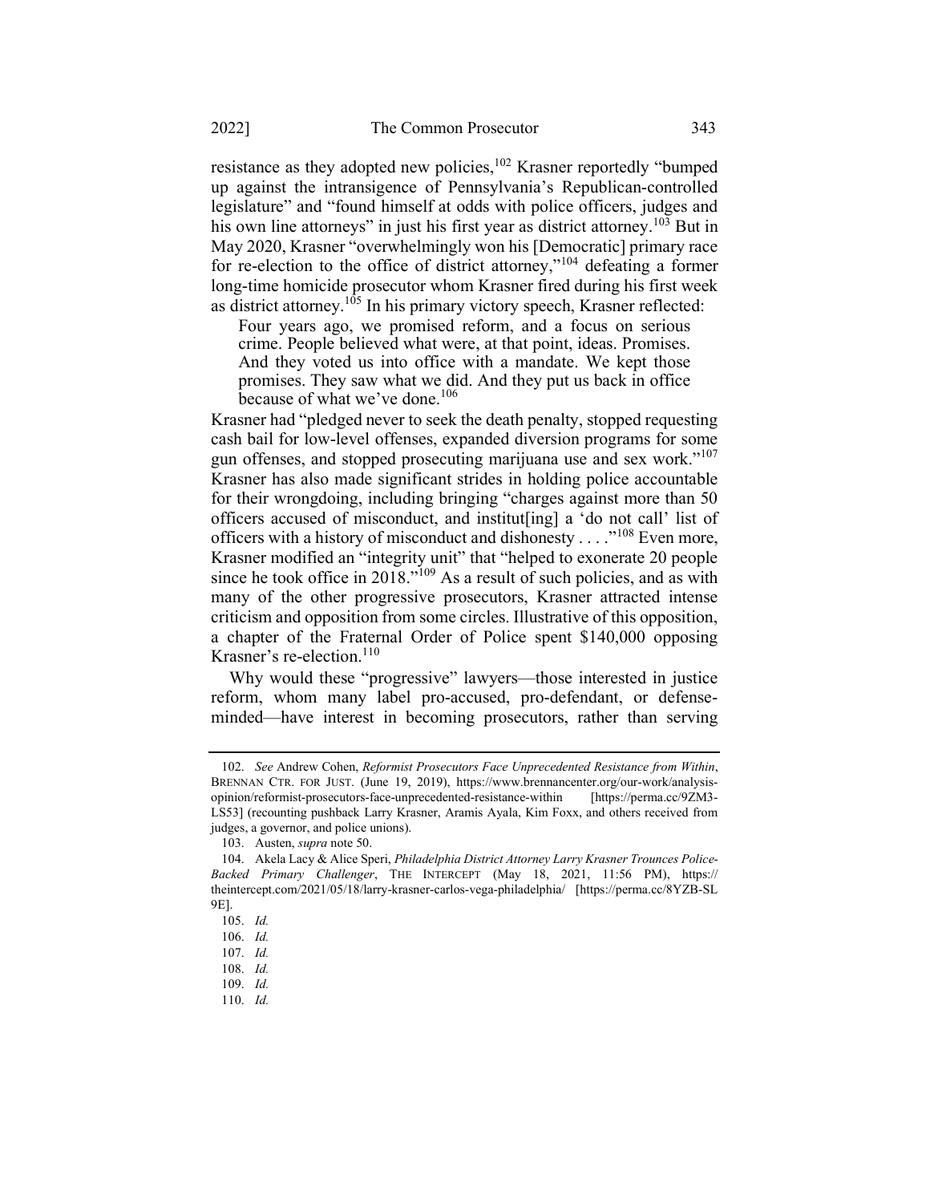resistance as they adopted new policies,[102] Krasner reportedly "bumped up against the intransigence of Pennsylvania's Republican-controlled legislature" and "found himself at odds with police officers, judges and his own line attorneys" in just his first year as district attorney.[103] But in May 2020, Krasner "overwhelmingly won his [Democratic] primary race for re-election to the office of district attorney,"[104] defeating a former long-time homicide prosecutor whom Krasner fired during his first week as district attorney.[105] In his primary victory speech, Krasner reflected:

> Four years ago, we promised reform, and a focus on serious crime. People believed what were, at that point, ideas. Promises. And they voted us into office with a mandate. We kept those promises. They saw what we did. And they put us back in office because of what we've done.[106]

Krasner had "pledged never to seek the death penalty, stopped requesting cash bail for low-level offenses, expanded diversion programs for some gun offenses, and stopped prosecuting marijuana use and sex work."[107] Krasner has also made significant strides in holding police accountable for their wrongdoing, including bringing "charges against more than 50 officers accused of misconduct, and institut[ing] a 'do not call' list of officers with a history of misconduct and dishonesty . . . ."[108] Even more, Krasner modified an "integrity unit" that "helped to exonerate 20 people since he took office in 2018."[109] As a result of such policies, and as with many of the other progressive prosecutors, Krasner attracted intense criticism and opposition from some circles. Illustrative of this opposition, a chapter of the Fraternal Order of Police spent $140,000 opposing Krasner's re-election.[110]

Why would these "progressive" lawyers—those interested in justice reform, whom many label pro-accused, pro-defendant, or defense-minded—have interest in becoming prosecutors, rather than serving

---

102. *See* Andrew Cohen, *Reformist Prosecutors Face Unprecedented Resistance from Within*, BRENNAN CTR. FOR JUST. (June 19, 2019), https://www.brennancenter.org/our-work/analysis-opinion/reformist-prosecutors-face-unprecedented-resistance-within [https://perma.cc/9ZM3-LS53] (recounting pushback Larry Krasner, Aramis Ayala, Kim Foxx, and others received from judges, a governor, and police unions).

103. Austen, *supra* note 50.

104. Akela Lacy & Alice Speri, *Philadelphia District Attorney Larry Krasner Trounces Police-Backed Primary Challenger*, THE INTERCEPT (May 18, 2021, 11:56 PM), https://theintercept.com/2021/05/18/larry-krasner-carlos-vega-philadelphia/ [https://perma.cc/8YZB-SL9E].

105. *Id.*

106. *Id.*

107. *Id.*

108. *Id.*

109. *Id.*

110. *Id.*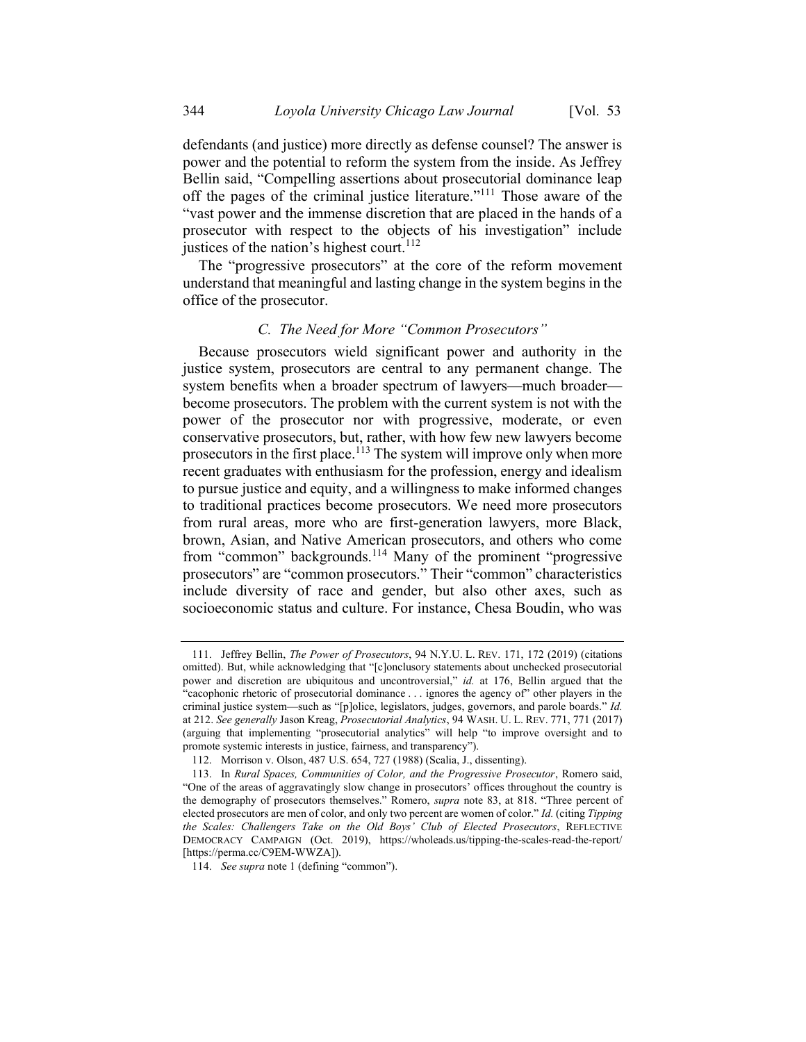defendants (and justice) more directly as defense counsel? The answer is power and the potential to reform the system from the inside. As Jeffrey Bellin said, "Compelling assertions about prosecutorial dominance leap off the pages of the criminal justice literature."[111] Those aware of the "vast power and the immense discretion that are placed in the hands of a prosecutor with respect to the objects of his investigation" include justices of the nation's highest court.[112]

The "progressive prosecutors" at the core of the reform movement understand that meaningful and lasting change in the system begins in the office of the prosecutor.

### *C. The Need for More "Common Prosecutors"*

Because prosecutors wield significant power and authority in the justice system, prosecutors are central to any permanent change. The system benefits when a broader spectrum of lawyers—much broader—become prosecutors. The problem with the current system is not with the power of the prosecutor nor with progressive, moderate, or even conservative prosecutors, but, rather, with how few new lawyers become prosecutors in the first place.[113] The system will improve only when more recent graduates with enthusiasm for the profession, energy and idealism to pursue justice and equity, and a willingness to make informed changes to traditional practices become prosecutors. We need more prosecutors from rural areas, more who are first-generation lawyers, more Black, brown, Asian, and Native American prosecutors, and others who come from "common" backgrounds.[114] Many of the prominent "progressive prosecutors" are "common prosecutors." Their "common" characteristics include diversity of race and gender, but also other axes, such as socioeconomic status and culture. For instance, Chesa Boudin, who was

---

111. Jeffrey Bellin, *The Power of Prosecutors*, 94 N.Y.U. L. REV. 171, 172 (2019) (citations omitted). But, while acknowledging that "[c]onclusory statements about unchecked prosecutorial power and discretion are ubiquitous and uncontroversial," *id.* at 176, Bellin argued that the "cacophonic rhetoric of prosecutorial dominance . . . ignores the agency of" other players in the criminal justice system—such as "[p]olice, legislators, judges, governors, and parole boards." *Id.* at 212. *See generally* Jason Kreag, *Prosecutorial Analytics*, 94 WASH. U. L. REV. 771, 771 (2017) (arguing that implementing "prosecutorial analytics" will help "to improve oversight and to promote systemic interests in justice, fairness, and transparency").

112. Morrison v. Olson, 487 U.S. 654, 727 (1988) (Scalia, J., dissenting).

113. In *Rural Spaces, Communities of Color, and the Progressive Prosecutor*, Romero said, "One of the areas of aggravatingly slow change in prosecutors' offices throughout the country is the demography of prosecutors themselves." Romero, *supra* note 83, at 818. "Three percent of elected prosecutors are men of color, and only two percent are women of color." *Id.* (citing *Tipping the Scales: Challengers Take on the Old Boys' Club of Elected Prosecutors*, REFLECTIVE DEMOCRACY CAMPAIGN (Oct. 2019), https://wholeads.us/tipping-the-scales-read-the-report/ [https://perma.cc/C9EM-WWZA]).

114. *See supra* note 1 (defining "common").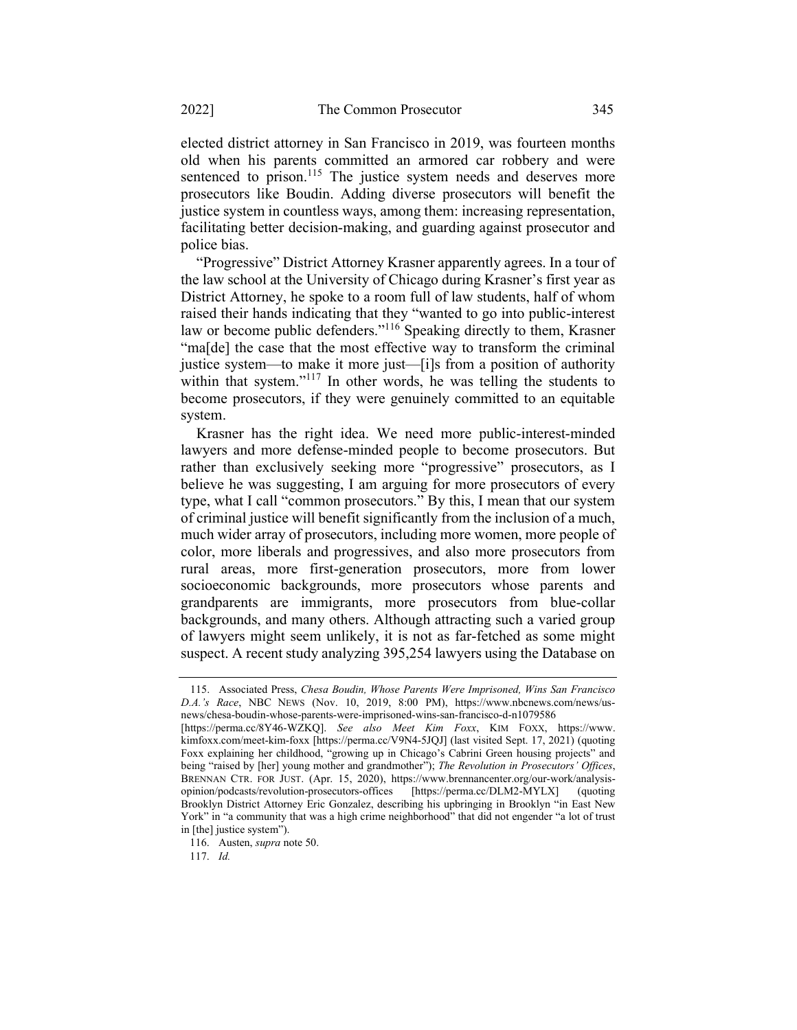elected district attorney in San Francisco in 2019, was fourteen months old when his parents committed an armored car robbery and were sentenced to prison.[115] The justice system needs and deserves more prosecutors like Boudin. Adding diverse prosecutors will benefit the justice system in countless ways, among them: increasing representation, facilitating better decision-making, and guarding against prosecutor and police bias.

"Progressive" District Attorney Krasner apparently agrees. In a tour of the law school at the University of Chicago during Krasner's first year as District Attorney, he spoke to a room full of law students, half of whom raised their hands indicating that they "wanted to go into public-interest law or become public defenders."[116] Speaking directly to them, Krasner "ma[de] the case that the most effective way to transform the criminal justice system—to make it more just—[i]s from a position of authority within that system."[117] In other words, he was telling the students to become prosecutors, if they were genuinely committed to an equitable system.

Krasner has the right idea. We need more public-interest-minded lawyers and more defense-minded people to become prosecutors. But rather than exclusively seeking more "progressive" prosecutors, as I believe he was suggesting, I am arguing for more prosecutors of every type, what I call "common prosecutors." By this, I mean that our system of criminal justice will benefit significantly from the inclusion of a much, much wider array of prosecutors, including more women, more people of color, more liberals and progressives, and also more prosecutors from rural areas, more first-generation prosecutors, more from lower socioeconomic backgrounds, more prosecutors whose parents and grandparents are immigrants, more prosecutors from blue-collar backgrounds, and many others. Although attracting such a varied group of lawyers might seem unlikely, it is not as far-fetched as some might suspect. A recent study analyzing 395,254 lawyers using the Database on

---

115. Associated Press, *Chesa Boudin, Whose Parents Were Imprisoned, Wins San Francisco D.A.'s Race*, NBC NEWS (Nov. 10, 2019, 8:00 PM), https://www.nbcnews.com/news/us-news/chesa-boudin-whose-parents-were-imprisoned-wins-san-francisco-d-n1079586 [https://perma.cc/8Y46-WZKQ]. *See also Meet Kim Foxx*, KIM FOXX, https://www.kimfoxx.com/meet-kim-foxx [https://perma.cc/V9N4-5JQJ] (last visited Sept. 17, 2021) (quoting Foxx explaining her childhood, "growing up in Chicago's Cabrini Green housing projects" and being "raised by [her] young mother and grandmother"); *The Revolution in Prosecutors' Offices*, BRENNAN CTR. FOR JUST. (Apr. 15, 2020), https://www.brennancenter.org/our-work/analysis-opinion/podcasts/revolution-prosecutors-offices [https://perma.cc/DLM2-MYLX] (quoting Brooklyn District Attorney Eric Gonzalez, describing his upbringing in Brooklyn "in East New York" in "a community that was a high crime neighborhood" that did not engender "a lot of trust in [the] justice system").

116. Austen, *supra* note 50.

117. *Id.*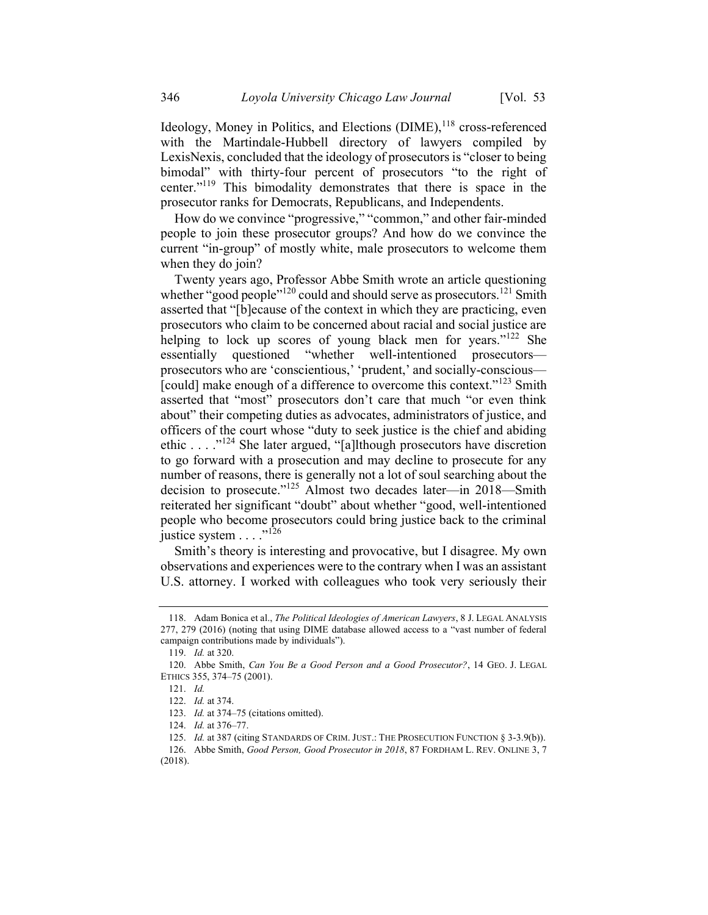Ideology, Money in Politics, and Elections (DIME),[118] cross-referenced with the Martindale-Hubbell directory of lawyers compiled by LexisNexis, concluded that the ideology of prosecutors is "closer to being bimodal" with thirty-four percent of prosecutors "to the right of center."[119] This bimodality demonstrates that there is space in the prosecutor ranks for Democrats, Republicans, and Independents.

How do we convince "progressive," "common," and other fair-minded people to join these prosecutor groups? And how do we convince the current "in-group" of mostly white, male prosecutors to welcome them when they do join?

Twenty years ago, Professor Abbe Smith wrote an article questioning whether "good people"[120] could and should serve as prosecutors.[121] Smith asserted that "[b]ecause of the context in which they are practicing, even prosecutors who claim to be concerned about racial and social justice are helping to lock up scores of young black men for years."[122] She essentially questioned "whether well-intentioned prosecutors—prosecutors who are 'conscientious,' 'prudent,' and socially-conscious—[could] make enough of a difference to overcome this context."[123] Smith asserted that "most" prosecutors don't care that much "or even think about" their competing duties as advocates, administrators of justice, and officers of the court whose "duty to seek justice is the chief and abiding ethic . . . ."[124] She later argued, "[a]lthough prosecutors have discretion to go forward with a prosecution and may decline to prosecute for any number of reasons, there is generally not a lot of soul searching about the decision to prosecute."[125] Almost two decades later—in 2018—Smith reiterated her significant "doubt" about whether "good, well-intentioned people who become prosecutors could bring justice back to the criminal justice system . . . ."[126]

Smith's theory is interesting and provocative, but I disagree. My own observations and experiences were to the contrary when I was an assistant U.S. attorney. I worked with colleagues who took very seriously their

---

118. Adam Bonica et al., *The Political Ideologies of American Lawyers*, 8 J. LEGAL ANALYSIS 277, 279 (2016) (noting that using DIME database allowed access to a "vast number of federal campaign contributions made by individuals").

119. *Id.* at 320.

120. Abbe Smith, *Can You Be a Good Person and a Good Prosecutor?*, 14 GEO. J. LEGAL ETHICS 355, 374–75 (2001).

121. *Id.*

122. *Id.* at 374.

123. *Id.* at 374–75 (citations omitted).

124. *Id.* at 376–77.

125. *Id.* at 387 (citing STANDARDS OF CRIM. JUST.: THE PROSECUTION FUNCTION § 3-3.9(b)).

126. Abbe Smith, *Good Person, Good Prosecutor in 2018*, 87 FORDHAM L. REV. ONLINE 3, 7 (2018).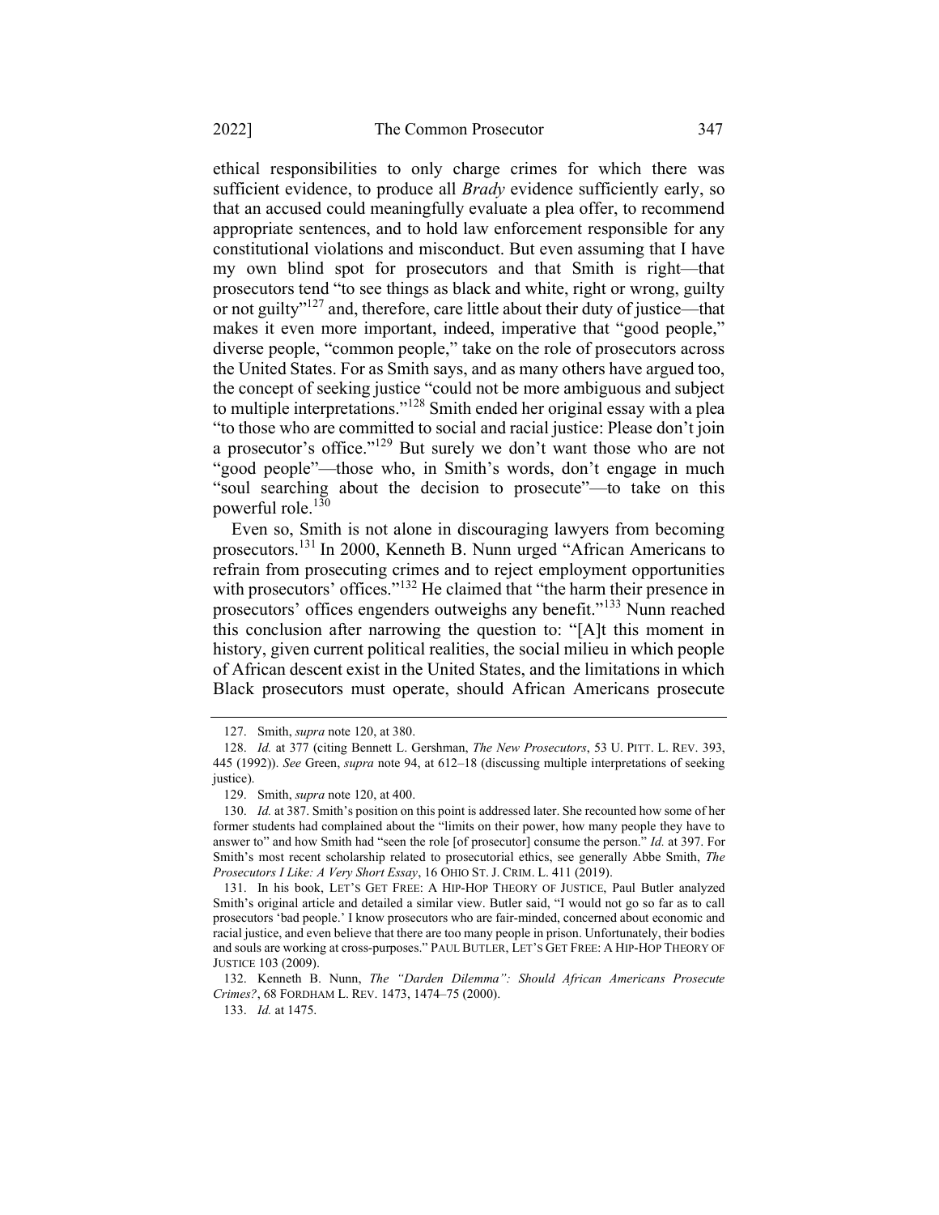ethical responsibilities to only charge crimes for which there was sufficient evidence, to produce all *Brady* evidence sufficiently early, so that an accused could meaningfully evaluate a plea offer, to recommend appropriate sentences, and to hold law enforcement responsible for any constitutional violations and misconduct. But even assuming that I have my own blind spot for prosecutors and that Smith is right—that prosecutors tend "to see things as black and white, right or wrong, guilty or not guilty"[127] and, therefore, care little about their duty of justice—that makes it even more important, indeed, imperative that "good people," diverse people, "common people," take on the role of prosecutors across the United States. For as Smith says, and as many others have argued too, the concept of seeking justice "could not be more ambiguous and subject to multiple interpretations."[128] Smith ended her original essay with a plea "to those who are committed to social and racial justice: Please don't join a prosecutor's office."[129] But surely we don't want those who are not "good people"—those who, in Smith's words, don't engage in much "soul searching about the decision to prosecute"—to take on this powerful role.[130]

Even so, Smith is not alone in discouraging lawyers from becoming prosecutors.[131] In 2000, Kenneth B. Nunn urged "African Americans to refrain from prosecuting crimes and to reject employment opportunities with prosecutors' offices."[132] He claimed that "the harm their presence in prosecutors' offices engenders outweighs any benefit."[133] Nunn reached this conclusion after narrowing the question to: "[A]t this moment in history, given current political realities, the social milieu in which people of African descent exist in the United States, and the limitations in which Black prosecutors must operate, should African Americans prosecute

---

127. Smith, *supra* note 120, at 380.

128. *Id.* at 377 (citing Bennett L. Gershman, *The New Prosecutors*, 53 U. PITT. L. REV. 393, 445 (1992)). *See* Green, *supra* note 94, at 612–18 (discussing multiple interpretations of seeking justice).

129. Smith, *supra* note 120, at 400.

130. *Id.* at 387. Smith's position on this point is addressed later. She recounted how some of her former students had complained about the "limits on their power, how many people they have to answer to" and how Smith had "seen the role [of prosecutor] consume the person." *Id.* at 397. For Smith's most recent scholarship related to prosecutorial ethics, see generally Abbe Smith, *The Prosecutors I Like: A Very Short Essay*, 16 OHIO ST. J. CRIM. L. 411 (2019).

131. In his book, LET'S GET FREE: A HIP-HOP THEORY OF JUSTICE, Paul Butler analyzed Smith's original article and detailed a similar view. Butler said, "I would not go so far as to call prosecutors 'bad people.' I know prosecutors who are fair-minded, concerned about economic and racial justice, and even believe that there are too many people in prison. Unfortunately, their bodies and souls are working at cross-purposes." PAUL BUTLER, LET'S GET FREE: A HIP-HOP THEORY OF JUSTICE 103 (2009).

132. Kenneth B. Nunn, *The "Darden Dilemma": Should African Americans Prosecute Crimes?*, 68 FORDHAM L. REV. 1473, 1474–75 (2000).

133. *Id.* at 1475.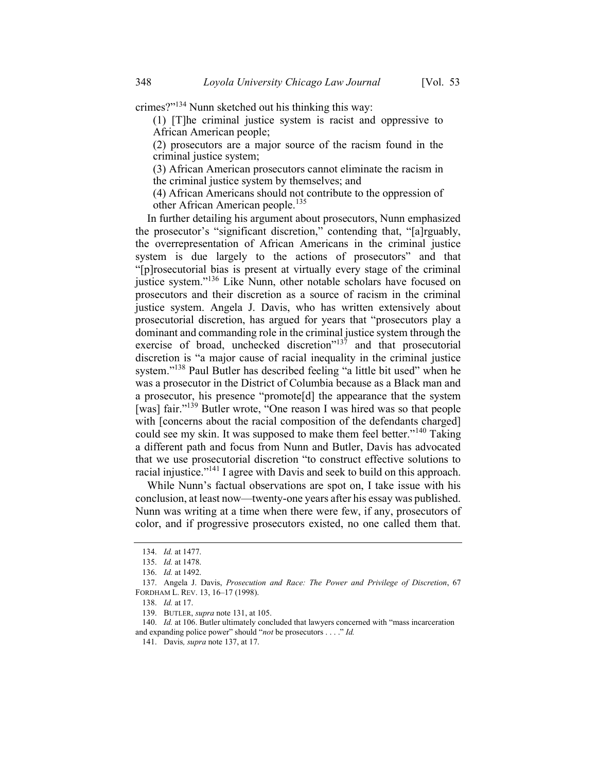crimes?"[134] Nunn sketched out his thinking this way:

> (1) [T]he criminal justice system is racist and oppressive to African American people;
>
> (2) prosecutors are a major source of the racism found in the criminal justice system;
>
> (3) African American prosecutors cannot eliminate the racism in the criminal justice system by themselves; and
>
> (4) African Americans should not contribute to the oppression of other African American people.[135]

In further detailing his argument about prosecutors, Nunn emphasized the prosecutor's "significant discretion," contending that, "[a]rguably, the overrepresentation of African Americans in the criminal justice system is due largely to the actions of prosecutors" and that "[p]rosecutorial bias is present at virtually every stage of the criminal justice system."[136] Like Nunn, other notable scholars have focused on prosecutors and their discretion as a source of racism in the criminal justice system. Angela J. Davis, who has written extensively about prosecutorial discretion, has argued for years that "prosecutors play a dominant and commanding role in the criminal justice system through the exercise of broad, unchecked discretion"[137] and that prosecutorial discretion is "a major cause of racial inequality in the criminal justice system."[138] Paul Butler has described feeling "a little bit used" when he was a prosecutor in the District of Columbia because as a Black man and a prosecutor, his presence "promote[d] the appearance that the system [was] fair."[139] Butler wrote, "One reason I was hired was so that people with [concerns about the racial composition of the defendants charged] could see my skin. It was supposed to make them feel better."[140] Taking a different path and focus from Nunn and Butler, Davis has advocated that we use prosecutorial discretion "to construct effective solutions to racial injustice."[141] I agree with Davis and seek to build on this approach.

While Nunn's factual observations are spot on, I take issue with his conclusion, at least now—twenty-one years after his essay was published. Nunn was writing at a time when there were few, if any, prosecutors of color, and if progressive prosecutors existed, no one called them that.

---

134. *Id.* at 1477.

135. *Id.* at 1478.

136. *Id.* at 1492.

137. Angela J. Davis, *Prosecution and Race: The Power and Privilege of Discretion*, 67 FORDHAM L. REV. 13, 16–17 (1998).

138. *Id.* at 17.

139. BUTLER, *supra* note 131, at 105.

140. *Id.* at 106. Butler ultimately concluded that lawyers concerned with "mass incarceration and expanding police power" should "*not* be prosecutors . . . ." *Id.*

141. Davis*, supra* note 137, at 17.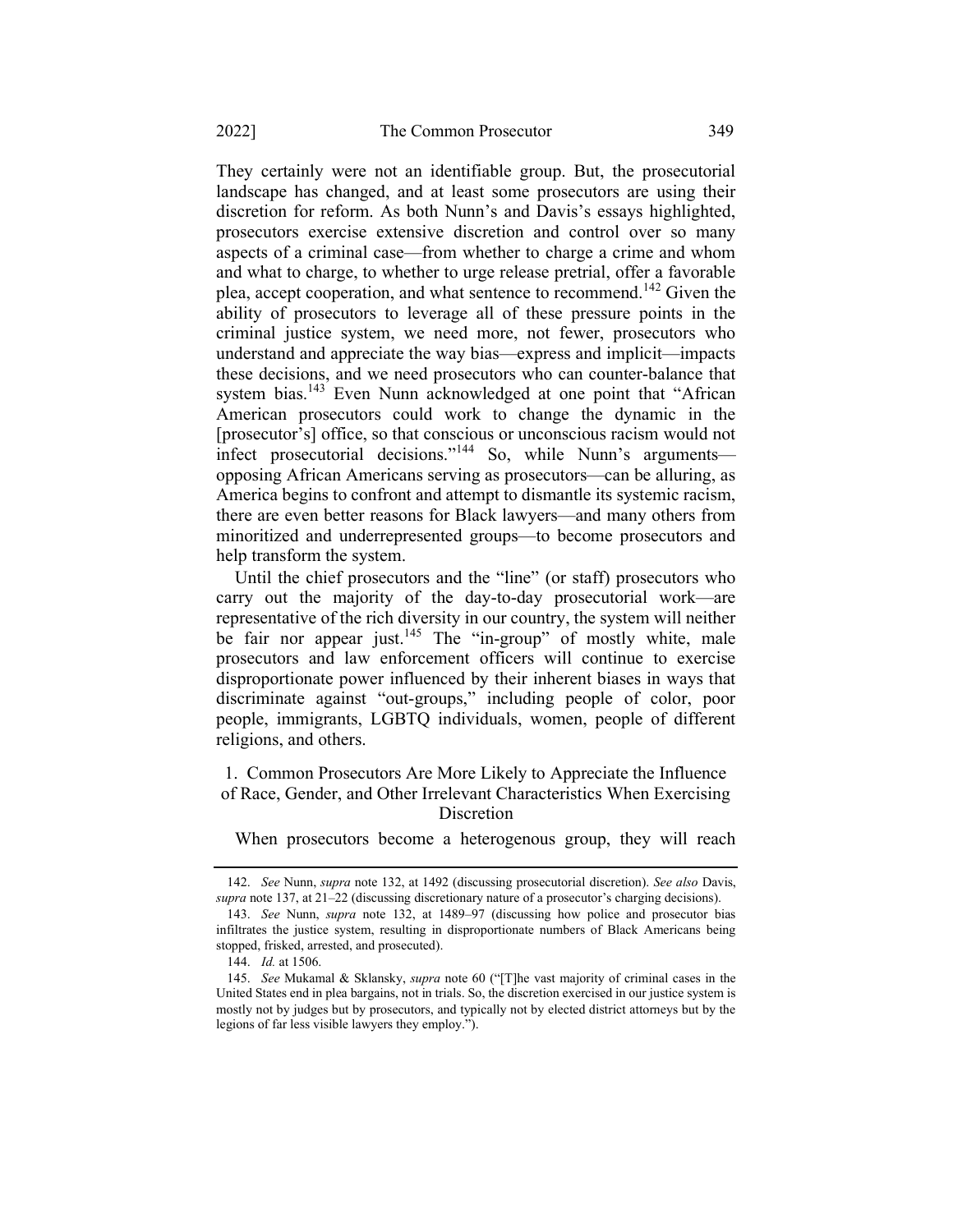They certainly were not an identifiable group. But, the prosecutorial landscape has changed, and at least some prosecutors are using their discretion for reform. As both Nunn's and Davis's essays highlighted, prosecutors exercise extensive discretion and control over so many aspects of a criminal case—from whether to charge a crime and whom and what to charge, to whether to urge release pretrial, offer a favorable plea, accept cooperation, and what sentence to recommend.[142] Given the ability of prosecutors to leverage all of these pressure points in the criminal justice system, we need more, not fewer, prosecutors who understand and appreciate the way bias—express and implicit—impacts these decisions, and we need prosecutors who can counter-balance that system bias.[143] Even Nunn acknowledged at one point that "African American prosecutors could work to change the dynamic in the [prosecutor's] office, so that conscious or unconscious racism would not infect prosecutorial decisions."[144] So, while Nunn's arguments—opposing African Americans serving as prosecutors—can be alluring, as America begins to confront and attempt to dismantle its systemic racism, there are even better reasons for Black lawyers—and many others from minoritized and underrepresented groups—to become prosecutors and help transform the system.

Until the chief prosecutors and the "line" (or staff) prosecutors who carry out the majority of the day-to-day prosecutorial work—are representative of the rich diversity in our country, the system will neither be fair nor appear just.[145] The "in-group" of mostly white, male prosecutors and law enforcement officers will continue to exercise disproportionate power influenced by their inherent biases in ways that discriminate against "out-groups," including people of color, poor people, immigrants, LGBTQ individuals, women, people of different religions, and others.

### 1. Common Prosecutors Are More Likely to Appreciate the Influence of Race, Gender, and Other Irrelevant Characteristics When Exercising Discretion

When prosecutors become a heterogenous group, they will reach

---

142. *See* Nunn, *supra* note 132, at 1492 (discussing prosecutorial discretion). *See also* Davis, *supra* note 137, at 21–22 (discussing discretionary nature of a prosecutor's charging decisions).

143. *See* Nunn, *supra* note 132, at 1489–97 (discussing how police and prosecutor bias infiltrates the justice system, resulting in disproportionate numbers of Black Americans being stopped, frisked, arrested, and prosecuted).

144. *Id.* at 1506.

145. *See* Mukamal & Sklansky, *supra* note 60 ("[T]he vast majority of criminal cases in the United States end in plea bargains, not in trials. So, the discretion exercised in our justice system is mostly not by judges but by prosecutors, and typically not by elected district attorneys but by the legions of far less visible lawyers they employ.").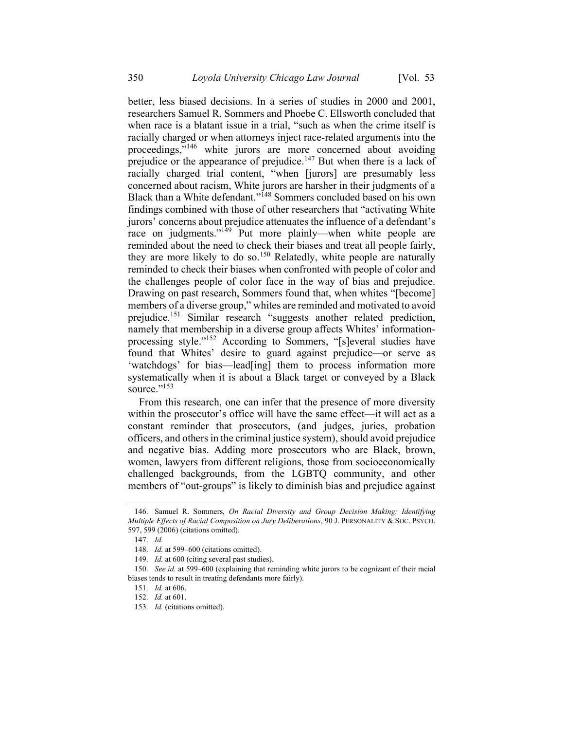better, less biased decisions. In a series of studies in 2000 and 2001, researchers Samuel R. Sommers and Phoebe C. Ellsworth concluded that when race is a blatant issue in a trial, "such as when the crime itself is racially charged or when attorneys inject race-related arguments into the proceedings,"[146] white jurors are more concerned about avoiding prejudice or the appearance of prejudice.[147] But when there is a lack of racially charged trial content, "when [jurors] are presumably less concerned about racism, White jurors are harsher in their judgments of a Black than a White defendant."[148] Sommers concluded based on his own findings combined with those of other researchers that "activating White jurors' concerns about prejudice attenuates the influence of a defendant's race on judgments."[149] Put more plainly—when white people are reminded about the need to check their biases and treat all people fairly, they are more likely to do so.[150] Relatedly, white people are naturally reminded to check their biases when confronted with people of color and the challenges people of color face in the way of bias and prejudice. Drawing on past research, Sommers found that, when whites "[become] members of a diverse group," whites are reminded and motivated to avoid prejudice.[151] Similar research "suggests another related prediction, namely that membership in a diverse group affects Whites' information-processing style."[152] According to Sommers, "[s]everal studies have found that Whites' desire to guard against prejudice—or serve as 'watchdogs' for bias—lead[ing] them to process information more systematically when it is about a Black target or conveyed by a Black source."[153]

From this research, one can infer that the presence of more diversity within the prosecutor's office will have the same effect—it will act as a constant reminder that prosecutors, (and judges, juries, probation officers, and others in the criminal justice system), should avoid prejudice and negative bias. Adding more prosecutors who are Black, brown, women, lawyers from different religions, those from socioeconomically challenged backgrounds, from the LGBTQ community, and other members of "out-groups" is likely to diminish bias and prejudice against

---

146. Samuel R. Sommers, *On Racial Diversity and Group Decision Making: Identifying Multiple Effects of Racial Composition on Jury Deliberations*, 90 J. PERSONALITY & SOC. PSYCH. 597, 599 (2006) (citations omitted).

147. *Id.*

148. *Id.* at 599–600 (citations omitted).

149. *Id.* at 600 (citing several past studies).

150. *See id.* at 599–600 (explaining that reminding white jurors to be cognizant of their racial biases tends to result in treating defendants more fairly).

151. *Id.* at 606.

152. *Id.* at 601.

153. *Id.* (citations omitted).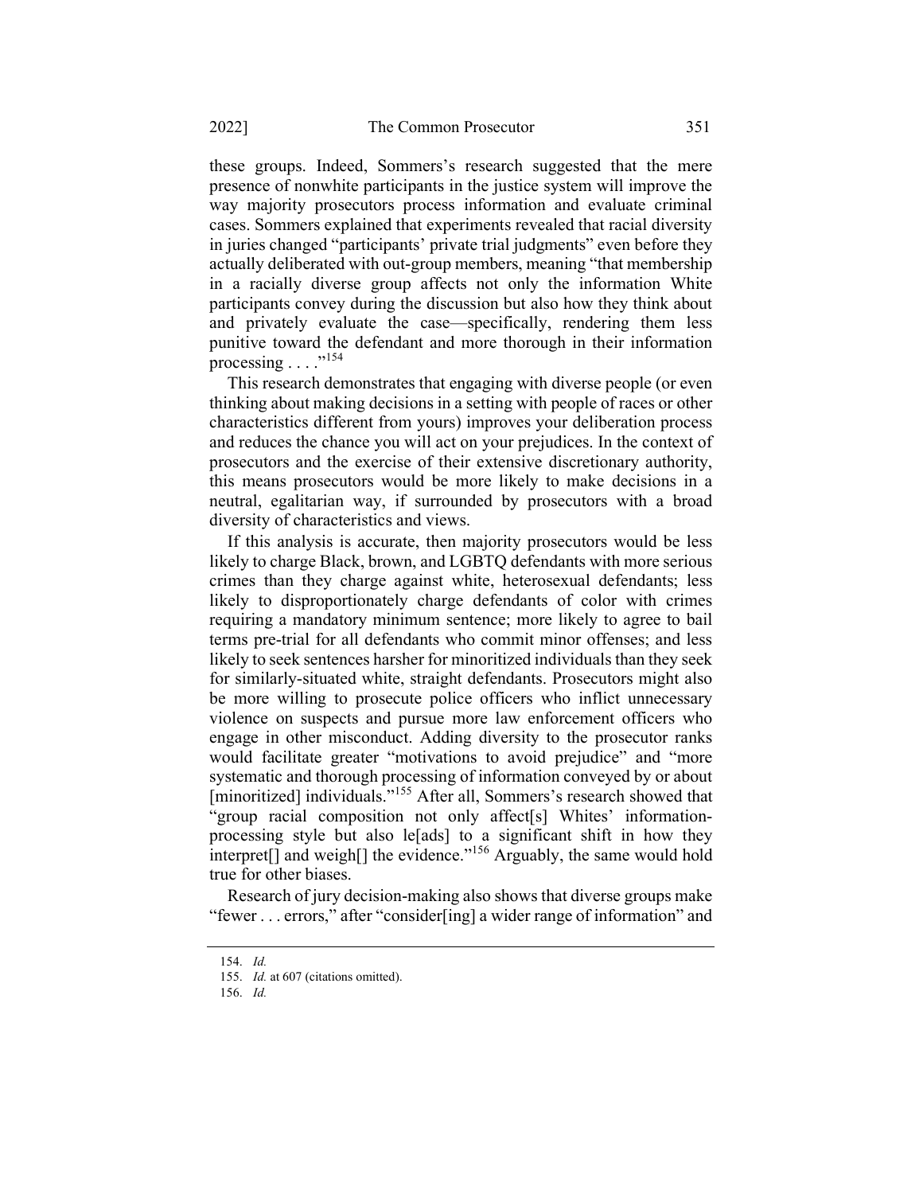these groups. Indeed, Sommers's research suggested that the mere presence of nonwhite participants in the justice system will improve the way majority prosecutors process information and evaluate criminal cases. Sommers explained that experiments revealed that racial diversity in juries changed "participants' private trial judgments" even before they actually deliberated with out-group members, meaning "that membership in a racially diverse group affects not only the information White participants convey during the discussion but also how they think about and privately evaluate the case—specifically, rendering them less punitive toward the defendant and more thorough in their information processing . . . ."[154]

This research demonstrates that engaging with diverse people (or even thinking about making decisions in a setting with people of races or other characteristics different from yours) improves your deliberation process and reduces the chance you will act on your prejudices. In the context of prosecutors and the exercise of their extensive discretionary authority, this means prosecutors would be more likely to make decisions in a neutral, egalitarian way, if surrounded by prosecutors with a broad diversity of characteristics and views.

If this analysis is accurate, then majority prosecutors would be less likely to charge Black, brown, and LGBTQ defendants with more serious crimes than they charge against white, heterosexual defendants; less likely to disproportionately charge defendants of color with crimes requiring a mandatory minimum sentence; more likely to agree to bail terms pre-trial for all defendants who commit minor offenses; and less likely to seek sentences harsher for minoritized individuals than they seek for similarly-situated white, straight defendants. Prosecutors might also be more willing to prosecute police officers who inflict unnecessary violence on suspects and pursue more law enforcement officers who engage in other misconduct. Adding diversity to the prosecutor ranks would facilitate greater "motivations to avoid prejudice" and "more systematic and thorough processing of information conveyed by or about [minoritized] individuals."[155] After all, Sommers's research showed that "group racial composition not only affect[s] Whites' information-processing style but also le[ads] to a significant shift in how they interpret[] and weigh[] the evidence."[156] Arguably, the same would hold true for other biases.

Research of jury decision-making also shows that diverse groups make "fewer . . . errors," after "consider[ing] a wider range of information" and

---

154. *Id.*

155. *Id.* at 607 (citations omitted).

156. *Id.*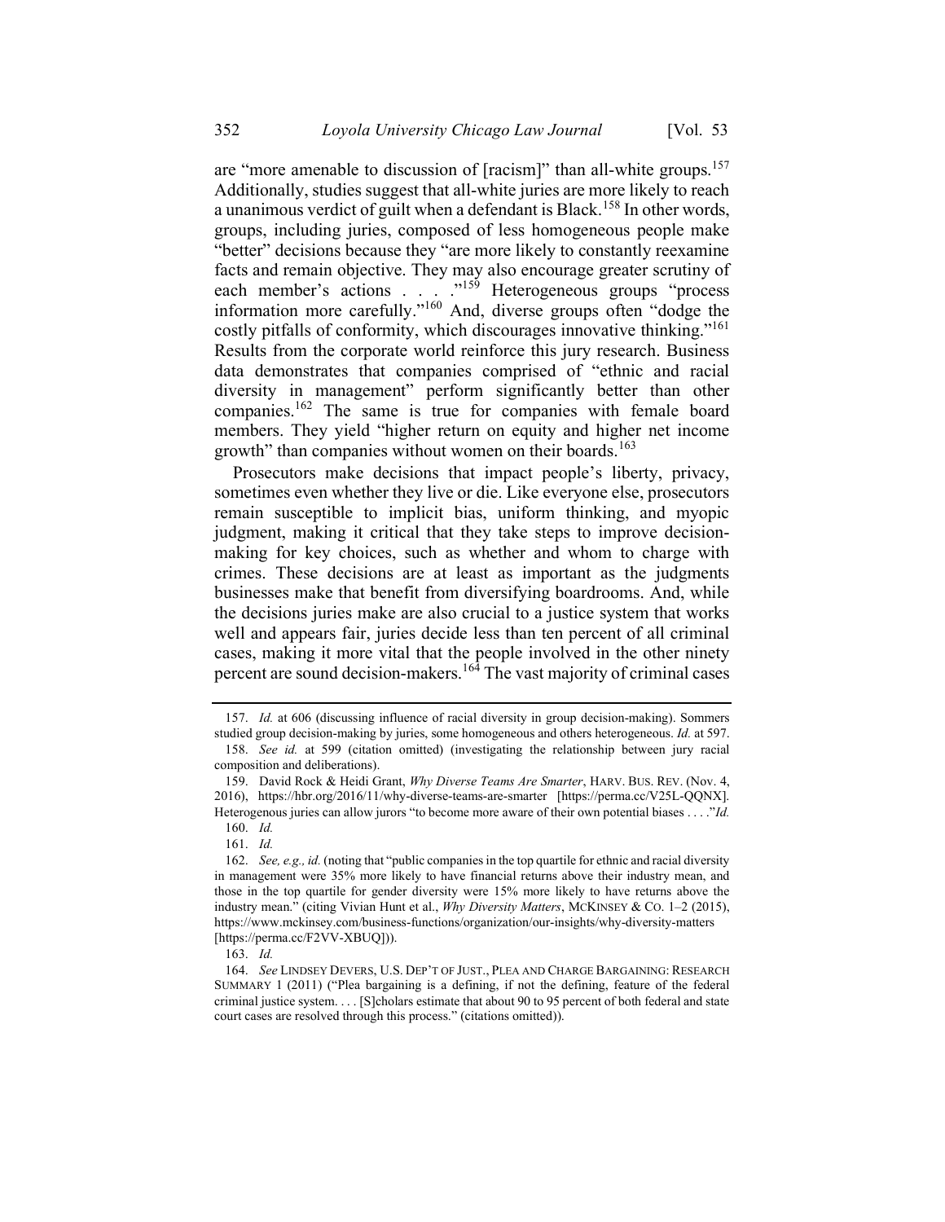are "more amenable to discussion of [racism]" than all-white groups.[157] Additionally, studies suggest that all-white juries are more likely to reach a unanimous verdict of guilt when a defendant is Black.[158] In other words, groups, including juries, composed of less homogeneous people make "better" decisions because they "are more likely to constantly reexamine facts and remain objective. They may also encourage greater scrutiny of each member's actions . . . ."[159] Heterogeneous groups "process information more carefully."[160] And, diverse groups often "dodge the costly pitfalls of conformity, which discourages innovative thinking."[161] Results from the corporate world reinforce this jury research. Business data demonstrates that companies comprised of "ethnic and racial diversity in management" perform significantly better than other companies.[162] The same is true for companies with female board members. They yield "higher return on equity and higher net income growth" than companies without women on their boards.[163]

Prosecutors make decisions that impact people's liberty, privacy, sometimes even whether they live or die. Like everyone else, prosecutors remain susceptible to implicit bias, uniform thinking, and myopic judgment, making it critical that they take steps to improve decision-making for key choices, such as whether and whom to charge with crimes. These decisions are at least as important as the judgments businesses make that benefit from diversifying boardrooms. And, while the decisions juries make are also crucial to a justice system that works well and appears fair, juries decide less than ten percent of all criminal cases, making it more vital that the people involved in the other ninety percent are sound decision-makers.[164] The vast majority of criminal cases

---

157. *Id.* at 606 (discussing influence of racial diversity in group decision-making). Sommers studied group decision-making by juries, some homogeneous and others heterogeneous. *Id.* at 597.

158. *See id.* at 599 (citation omitted) (investigating the relationship between jury racial composition and deliberations).

159. David Rock & Heidi Grant, *Why Diverse Teams Are Smarter*, HARV. BUS. REV. (Nov. 4, 2016), https://hbr.org/2016/11/why-diverse-teams-are-smarter [https://perma.cc/V25L-QQNX]. Heterogenous juries can allow jurors "to become more aware of their own potential biases . . . ." *Id.*

160. *Id.*

161. *Id.*

162. *See, e.g., id.* (noting that "public companies in the top quartile for ethnic and racial diversity in management were 35% more likely to have financial returns above their industry mean, and those in the top quartile for gender diversity were 15% more likely to have returns above the industry mean." (citing Vivian Hunt et al., *Why Diversity Matters*, MCKINSEY & CO. 1–2 (2015), https://www.mckinsey.com/business-functions/organization/our-insights/why-diversity-matters [https://perma.cc/F2VV-XBUQ])).

163. *Id.*

164. *See* LINDSEY DEVERS, U.S. DEP'T OF JUST., PLEA AND CHARGE BARGAINING: RESEARCH SUMMARY 1 (2011) ("Plea bargaining is a defining, if not the defining, feature of the federal criminal justice system. . . . [S]cholars estimate that about 90 to 95 percent of both federal and state court cases are resolved through this process." (citations omitted)).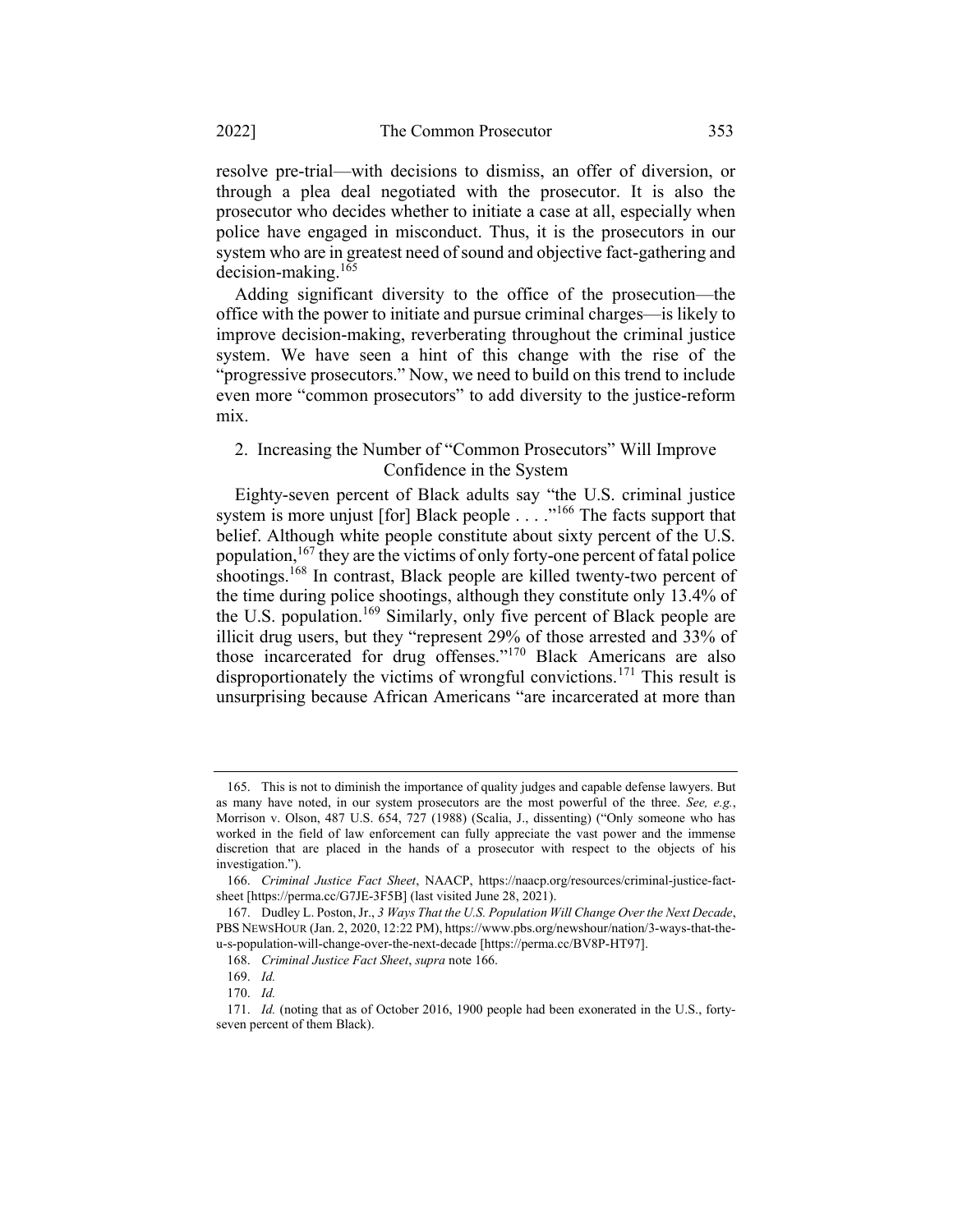resolve pre-trial—with decisions to dismiss, an offer of diversion, or through a plea deal negotiated with the prosecutor. It is also the prosecutor who decides whether to initiate a case at all, especially when police have engaged in misconduct. Thus, it is the prosecutors in our system who are in greatest need of sound and objective fact-gathering and decision-making.[165]

Adding significant diversity to the office of the prosecution—the office with the power to initiate and pursue criminal charges—is likely to improve decision-making, reverberating throughout the criminal justice system. We have seen a hint of this change with the rise of the "progressive prosecutors." Now, we need to build on this trend to include even more "common prosecutors" to add diversity to the justice-reform mix.

### 2. Increasing the Number of "Common Prosecutors" Will Improve Confidence in the System

Eighty-seven percent of Black adults say "the U.S. criminal justice system is more unjust [for] Black people . . . ."[166] The facts support that belief. Although white people constitute about sixty percent of the U.S. population,[167] they are the victims of only forty-one percent of fatal police shootings.[168] In contrast, Black people are killed twenty-two percent of the time during police shootings, although they constitute only 13.4% of the U.S. population.[169] Similarly, only five percent of Black people are illicit drug users, but they "represent 29% of those arrested and 33% of those incarcerated for drug offenses."[170] Black Americans are also disproportionately the victims of wrongful convictions.[171] This result is unsurprising because African Americans "are incarcerated at more than

---

165. This is not to diminish the importance of quality judges and capable defense lawyers. But as many have noted, in our system prosecutors are the most powerful of the three. *See, e.g.*, Morrison v. Olson, 487 U.S. 654, 727 (1988) (Scalia, J., dissenting) ("Only someone who has worked in the field of law enforcement can fully appreciate the vast power and the immense discretion that are placed in the hands of a prosecutor with respect to the objects of his investigation.").

166. *Criminal Justice Fact Sheet*, NAACP, https://naacp.org/resources/criminal-justice-fact-sheet [https://perma.cc/G7JE-3F5B] (last visited June 28, 2021).

167. Dudley L. Poston, Jr., *3 Ways That the U.S. Population Will Change Over the Next Decade*, PBS NEWSHOUR (Jan. 2, 2020, 12:22 PM), https://www.pbs.org/newshour/nation/3-ways-that-the-u-s-population-will-change-over-the-next-decade [https://perma.cc/BV8P-HT97].

168. *Criminal Justice Fact Sheet*, *supra* note 166.

169. *Id.*

170. *Id.*

171. *Id.* (noting that as of October 2016, 1900 people had been exonerated in the U.S., forty-seven percent of them Black).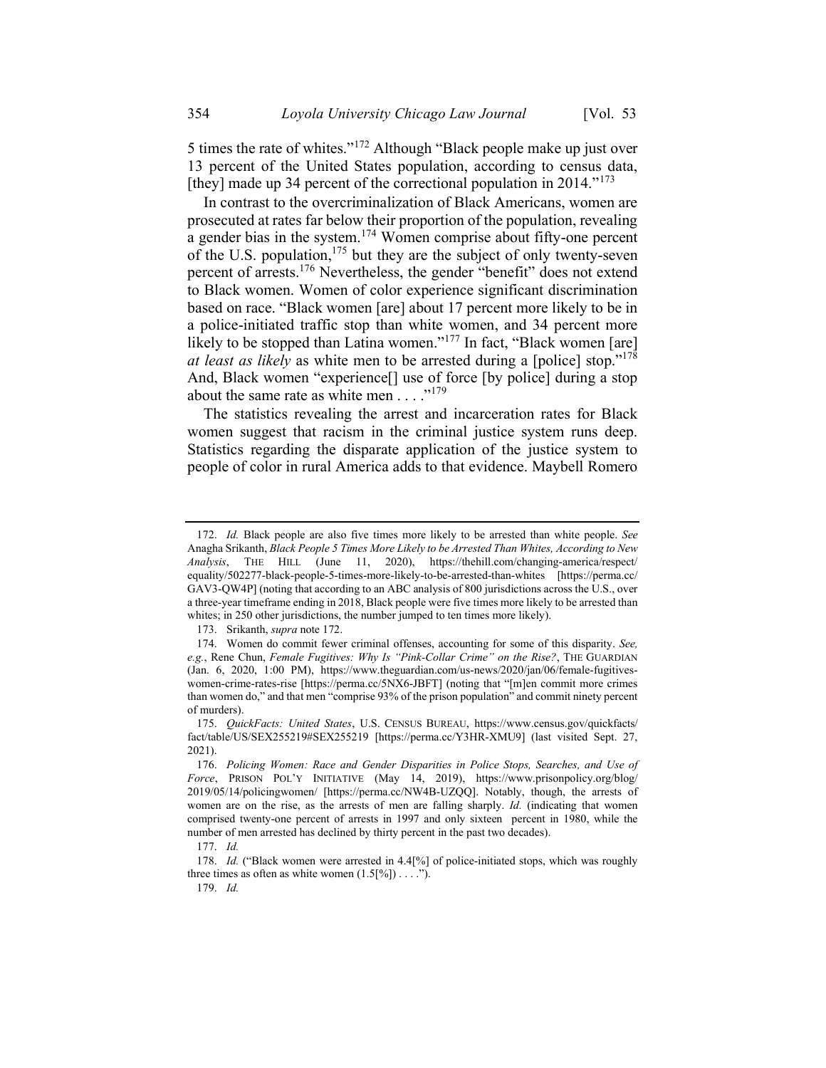5 times the rate of whites."[172] Although "Black people make up just over 13 percent of the United States population, according to census data, [they] made up 34 percent of the correctional population in 2014."[173]

In contrast to the overcriminalization of Black Americans, women are prosecuted at rates far below their proportion of the population, revealing a gender bias in the system.[174] Women comprise about fifty-one percent of the U.S. population,[175] but they are the subject of only twenty-seven percent of arrests.[176] Nevertheless, the gender "benefit" does not extend to Black women. Women of color experience significant discrimination based on race. "Black women [are] about 17 percent more likely to be in a police-initiated traffic stop than white women, and 34 percent more likely to be stopped than Latina women."[177] In fact, "Black women [are] *at least as likely* as white men to be arrested during a [police] stop."[178] And, Black women "experience[] use of force [by police] during a stop about the same rate as white men . . . ."[179]

The statistics revealing the arrest and incarceration rates for Black women suggest that racism in the criminal justice system runs deep. Statistics regarding the disparate application of the justice system to people of color in rural America adds to that evidence. Maybell Romero

---

172. *Id.* Black people are also five times more likely to be arrested than white people. *See* Anagha Srikanth, *Black People 5 Times More Likely to be Arrested Than Whites, According to New Analysis*, THE HILL (June 11, 2020), https://thehill.com/changing-america/respect/equality/502277-black-people-5-times-more-likely-to-be-arrested-than-whites [https://perma.cc/GAV3-QW4P] (noting that according to an ABC analysis of 800 jurisdictions across the U.S., over a three-year timeframe ending in 2018, Black people were five times more likely to be arrested than whites; in 250 other jurisdictions, the number jumped to ten times more likely).

173. Srikanth, *supra* note 172.

174. Women do commit fewer criminal offenses, accounting for some of this disparity. *See, e.g.*, Rene Chun, *Female Fugitives: Why Is "Pink-Collar Crime" on the Rise?*, THE GUARDIAN (Jan. 6, 2020, 1:00 PM), https://www.theguardian.com/us-news/2020/jan/06/female-fugitives-women-crime-rates-rise [https://perma.cc/5NX6-JBFT] (noting that "[m]en commit more crimes than women do," and that men "comprise 93% of the prison population" and commit ninety percent of murders).

175. *QuickFacts: United States*, U.S. CENSUS BUREAU, https://www.census.gov/quickfacts/fact/table/US/SEX255219#SEX255219 [https://perma.cc/Y3HR-XMU9] (last visited Sept. 27, 2021).

176. *Policing Women: Race and Gender Disparities in Police Stops, Searches, and Use of Force*, PRISON POL'Y INITIATIVE (May 14, 2019), https://www.prisonpolicy.org/blog/2019/05/14/policingwomen/ [https://perma.cc/NW4B-UZQQ]. Notably, though, the arrests of women are on the rise, as the arrests of men are falling sharply. *Id.* (indicating that women comprised twenty-one percent of arrests in 1997 and only sixteen percent in 1980, while the number of men arrested has declined by thirty percent in the past two decades).

177. *Id.*

178. *Id.* ("Black women were arrested in 4.4[%] of police-initiated stops, which was roughly three times as often as white women (1.5[%]) . . . .").

179. *Id.*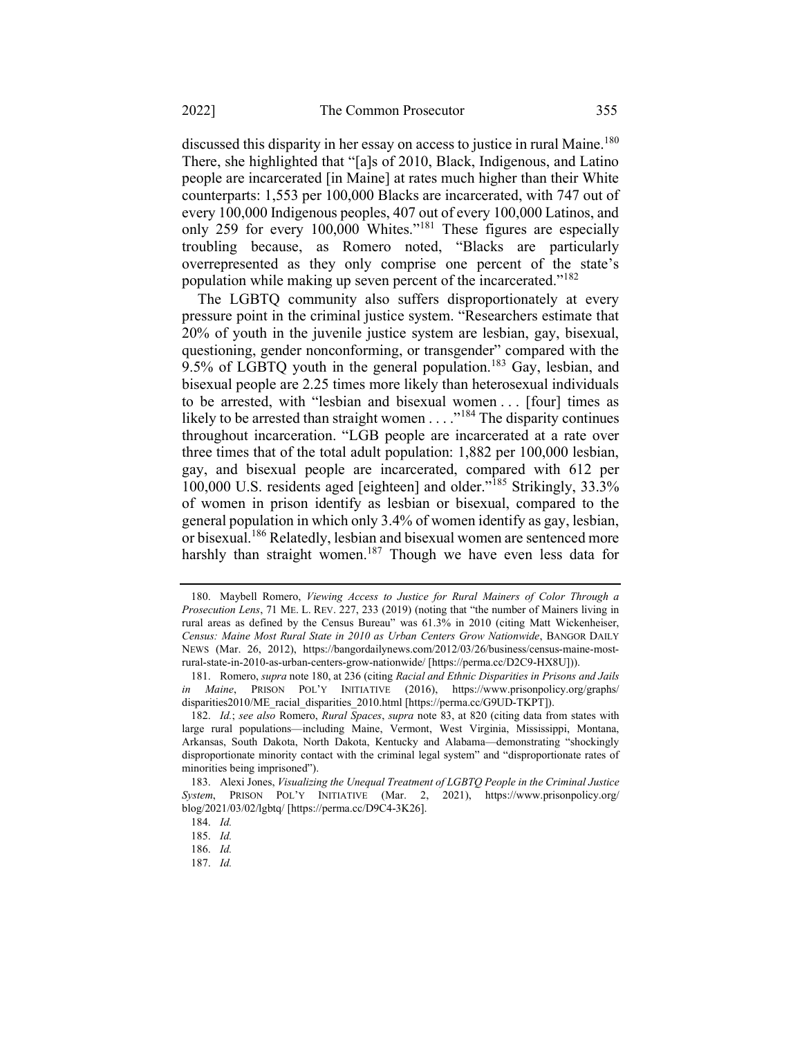discussed this disparity in her essay on access to justice in rural Maine.[180] There, she highlighted that "[a]s of 2010, Black, Indigenous, and Latino people are incarcerated [in Maine] at rates much higher than their White counterparts: 1,553 per 100,000 Blacks are incarcerated, with 747 out of every 100,000 Indigenous peoples, 407 out of every 100,000 Latinos, and only 259 for every 100,000 Whites."[181] These figures are especially troubling because, as Romero noted, "Blacks are particularly overrepresented as they only comprise one percent of the state's population while making up seven percent of the incarcerated."[182]

The LGBTQ community also suffers disproportionately at every pressure point in the criminal justice system. "Researchers estimate that 20% of youth in the juvenile justice system are lesbian, gay, bisexual, questioning, gender nonconforming, or transgender" compared with the 9.5% of LGBTQ youth in the general population.[183] Gay, lesbian, and bisexual people are 2.25 times more likely than heterosexual individuals to be arrested, with "lesbian and bisexual women . . . [four] times as likely to be arrested than straight women . . . ."[184] The disparity continues throughout incarceration. "LGB people are incarcerated at a rate over three times that of the total adult population: 1,882 per 100,000 lesbian, gay, and bisexual people are incarcerated, compared with 612 per 100,000 U.S. residents aged [eighteen] and older."[185] Strikingly, 33.3% of women in prison identify as lesbian or bisexual, compared to the general population in which only 3.4% of women identify as gay, lesbian, or bisexual.[186] Relatedly, lesbian and bisexual women are sentenced more harshly than straight women.[187] Though we have even less data for

---

180. Maybell Romero, *Viewing Access to Justice for Rural Mainers of Color Through a Prosecution Lens*, 71 ME. L. REV. 227, 233 (2019) (noting that "the number of Mainers living in rural areas as defined by the Census Bureau" was 61.3% in 2010 (citing Matt Wickenheiser, *Census: Maine Most Rural State in 2010 as Urban Centers Grow Nationwide*, BANGOR DAILY NEWS (Mar. 26, 2012), https://bangordailynews.com/2012/03/26/business/census-maine-most-rural-state-in-2010-as-urban-centers-grow-nationwide/ [https://perma.cc/D2C9-HX8U])).

181. Romero, *supra* note 180, at 236 (citing *Racial and Ethnic Disparities in Prisons and Jails in Maine*, PRISON POL'Y INITIATIVE (2016), https://www.prisonpolicy.org/graphs/disparities2010/ME_racial_disparities_2010.html [https://perma.cc/G9UD-TKPT]).

182. *Id.*; *see also* Romero, *Rural Spaces*, *supra* note 83, at 820 (citing data from states with large rural populations—including Maine, Vermont, West Virginia, Mississippi, Montana, Arkansas, South Dakota, North Dakota, Kentucky and Alabama—demonstrating "shockingly disproportionate minority contact with the criminal legal system" and "disproportionate rates of minorities being imprisoned").

183. Alexi Jones, *Visualizing the Unequal Treatment of LGBTQ People in the Criminal Justice System*, PRISON POL'Y INITIATIVE (Mar. 2, 2021), https://www.prisonpolicy.org/blog/2021/03/02/lgbtq/ [https://perma.cc/D9C4-3K26].

184. *Id.*

185. *Id.*

186. *Id.*

187. *Id.*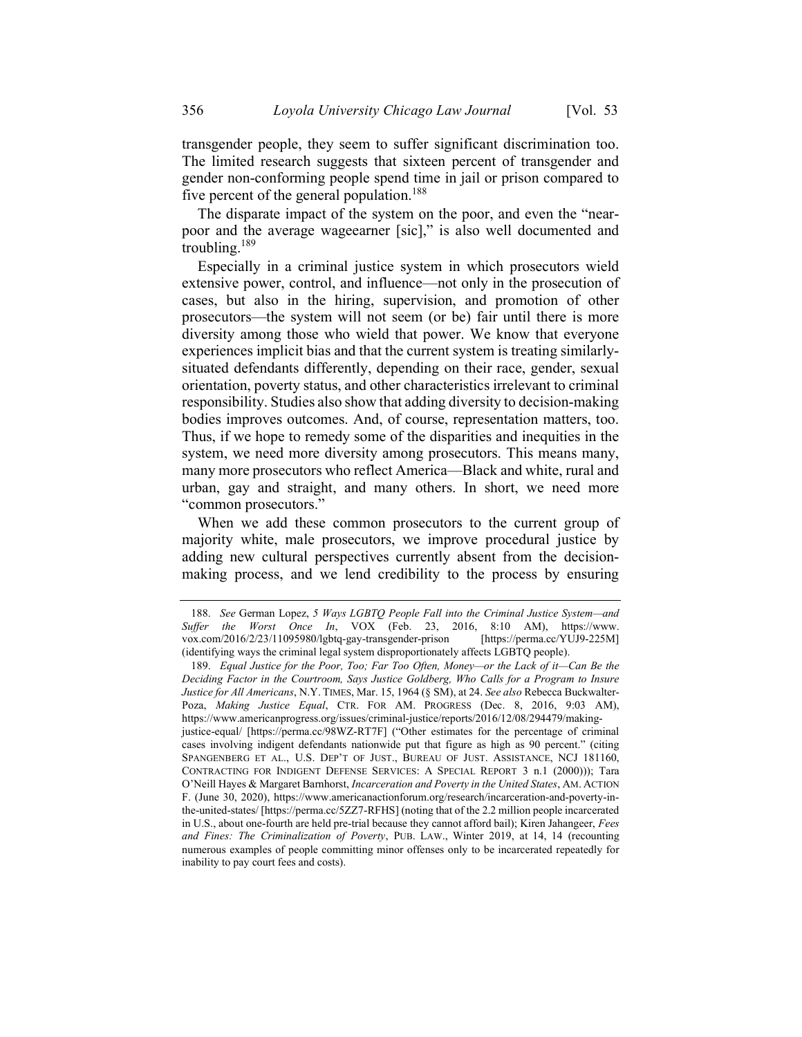transgender people, they seem to suffer significant discrimination too. The limited research suggests that sixteen percent of transgender and gender non-conforming people spend time in jail or prison compared to five percent of the general population.[188]

The disparate impact of the system on the poor, and even the "near-poor and the average wageearner [sic]," is also well documented and troubling.[189]

Especially in a criminal justice system in which prosecutors wield extensive power, control, and influence—not only in the prosecution of cases, but also in the hiring, supervision, and promotion of other prosecutors—the system will not seem (or be) fair until there is more diversity among those who wield that power. We know that everyone experiences implicit bias and that the current system is treating similarly-situated defendants differently, depending on their race, gender, sexual orientation, poverty status, and other characteristics irrelevant to criminal responsibility. Studies also show that adding diversity to decision-making bodies improves outcomes. And, of course, representation matters, too. Thus, if we hope to remedy some of the disparities and inequities in the system, we need more diversity among prosecutors. This means many, many more prosecutors who reflect America—Black and white, rural and urban, gay and straight, and many others. In short, we need more "common prosecutors."

When we add these common prosecutors to the current group of majority white, male prosecutors, we improve procedural justice by adding new cultural perspectives currently absent from the decision-making process, and we lend credibility to the process by ensuring

---

188. *See* German Lopez, *5 Ways LGBTQ People Fall into the Criminal Justice System—and Suffer the Worst Once In*, VOX (Feb. 23, 2016, 8:10 AM), https://www.vox.com/2016/2/23/11095980/lgbtq-gay-transgender-prison [https://perma.cc/YUJ9-225M] (identifying ways the criminal legal system disproportionately affects LGBTQ people).

189. *Equal Justice for the Poor, Too; Far Too Often, Money—or the Lack of it—Can Be the Deciding Factor in the Courtroom, Says Justice Goldberg, Who Calls for a Program to Insure Justice for All Americans*, N.Y. TIMES, Mar. 15, 1964 (§ SM), at 24. *See also* Rebecca Buckwalter-Poza, *Making Justice Equal*, CTR. FOR AM. PROGRESS (Dec. 8, 2016, 9:03 AM), https://www.americanprogress.org/issues/criminal-justice/reports/2016/12/08/294479/making-justice-equal/ [https://perma.cc/98WZ-RT7F] ("Other estimates for the percentage of criminal cases involving indigent defendants nationwide put that figure as high as 90 percent." (citing SPANGENBERG ET AL., U.S. DEP'T OF JUST., BUREAU OF JUST. ASSISTANCE, NCJ 181160, CONTRACTING FOR INDIGENT DEFENSE SERVICES: A SPECIAL REPORT 3 n.1 (2000))); Tara O'Neill Hayes & Margaret Barnhorst, *Incarceration and Poverty in the United States*, AM. ACTION F. (June 30, 2020), https://www.americanactionforum.org/research/incarceration-and-poverty-in-the-united-states/ [https://perma.cc/5ZZ7-RFHS] (noting that of the 2.2 million people incarcerated in U.S., about one-fourth are held pre-trial because they cannot afford bail); Kiren Jahangeer, *Fees and Fines: The Criminalization of Poverty*, PUB. LAW., Winter 2019, at 14, 14 (recounting numerous examples of people committing minor offenses only to be incarcerated repeatedly for inability to pay court fees and costs).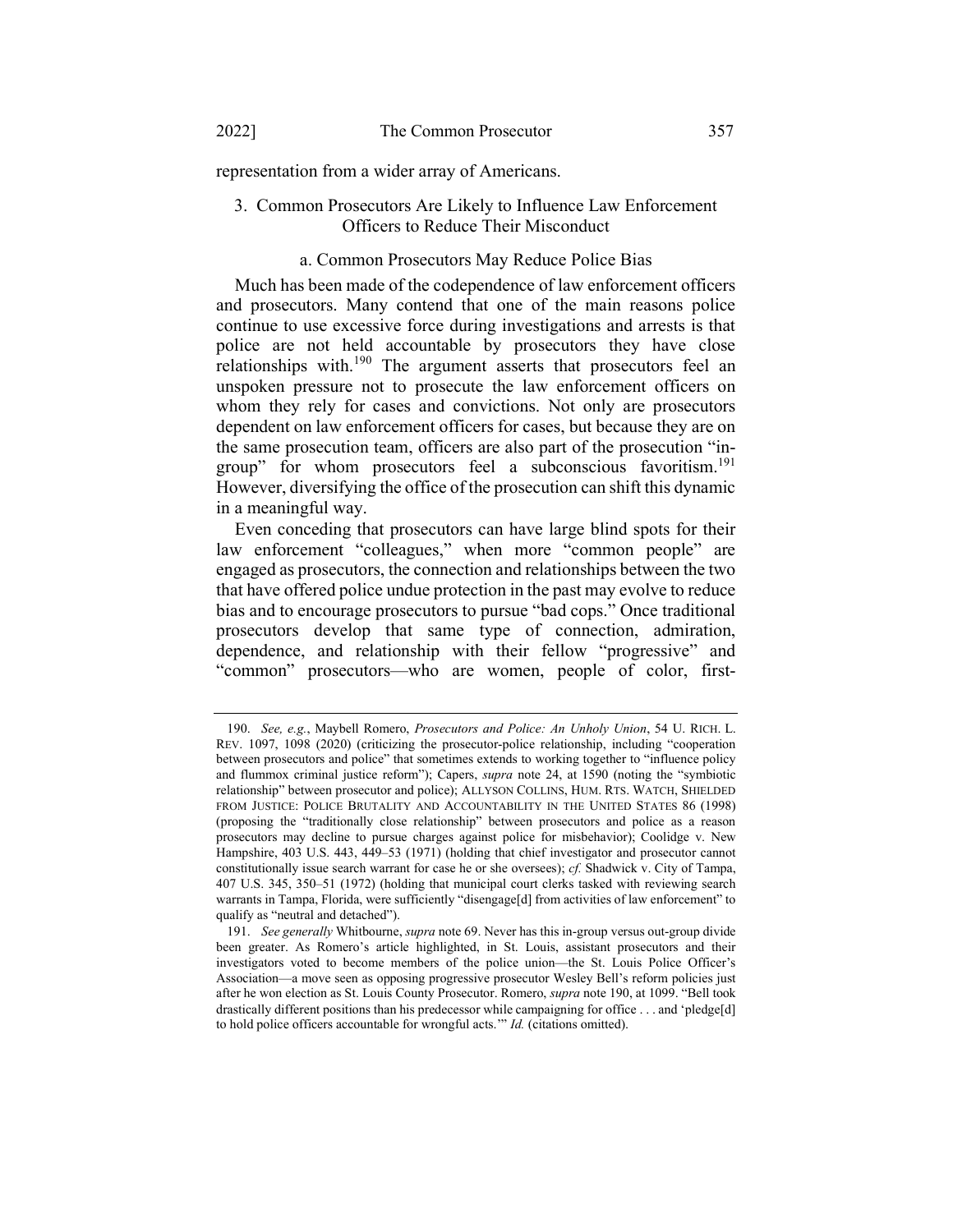representation from a wider array of Americans.

### 3. Common Prosecutors Are Likely to Influence Law Enforcement Officers to Reduce Their Misconduct

#### a. Common Prosecutors May Reduce Police Bias

Much has been made of the codependence of law enforcement officers and prosecutors. Many contend that one of the main reasons police continue to use excessive force during investigations and arrests is that police are not held accountable by prosecutors they have close relationships with.[190] The argument asserts that prosecutors feel an unspoken pressure not to prosecute the law enforcement officers on whom they rely for cases and convictions. Not only are prosecutors dependent on law enforcement officers for cases, but because they are on the same prosecution team, officers are also part of the prosecution "in-group" for whom prosecutors feel a subconscious favoritism.[191] However, diversifying the office of the prosecution can shift this dynamic in a meaningful way.

Even conceding that prosecutors can have large blind spots for their law enforcement "colleagues," when more "common people" are engaged as prosecutors, the connection and relationships between the two that have offered police undue protection in the past may evolve to reduce bias and to encourage prosecutors to pursue "bad cops." Once traditional prosecutors develop that same type of connection, admiration, dependence, and relationship with their fellow "progressive" and "common" prosecutors—who are women, people of color, first-

---

190. *See, e.g.*, Maybell Romero, *Prosecutors and Police: An Unholy Union*, 54 U. RICH. L. REV. 1097, 1098 (2020) (criticizing the prosecutor-police relationship, including "cooperation between prosecutors and police" that sometimes extends to working together to "influence policy and flummox criminal justice reform"); Capers, *supra* note 24, at 1590 (noting the "symbiotic relationship" between prosecutor and police); ALLYSON COLLINS, HUM. RTS. WATCH, SHIELDED FROM JUSTICE: POLICE BRUTALITY AND ACCOUNTABILITY IN THE UNITED STATES 86 (1998) (proposing the "traditionally close relationship" between prosecutors and police as a reason prosecutors may decline to pursue charges against police for misbehavior); Coolidge v. New Hampshire, 403 U.S. 443, 449–53 (1971) (holding that chief investigator and prosecutor cannot constitutionally issue search warrant for case he or she oversees); *cf.* Shadwick v. City of Tampa, 407 U.S. 345, 350–51 (1972) (holding that municipal court clerks tasked with reviewing search warrants in Tampa, Florida, were sufficiently "disengage[d] from activities of law enforcement" to qualify as "neutral and detached").

191. *See generally* Whitbourne, *supra* note 69. Never has this in-group versus out-group divide been greater. As Romero's article highlighted, in St. Louis, assistant prosecutors and their investigators voted to become members of the police union—the St. Louis Police Officer's Association—a move seen as opposing progressive prosecutor Wesley Bell's reform policies just after he won election as St. Louis County Prosecutor. Romero, *supra* note 190, at 1099. "Bell took drastically different positions than his predecessor while campaigning for office . . . and 'pledge[d] to hold police officers accountable for wrongful acts.'" *Id.* (citations omitted).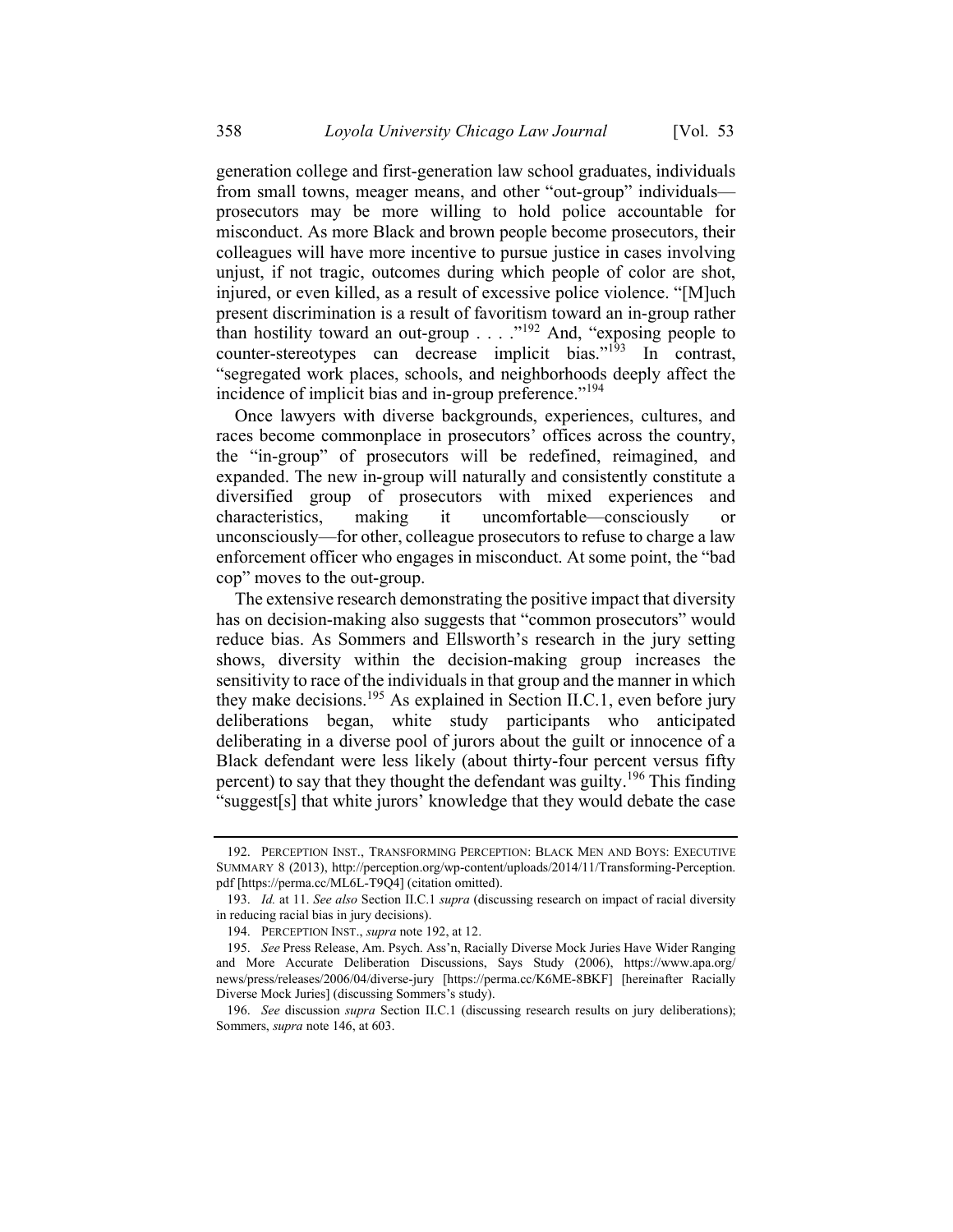generation college and first-generation law school graduates, individuals from small towns, meager means, and other "out-group" individuals—prosecutors may be more willing to hold police accountable for misconduct. As more Black and brown people become prosecutors, their colleagues will have more incentive to pursue justice in cases involving unjust, if not tragic, outcomes during which people of color are shot, injured, or even killed, as a result of excessive police violence. "[M]uch present discrimination is a result of favoritism toward an in-group rather than hostility toward an out-group . . . ."[192] And, "exposing people to counter-stereotypes can decrease implicit bias."[193] In contrast, "segregated work places, schools, and neighborhoods deeply affect the incidence of implicit bias and in-group preference."[194]

Once lawyers with diverse backgrounds, experiences, cultures, and races become commonplace in prosecutors' offices across the country, the "in-group" of prosecutors will be redefined, reimagined, and expanded. The new in-group will naturally and consistently constitute a diversified group of prosecutors with mixed experiences and characteristics, making it uncomfortable—consciously or unconsciously—for other, colleague prosecutors to refuse to charge a law enforcement officer who engages in misconduct. At some point, the "bad cop" moves to the out-group.

The extensive research demonstrating the positive impact that diversity has on decision-making also suggests that "common prosecutors" would reduce bias. As Sommers and Ellsworth's research in the jury setting shows, diversity within the decision-making group increases the sensitivity to race of the individuals in that group and the manner in which they make decisions.[195] As explained in Section II.C.1, even before jury deliberations began, white study participants who anticipated deliberating in a diverse pool of jurors about the guilt or innocence of a Black defendant were less likely (about thirty-four percent versus fifty percent) to say that they thought the defendant was guilty.[196] This finding "suggest[s] that white jurors' knowledge that they would debate the case

---

192. PERCEPTION INST., TRANSFORMING PERCEPTION: BLACK MEN AND BOYS: EXECUTIVE SUMMARY 8 (2013), http://perception.org/wp-content/uploads/2014/11/Transforming-Perception.pdf [https://perma.cc/ML6L-T9Q4] (citation omitted).

193. *Id.* at 11. *See also* Section II.C.1 *supra* (discussing research on impact of racial diversity in reducing racial bias in jury decisions).

194. PERCEPTION INST., *supra* note 192, at 12.

195. *See* Press Release, Am. Psych. Ass'n, Racially Diverse Mock Juries Have Wider Ranging and More Accurate Deliberation Discussions, Says Study (2006), https://www.apa.org/news/press/releases/2006/04/diverse-jury [https://perma.cc/K6ME-8BKF] [hereinafter Racially Diverse Mock Juries] (discussing Sommers's study).

196. *See* discussion *supra* Section II.C.1 (discussing research results on jury deliberations); Sommers, *supra* note 146, at 603.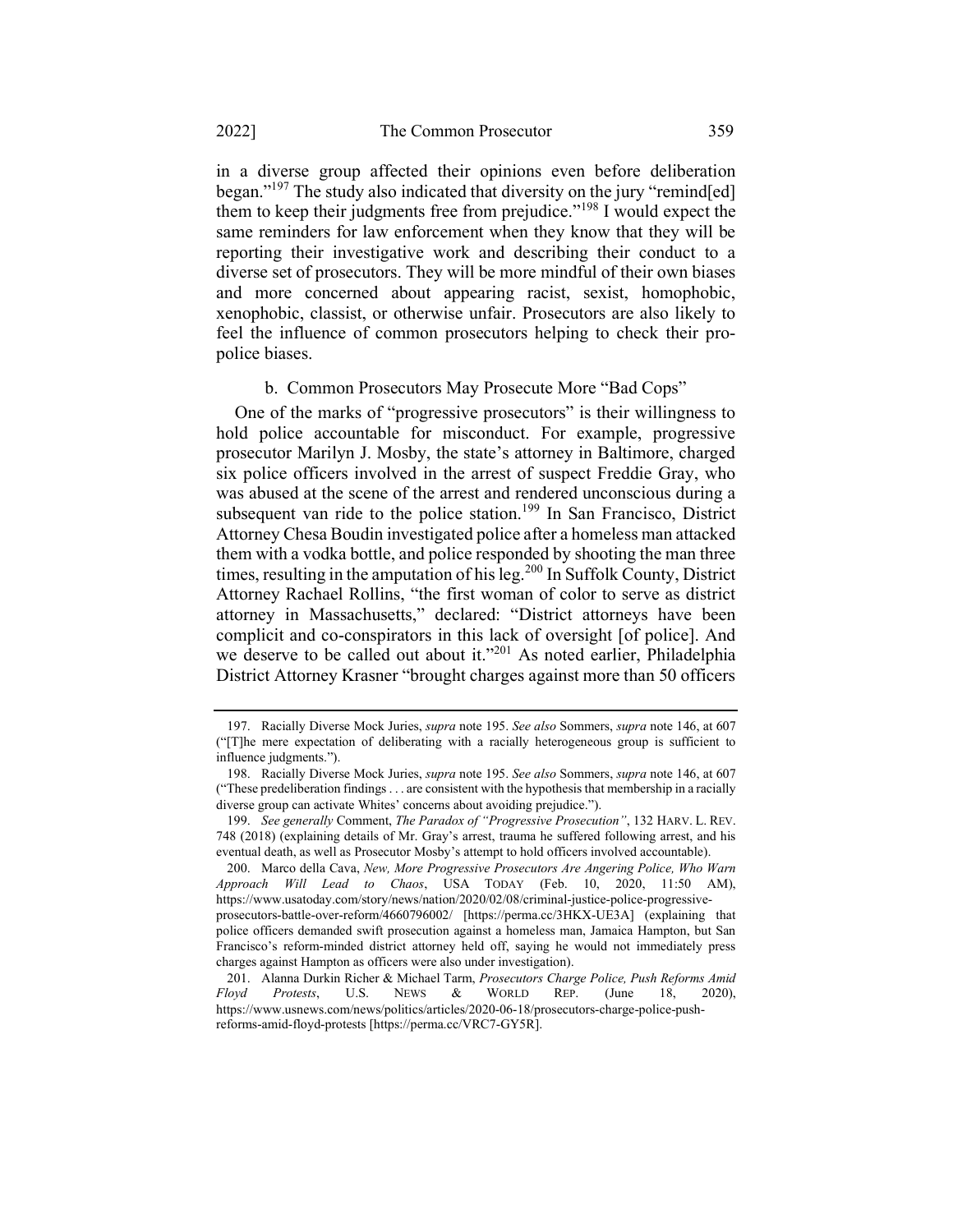in a diverse group affected their opinions even before deliberation began."[197] The study also indicated that diversity on the jury "remind[ed] them to keep their judgments free from prejudice."[198] I would expect the same reminders for law enforcement when they know that they will be reporting their investigative work and describing their conduct to a diverse set of prosecutors. They will be more mindful of their own biases and more concerned about appearing racist, sexist, homophobic, xenophobic, classist, or otherwise unfair. Prosecutors are also likely to feel the influence of common prosecutors helping to check their pro-police biases.

#### b. Common Prosecutors May Prosecute More "Bad Cops"

One of the marks of "progressive prosecutors" is their willingness to hold police accountable for misconduct. For example, progressive prosecutor Marilyn J. Mosby, the state's attorney in Baltimore, charged six police officers involved in the arrest of suspect Freddie Gray, who was abused at the scene of the arrest and rendered unconscious during a subsequent van ride to the police station.[199] In San Francisco, District Attorney Chesa Boudin investigated police after a homeless man attacked them with a vodka bottle, and police responded by shooting the man three times, resulting in the amputation of his leg.[200] In Suffolk County, District Attorney Rachael Rollins, "the first woman of color to serve as district attorney in Massachusetts," declared: "District attorneys have been complicit and co-conspirators in this lack of oversight [of police]. And we deserve to be called out about it."[201] As noted earlier, Philadelphia District Attorney Krasner "brought charges against more than 50 officers

---

197. Racially Diverse Mock Juries, *supra* note 195. *See also* Sommers, *supra* note 146, at 607 ("[T]he mere expectation of deliberating with a racially heterogeneous group is sufficient to influence judgments.").

198. Racially Diverse Mock Juries, *supra* note 195. *See also* Sommers, *supra* note 146, at 607 ("These predeliberation findings . . . are consistent with the hypothesis that membership in a racially diverse group can activate Whites' concerns about avoiding prejudice.").

199. *See generally* Comment, *The Paradox of "Progressive Prosecution"*, 132 HARV. L. REV. 748 (2018) (explaining details of Mr. Gray's arrest, trauma he suffered following arrest, and his eventual death, as well as Prosecutor Mosby's attempt to hold officers involved accountable).

200. Marco della Cava, *New, More Progressive Prosecutors Are Angering Police, Who Warn Approach Will Lead to Chaos*, USA TODAY (Feb. 10, 2020, 11:50 AM), https://www.usatoday.com/story/news/nation/2020/02/08/criminal-justice-police-progressive-prosecutors-battle-over-reform/4660796002/ [https://perma.cc/3HKX-UE3A] (explaining that police officers demanded swift prosecution against a homeless man, Jamaica Hampton, but San Francisco's reform-minded district attorney held off, saying he would not immediately press charges against Hampton as officers were also under investigation).

201. Alanna Durkin Richer & Michael Tarm, *Prosecutors Charge Police, Push Reforms Amid Floyd Protests*, U.S. NEWS & WORLD REP. (June 18, 2020), https://www.usnews.com/news/politics/articles/2020-06-18/prosecutors-charge-police-push-reforms-amid-floyd-protests [https://perma.cc/VRC7-GY5R].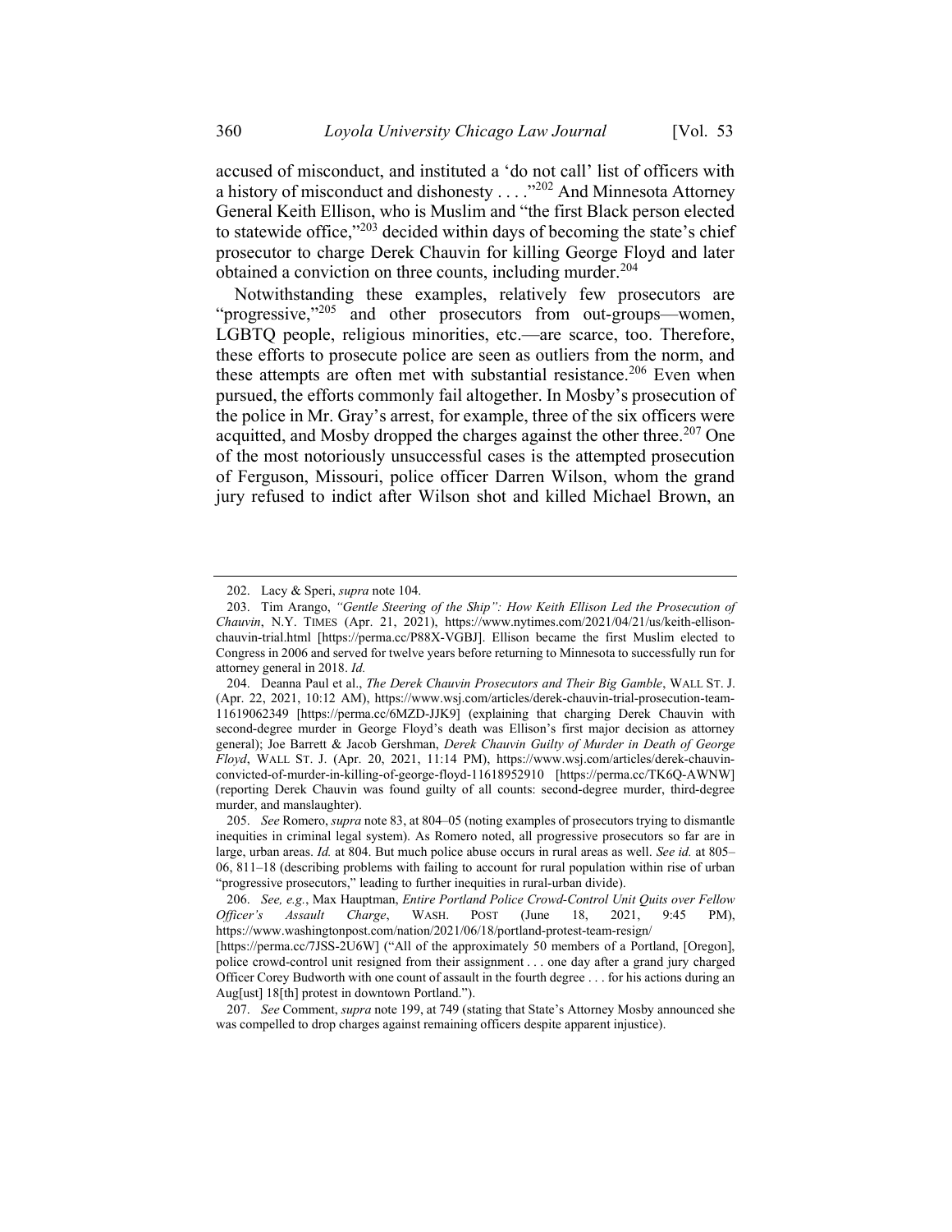accused of misconduct, and instituted a 'do not call' list of officers with a history of misconduct and dishonesty . . . ."[202] And Minnesota Attorney General Keith Ellison, who is Muslim and "the first Black person elected to statewide office,"[203] decided within days of becoming the state's chief prosecutor to charge Derek Chauvin for killing George Floyd and later obtained a conviction on three counts, including murder.[204]

Notwithstanding these examples, relatively few prosecutors are "progressive,"[205] and other prosecutors from out-groups—women, LGBTQ people, religious minorities, etc.—are scarce, too. Therefore, these efforts to prosecute police are seen as outliers from the norm, and these attempts are often met with substantial resistance.[206] Even when pursued, the efforts commonly fail altogether. In Mosby's prosecution of the police in Mr. Gray's arrest, for example, three of the six officers were acquitted, and Mosby dropped the charges against the other three.[207] One of the most notoriously unsuccessful cases is the attempted prosecution of Ferguson, Missouri, police officer Darren Wilson, whom the grand jury refused to indict after Wilson shot and killed Michael Brown, an

---

202. Lacy & Speri, *supra* note 104.

203. Tim Arango, *"Gentle Steering of the Ship": How Keith Ellison Led the Prosecution of Chauvin*, N.Y. TIMES (Apr. 21, 2021), https://www.nytimes.com/2021/04/21/us/keith-ellison-chauvin-trial.html [https://perma.cc/P88X-VGBJ]. Ellison became the first Muslim elected to Congress in 2006 and served for twelve years before returning to Minnesota to successfully run for attorney general in 2018. *Id.*

204. Deanna Paul et al., *The Derek Chauvin Prosecutors and Their Big Gamble*, WALL ST. J. (Apr. 22, 2021, 10:12 AM), https://www.wsj.com/articles/derek-chauvin-trial-prosecution-team-11619062349 [https://perma.cc/6MZD-JJK9] (explaining that charging Derek Chauvin with second-degree murder in George Floyd's death was Ellison's first major decision as attorney general); Joe Barrett & Jacob Gershman, *Derek Chauvin Guilty of Murder in Death of George Floyd*, WALL ST. J. (Apr. 20, 2021, 11:14 PM), https://www.wsj.com/articles/derek-chauvin-convicted-of-murder-in-killing-of-george-floyd-11618952910 [https://perma.cc/TK6Q-AWNW] (reporting Derek Chauvin was found guilty of all counts: second-degree murder, third-degree murder, and manslaughter).

205. *See* Romero, *supra* note 83, at 804–05 (noting examples of prosecutors trying to dismantle inequities in criminal legal system). As Romero noted, all progressive prosecutors so far are in large, urban areas. *Id.* at 804. But much police abuse occurs in rural areas as well. *See id.* at 805–06, 811–18 (describing problems with failing to account for rural population within rise of urban "progressive prosecutors," leading to further inequities in rural-urban divide).

206. *See, e.g.*, Max Hauptman, *Entire Portland Police Crowd-Control Unit Quits over Fellow Officer's Assault Charge*, WASH. POST (June 18, 2021, 9:45 PM), https://www.washingtonpost.com/nation/2021/06/18/portland-protest-team-resign/ [https://perma.cc/7JSS-2U6W] ("All of the approximately 50 members of a Portland, [Oregon], police crowd-control unit resigned from their assignment . . . one day after a grand jury charged Officer Corey Budworth with one count of assault in the fourth degree . . . for his actions during an Aug[ust] 18[th] protest in downtown Portland.").

207. *See* Comment, *supra* note 199, at 749 (stating that State's Attorney Mosby announced she was compelled to drop charges against remaining officers despite apparent injustice).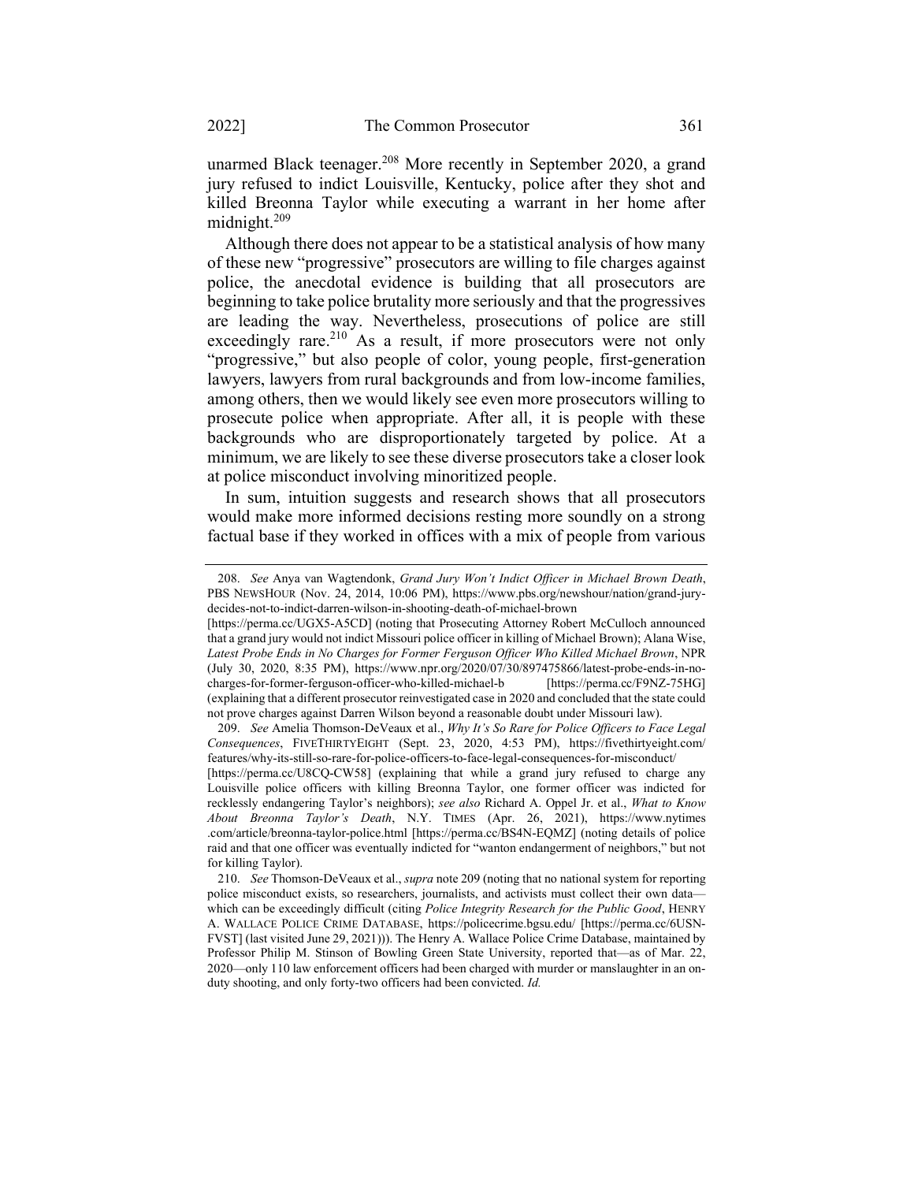unarmed Black teenager.[208] More recently in September 2020, a grand jury refused to indict Louisville, Kentucky, police after they shot and killed Breonna Taylor while executing a warrant in her home after midnight.[209]

Although there does not appear to be a statistical analysis of how many of these new "progressive" prosecutors are willing to file charges against police, the anecdotal evidence is building that all prosecutors are beginning to take police brutality more seriously and that the progressives are leading the way. Nevertheless, prosecutions of police are still exceedingly rare.[210] As a result, if more prosecutors were not only "progressive," but also people of color, young people, first-generation lawyers, lawyers from rural backgrounds and from low-income families, among others, then we would likely see even more prosecutors willing to prosecute police when appropriate. After all, it is people with these backgrounds who are disproportionately targeted by police. At a minimum, we are likely to see these diverse prosecutors take a closer look at police misconduct involving minoritized people.

In sum, intuition suggests and research shows that all prosecutors would make more informed decisions resting more soundly on a strong factual base if they worked in offices with a mix of people from various

---

208. *See* Anya van Wagtendonk, *Grand Jury Won't Indict Officer in Michael Brown Death*, PBS NEWSHOUR (Nov. 24, 2014, 10:06 PM), https://www.pbs.org/newshour/nation/grand-jury-decides-not-to-indict-darren-wilson-in-shooting-death-of-michael-brown [https://perma.cc/UGX5-A5CD] (noting that Prosecuting Attorney Robert McCulloch announced that a grand jury would not indict Missouri police officer in killing of Michael Brown); Alana Wise, *Latest Probe Ends in No Charges for Former Ferguson Officer Who Killed Michael Brown*, NPR (July 30, 2020, 8:35 PM), https://www.npr.org/2020/07/30/897475866/latest-probe-ends-in-no-charges-for-former-ferguson-officer-who-killed-michael-b [https://perma.cc/F9NZ-75HG] (explaining that a different prosecutor reinvestigated case in 2020 and concluded that the state could not prove charges against Darren Wilson beyond a reasonable doubt under Missouri law).

209. *See* Amelia Thomson-DeVeaux et al., *Why It's So Rare for Police Officers to Face Legal Consequences*, FIVETHIRTYEIGHT (Sept. 23, 2020, 4:53 PM), https://fivethirtyeight.com/features/why-its-still-so-rare-for-police-officers-to-face-legal-consequences-for-misconduct/ [https://perma.cc/U8CQ-CW58] (explaining that while a grand jury refused to charge any Louisville police officers with killing Breonna Taylor, one former officer was indicted for recklessly endangering Taylor's neighbors); *see also* Richard A. Oppel Jr. et al., *What to Know About Breonna Taylor's Death*, N.Y. TIMES (Apr. 26, 2021), https://www.nytimes.com/article/breonna-taylor-police.html [https://perma.cc/BS4N-EQMZ] (noting details of police raid and that one officer was eventually indicted for "wanton endangerment of neighbors," but not for killing Taylor).

210. *See* Thomson-DeVeaux et al., *supra* note 209 (noting that no national system for reporting police misconduct exists, so researchers, journalists, and activists must collect their own data—which can be exceedingly difficult (citing *Police Integrity Research for the Public Good*, HENRY A. WALLACE POLICE CRIME DATABASE, https://policecrime.bgsu.edu/ [https://perma.cc/6USN-FVST] (last visited June 29, 2021))). The Henry A. Wallace Police Crime Database, maintained by Professor Philip M. Stinson of Bowling Green State University, reported that—as of Mar. 22, 2020—only 110 law enforcement officers had been charged with murder or manslaughter in an on-duty shooting, and only forty-two officers had been convicted. *Id.*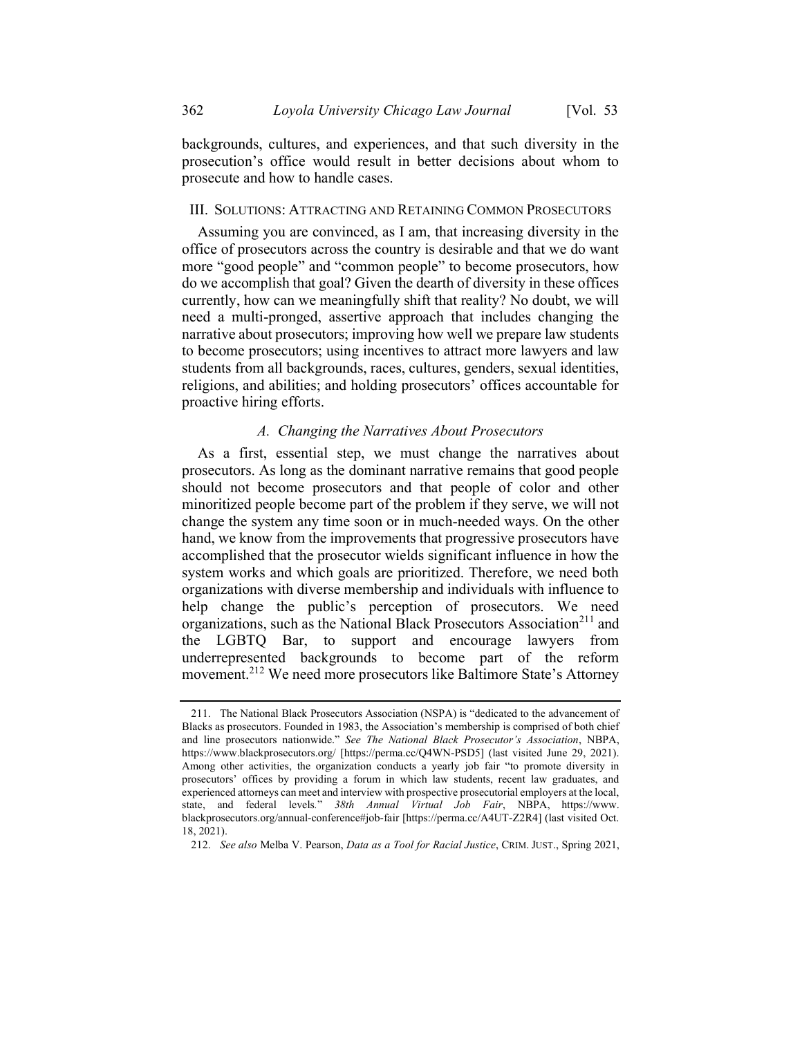backgrounds, cultures, and experiences, and that such diversity in the prosecution's office would result in better decisions about whom to prosecute and how to handle cases.

## III. SOLUTIONS: ATTRACTING AND RETAINING COMMON PROSECUTORS

Assuming you are convinced, as I am, that increasing diversity in the office of prosecutors across the country is desirable and that we do want more "good people" and "common people" to become prosecutors, how do we accomplish that goal? Given the dearth of diversity in these offices currently, how can we meaningfully shift that reality? No doubt, we will need a multi-pronged, assertive approach that includes changing the narrative about prosecutors; improving how well we prepare law students to become prosecutors; using incentives to attract more lawyers and law students from all backgrounds, races, cultures, genders, sexual identities, religions, and abilities; and holding prosecutors' offices accountable for proactive hiring efforts.

### *A. Changing the Narratives About Prosecutors*

As a first, essential step, we must change the narratives about prosecutors. As long as the dominant narrative remains that good people should not become prosecutors and that people of color and other minoritized people become part of the problem if they serve, we will not change the system any time soon or in much-needed ways. On the other hand, we know from the improvements that progressive prosecutors have accomplished that the prosecutor wields significant influence in how the system works and which goals are prioritized. Therefore, we need both organizations with diverse membership and individuals with influence to help change the public's perception of prosecutors. We need organizations, such as the National Black Prosecutors Association[211] and the LGBTQ Bar, to support and encourage lawyers from underrepresented backgrounds to become part of the reform movement.[212] We need more prosecutors like Baltimore State's Attorney

---

211. The National Black Prosecutors Association (NSPA) is "dedicated to the advancement of Blacks as prosecutors. Founded in 1983, the Association's membership is comprised of both chief and line prosecutors nationwide." *See The National Black Prosecutor's Association*, NBPA, https://www.blackprosecutors.org/ [https://perma.cc/Q4WN-PSD5] (last visited June 29, 2021). Among other activities, the organization conducts a yearly job fair "to promote diversity in prosecutors' offices by providing a forum in which law students, recent law graduates, and experienced attorneys can meet and interview with prospective prosecutorial employers at the local, state, and federal levels." *38th Annual Virtual Job Fair*, NBPA, https://www.blackprosecutors.org/annual-conference#job-fair [https://perma.cc/A4UT-Z2R4] (last visited Oct. 18, 2021).

212. *See also* Melba V. Pearson, *Data as a Tool for Racial Justice*, CRIM. JUST., Spring 2021,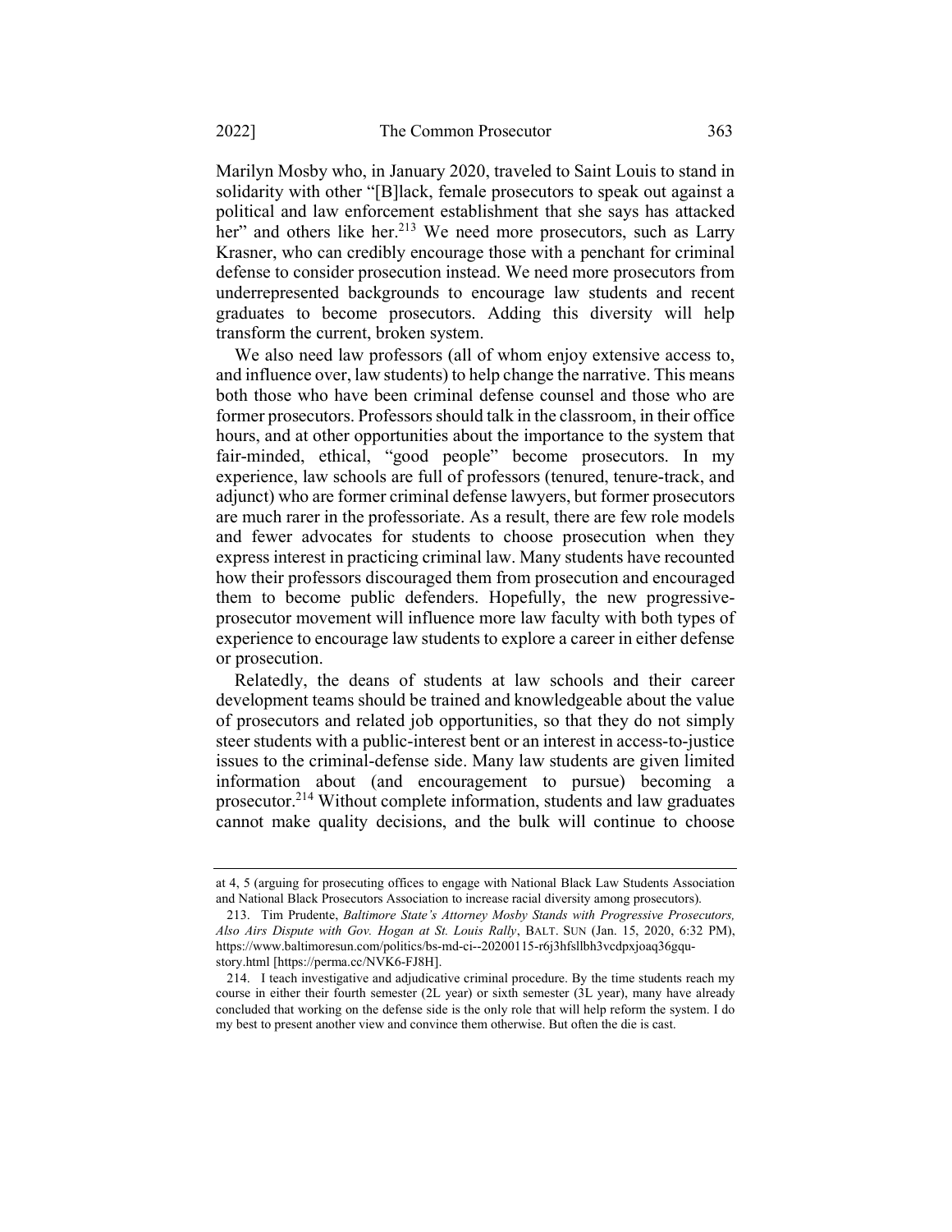Marilyn Mosby who, in January 2020, traveled to Saint Louis to stand in solidarity with other "[B]lack, female prosecutors to speak out against a political and law enforcement establishment that she says has attacked her" and others like her.[213] We need more prosecutors, such as Larry Krasner, who can credibly encourage those with a penchant for criminal defense to consider prosecution instead. We need more prosecutors from underrepresented backgrounds to encourage law students and recent graduates to become prosecutors. Adding this diversity will help transform the current, broken system.

We also need law professors (all of whom enjoy extensive access to, and influence over, law students) to help change the narrative. This means both those who have been criminal defense counsel and those who are former prosecutors. Professors should talk in the classroom, in their office hours, and at other opportunities about the importance to the system that fair-minded, ethical, "good people" become prosecutors. In my experience, law schools are full of professors (tenured, tenure-track, and adjunct) who are former criminal defense lawyers, but former prosecutors are much rarer in the professoriate. As a result, there are few role models and fewer advocates for students to choose prosecution when they express interest in practicing criminal law. Many students have recounted how their professors discouraged them from prosecution and encouraged them to become public defenders. Hopefully, the new progressive-prosecutor movement will influence more law faculty with both types of experience to encourage law students to explore a career in either defense or prosecution.

Relatedly, the deans of students at law schools and their career development teams should be trained and knowledgeable about the value of prosecutors and related job opportunities, so that they do not simply steer students with a public-interest bent or an interest in access-to-justice issues to the criminal-defense side. Many law students are given limited information about (and encouragement to pursue) becoming a prosecutor.[214] Without complete information, students and law graduates cannot make quality decisions, and the bulk will continue to choose

---

at 4, 5 (arguing for prosecuting offices to engage with National Black Law Students Association and National Black Prosecutors Association to increase racial diversity among prosecutors).

213. Tim Prudente, *Baltimore State's Attorney Mosby Stands with Progressive Prosecutors, Also Airs Dispute with Gov. Hogan at St. Louis Rally*, BALT. SUN (Jan. 15, 2020, 6:32 PM), https://www.baltimoresun.com/politics/bs-md-ci--20200115-r6j3hfsllbh3vcdpxjoaq36gqu-story.html [https://perma.cc/NVK6-FJ8H].

214. I teach investigative and adjudicative criminal procedure. By the time students reach my course in either their fourth semester (2L year) or sixth semester (3L year), many have already concluded that working on the defense side is the only role that will help reform the system. I do my best to present another view and convince them otherwise. But often the die is cast.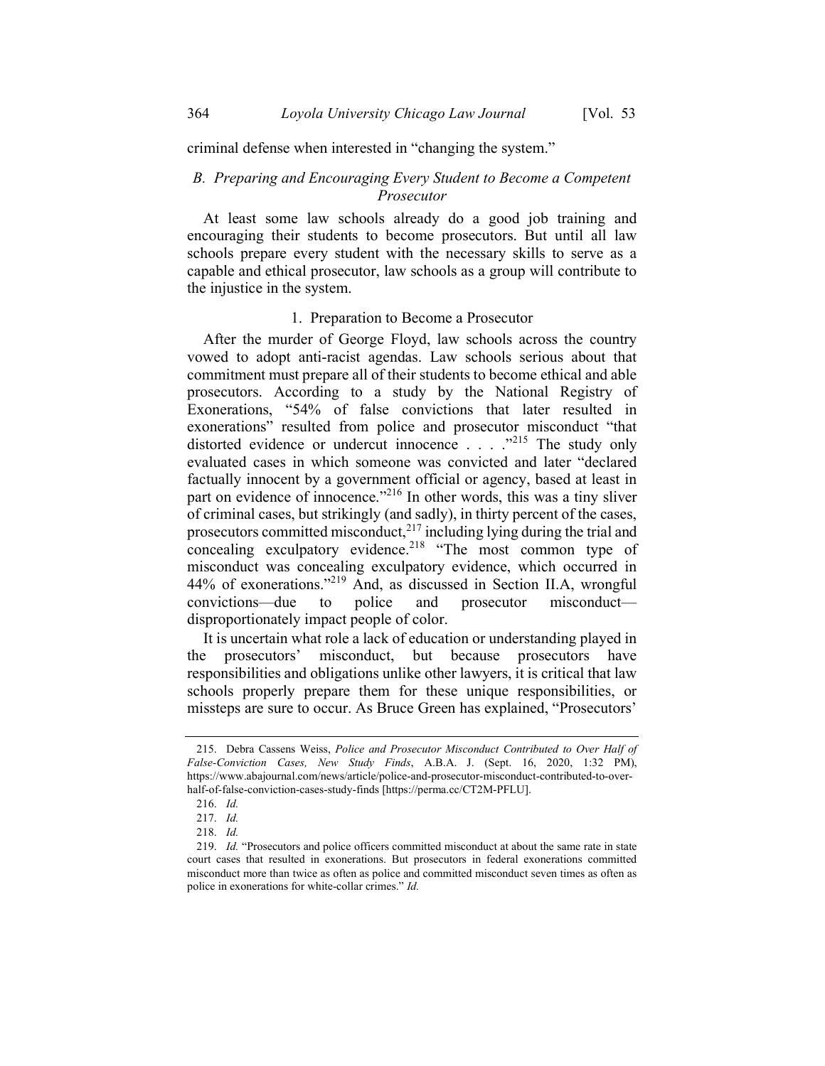criminal defense when interested in "changing the system."

### *B. Preparing and Encouraging Every Student to Become a Competent Prosecutor*

At least some law schools already do a good job training and encouraging their students to become prosecutors. But until all law schools prepare every student with the necessary skills to serve as a capable and ethical prosecutor, law schools as a group will contribute to the injustice in the system.

#### 1. Preparation to Become a Prosecutor

After the murder of George Floyd, law schools across the country vowed to adopt anti-racist agendas. Law schools serious about that commitment must prepare all of their students to become ethical and able prosecutors. According to a study by the National Registry of Exonerations, "54% of false convictions that later resulted in exonerations" resulted from police and prosecutor misconduct "that distorted evidence or undercut innocence . . . ."[215] The study only evaluated cases in which someone was convicted and later "declared factually innocent by a government official or agency, based at least in part on evidence of innocence."[216] In other words, this was a tiny sliver of criminal cases, but strikingly (and sadly), in thirty percent of the cases, prosecutors committed misconduct,[217] including lying during the trial and concealing exculpatory evidence.[218] "The most common type of misconduct was concealing exculpatory evidence, which occurred in 44% of exonerations."[219] And, as discussed in Section II.A, wrongful convictions—due to police and prosecutor misconduct—disproportionately impact people of color.

It is uncertain what role a lack of education or understanding played in the prosecutors' misconduct, but because prosecutors have responsibilities and obligations unlike other lawyers, it is critical that law schools properly prepare them for these unique responsibilities, or missteps are sure to occur. As Bruce Green has explained, "Prosecutors'

---

215. Debra Cassens Weiss, *Police and Prosecutor Misconduct Contributed to Over Half of False-Conviction Cases, New Study Finds*, A.B.A. J. (Sept. 16, 2020, 1:32 PM), https://www.abajournal.com/news/article/police-and-prosecutor-misconduct-contributed-to-over-half-of-false-conviction-cases-study-finds [https://perma.cc/CT2M-PFLU].

216. *Id.*

217. *Id.*

218. *Id.*

219. *Id.* "Prosecutors and police officers committed misconduct at about the same rate in state court cases that resulted in exonerations. But prosecutors in federal exonerations committed misconduct more than twice as often as police and committed misconduct seven times as often as police in exonerations for white-collar crimes." *Id.*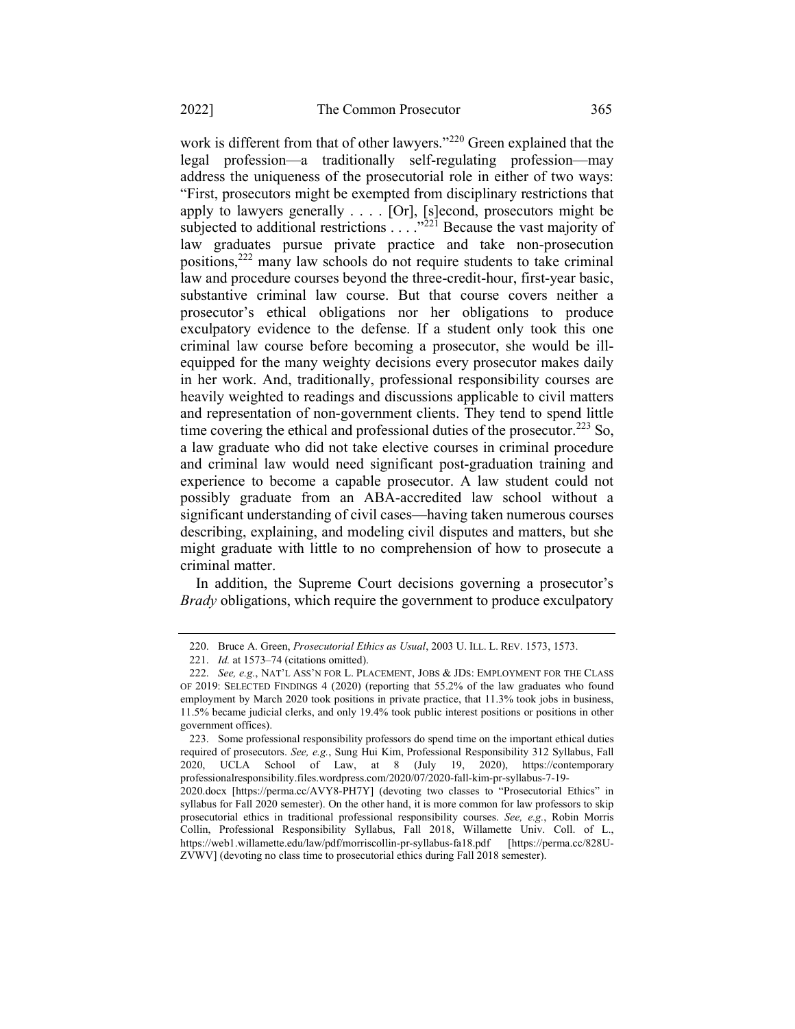work is different from that of other lawyers."[220] Green explained that the legal profession—a traditionally self-regulating profession—may address the uniqueness of the prosecutorial role in either of two ways: "First, prosecutors might be exempted from disciplinary restrictions that apply to lawyers generally . . . . [Or], [s]econd, prosecutors might be subjected to additional restrictions . . . ."[221] Because the vast majority of law graduates pursue private practice and take non-prosecution positions,[222] many law schools do not require students to take criminal law and procedure courses beyond the three-credit-hour, first-year basic, substantive criminal law course. But that course covers neither a prosecutor's ethical obligations nor her obligations to produce exculpatory evidence to the defense. If a student only took this one criminal law course before becoming a prosecutor, she would be ill-equipped for the many weighty decisions every prosecutor makes daily in her work. And, traditionally, professional responsibility courses are heavily weighted to readings and discussions applicable to civil matters and representation of non-government clients. They tend to spend little time covering the ethical and professional duties of the prosecutor.[223] So, a law graduate who did not take elective courses in criminal procedure and criminal law would need significant post-graduation training and experience to become a capable prosecutor. A law student could not possibly graduate from an ABA-accredited law school without a significant understanding of civil cases—having taken numerous courses describing, explaining, and modeling civil disputes and matters, but she might graduate with little to no comprehension of how to prosecute a criminal matter.

In addition, the Supreme Court decisions governing a prosecutor's *Brady* obligations, which require the government to produce exculpatory

---

220. Bruce A. Green, *Prosecutorial Ethics as Usual*, 2003 U. ILL. L. REV. 1573, 1573.

221. *Id.* at 1573–74 (citations omitted).

222. *See, e.g.*, NAT'L ASS'N FOR L. PLACEMENT, JOBS & JDS: EMPLOYMENT FOR THE CLASS OF 2019: SELECTED FINDINGS 4 (2020) (reporting that 55.2% of the law graduates who found employment by March 2020 took positions in private practice, that 11.3% took jobs in business, 11.5% became judicial clerks, and only 19.4% took public interest positions or positions in other government offices).

223. Some professional responsibility professors do spend time on the important ethical duties required of prosecutors. *See, e.g.*, Sung Hui Kim, Professional Responsibility 312 Syllabus, Fall 2020, UCLA School of Law, at 8 (July 19, 2020), https://contemporaryprofessionalresponsibility.files.wordpress.com/2020/07/2020-fall-kim-pr-syllabus-7-19-2020.docx [https://perma.cc/AVY8-PH7Y] (devoting two classes to "Prosecutorial Ethics" in syllabus for Fall 2020 semester). On the other hand, it is more common for law professors to skip prosecutorial ethics in traditional professional responsibility courses. *See, e.g.*, Robin Morris Collin, Professional Responsibility Syllabus, Fall 2018, Willamette Univ. Coll. of L., https://web1.willamette.edu/law/pdf/morriscollin-pr-syllabus-fa18.pdf [https://perma.cc/828U-ZVWV] (devoting no class time to prosecutorial ethics during Fall 2018 semester).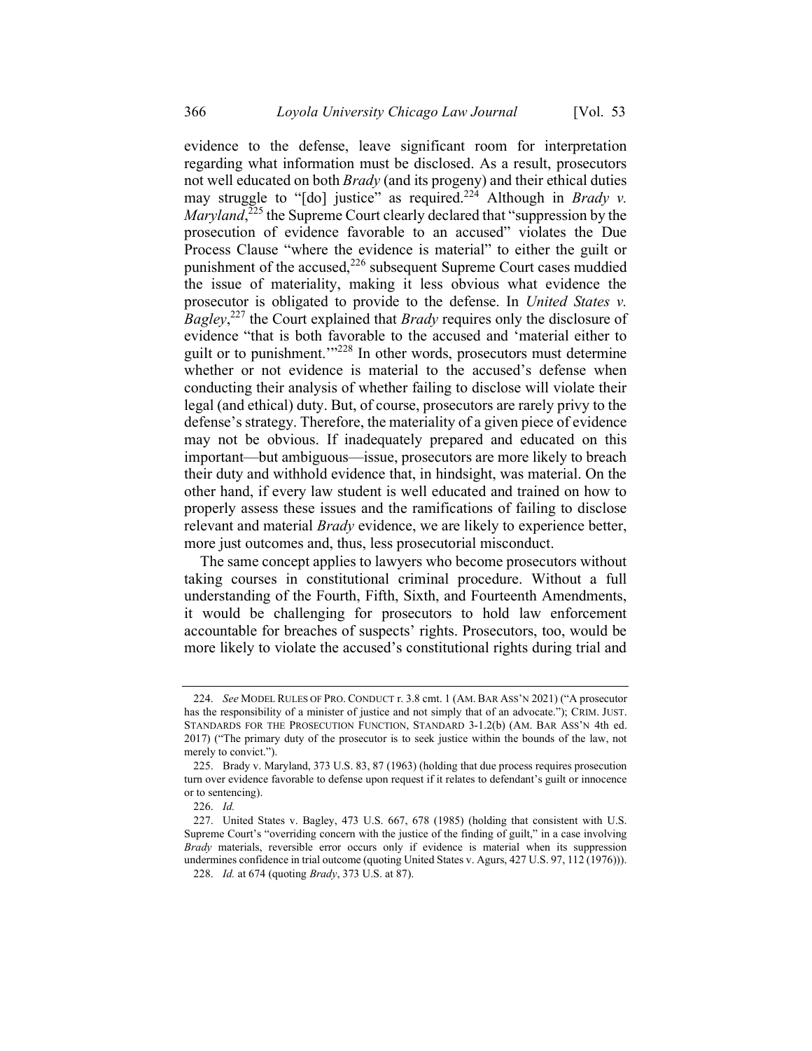evidence to the defense, leave significant room for interpretation regarding what information must be disclosed. As a result, prosecutors not well educated on both *Brady* (and its progeny) and their ethical duties may struggle to "[do] justice" as required.[224] Although in *Brady v. Maryland*,[225] the Supreme Court clearly declared that "suppression by the prosecution of evidence favorable to an accused" violates the Due Process Clause "where the evidence is material" to either the guilt or punishment of the accused,[226] subsequent Supreme Court cases muddied the issue of materiality, making it less obvious what evidence the prosecutor is obligated to provide to the defense. In *United States v. Bagley*,[227] the Court explained that *Brady* requires only the disclosure of evidence "that is both favorable to the accused and 'material either to guilt or to punishment.'"[228] In other words, prosecutors must determine whether or not evidence is material to the accused's defense when conducting their analysis of whether failing to disclose will violate their legal (and ethical) duty. But, of course, prosecutors are rarely privy to the defense's strategy. Therefore, the materiality of a given piece of evidence may not be obvious. If inadequately prepared and educated on this important—but ambiguous—issue, prosecutors are more likely to breach their duty and withhold evidence that, in hindsight, was material. On the other hand, if every law student is well educated and trained on how to properly assess these issues and the ramifications of failing to disclose relevant and material *Brady* evidence, we are likely to experience better, more just outcomes and, thus, less prosecutorial misconduct.

The same concept applies to lawyers who become prosecutors without taking courses in constitutional criminal procedure. Without a full understanding of the Fourth, Fifth, Sixth, and Fourteenth Amendments, it would be challenging for prosecutors to hold law enforcement accountable for breaches of suspects' rights. Prosecutors, too, would be more likely to violate the accused's constitutional rights during trial and

---

224. *See* MODEL RULES OF PRO. CONDUCT r. 3.8 cmt. 1 (AM. BAR ASS'N 2021) ("A prosecutor has the responsibility of a minister of justice and not simply that of an advocate."); CRIM. JUST. STANDARDS FOR THE PROSECUTION FUNCTION, STANDARD 3-1.2(b) (AM. BAR ASS'N 4th ed. 2017) ("The primary duty of the prosecutor is to seek justice within the bounds of the law, not merely to convict.").

225. Brady v. Maryland, 373 U.S. 83, 87 (1963) (holding that due process requires prosecution turn over evidence favorable to defense upon request if it relates to defendant's guilt or innocence or to sentencing).

226. *Id.*

227. United States v. Bagley, 473 U.S. 667, 678 (1985) (holding that consistent with U.S. Supreme Court's "overriding concern with the justice of the finding of guilt," in a case involving *Brady* materials, reversible error occurs only if evidence is material when its suppression undermines confidence in trial outcome (quoting United States v. Agurs, 427 U.S. 97, 112 (1976))).

228. *Id.* at 674 (quoting *Brady*, 373 U.S. at 87).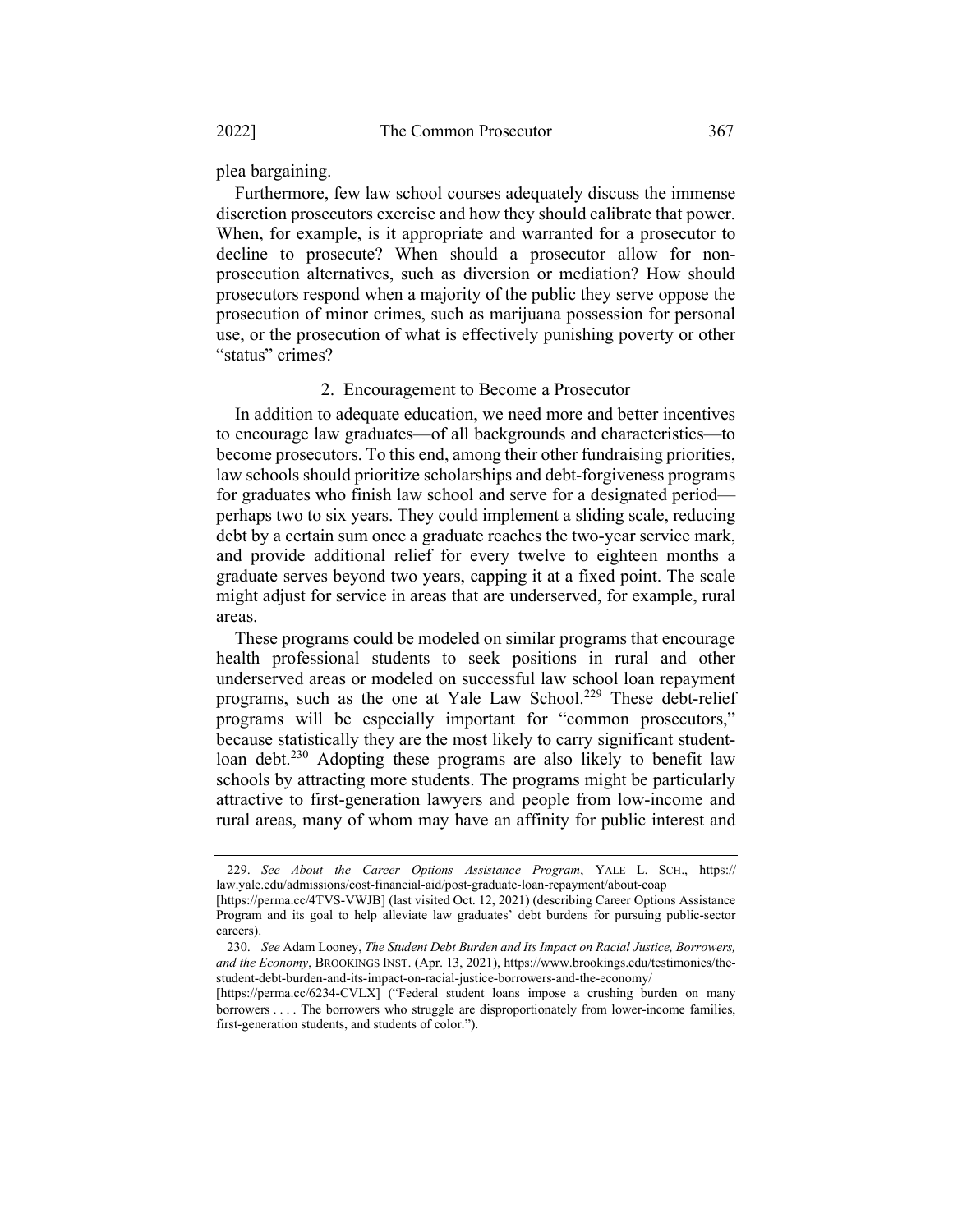plea bargaining.

Furthermore, few law school courses adequately discuss the immense discretion prosecutors exercise and how they should calibrate that power. When, for example, is it appropriate and warranted for a prosecutor to decline to prosecute? When should a prosecutor allow for non-prosecution alternatives, such as diversion or mediation? How should prosecutors respond when a majority of the public they serve oppose the prosecution of minor crimes, such as marijuana possession for personal use, or the prosecution of what is effectively punishing poverty or other "status" crimes?

### 2. Encouragement to Become a Prosecutor

In addition to adequate education, we need more and better incentives to encourage law graduates—of all backgrounds and characteristics—to become prosecutors. To this end, among their other fundraising priorities, law schools should prioritize scholarships and debt-forgiveness programs for graduates who finish law school and serve for a designated period—perhaps two to six years. They could implement a sliding scale, reducing debt by a certain sum once a graduate reaches the two-year service mark, and provide additional relief for every twelve to eighteen months a graduate serves beyond two years, capping it at a fixed point. The scale might adjust for service in areas that are underserved, for example, rural areas.

These programs could be modeled on similar programs that encourage health professional students to seek positions in rural and other underserved areas or modeled on successful law school loan repayment programs, such as the one at Yale Law School.[229] These debt-relief programs will be especially important for "common prosecutors," because statistically they are the most likely to carry significant student-loan debt.[230] Adopting these programs are also likely to benefit law schools by attracting more students. The programs might be particularly attractive to first-generation lawyers and people from low-income and rural areas, many of whom may have an affinity for public interest and

---

229. *See About the Career Options Assistance Program*, YALE L. SCH., https://law.yale.edu/admissions/cost-financial-aid/post-graduate-loan-repayment/about-coap [https://perma.cc/4TVS-VWJB] (last visited Oct. 12, 2021) (describing Career Options Assistance Program and its goal to help alleviate law graduates' debt burdens for pursuing public-sector careers).

230. *See* Adam Looney, *The Student Debt Burden and Its Impact on Racial Justice, Borrowers, and the Economy*, BROOKINGS INST. (Apr. 13, 2021), https://www.brookings.edu/testimonies/the-student-debt-burden-and-its-impact-on-racial-justice-borrowers-and-the-economy/ [https://perma.cc/6234-CVLX] ("Federal student loans impose a crushing burden on many borrowers . . . . The borrowers who struggle are disproportionately from lower-income families, first-generation students, and students of color.").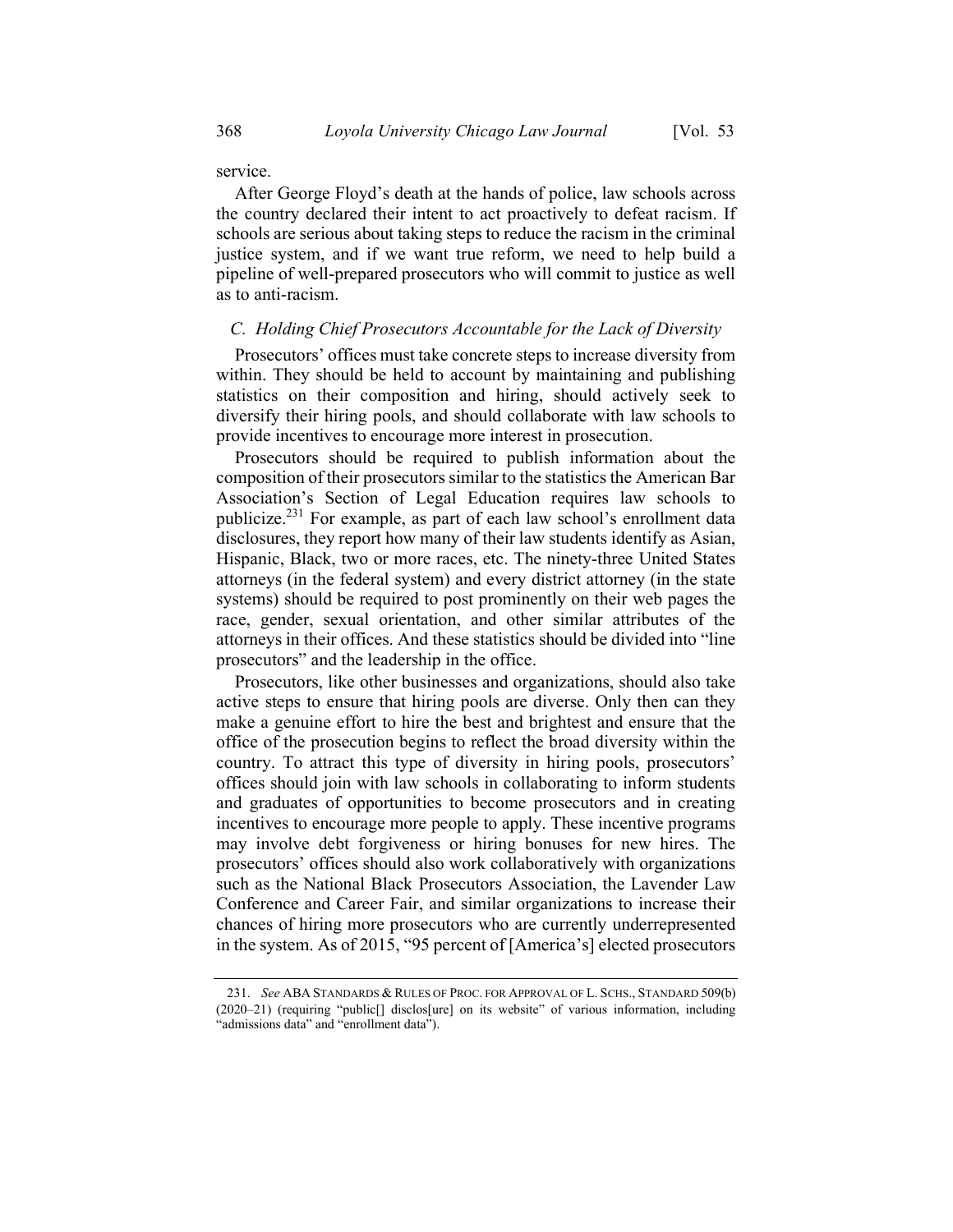service.

After George Floyd's death at the hands of police, law schools across the country declared their intent to act proactively to defeat racism. If schools are serious about taking steps to reduce the racism in the criminal justice system, and if we want true reform, we need to help build a pipeline of well-prepared prosecutors who will commit to justice as well as to anti-racism.

### *C. Holding Chief Prosecutors Accountable for the Lack of Diversity*

Prosecutors' offices must take concrete steps to increase diversity from within. They should be held to account by maintaining and publishing statistics on their composition and hiring, should actively seek to diversify their hiring pools, and should collaborate with law schools to provide incentives to encourage more interest in prosecution.

Prosecutors should be required to publish information about the composition of their prosecutors similar to the statistics the American Bar Association's Section of Legal Education requires law schools to publicize.[231] For example, as part of each law school's enrollment data disclosures, they report how many of their law students identify as Asian, Hispanic, Black, two or more races, etc. The ninety-three United States attorneys (in the federal system) and every district attorney (in the state systems) should be required to post prominently on their web pages the race, gender, sexual orientation, and other similar attributes of the attorneys in their offices. And these statistics should be divided into "line prosecutors" and the leadership in the office.

Prosecutors, like other businesses and organizations, should also take active steps to ensure that hiring pools are diverse. Only then can they make a genuine effort to hire the best and brightest and ensure that the office of the prosecution begins to reflect the broad diversity within the country. To attract this type of diversity in hiring pools, prosecutors' offices should join with law schools in collaborating to inform students and graduates of opportunities to become prosecutors and in creating incentives to encourage more people to apply. These incentive programs may involve debt forgiveness or hiring bonuses for new hires. The prosecutors' offices should also work collaboratively with organizations such as the National Black Prosecutors Association, the Lavender Law Conference and Career Fair, and similar organizations to increase their chances of hiring more prosecutors who are currently underrepresented in the system. As of 2015, "95 percent of [America's] elected prosecutors

---

231. *See* ABA STANDARDS & RULES OF PROC. FOR APPROVAL OF L. SCHS., STANDARD 509(b) (2020–21) (requiring "public[] disclos[ure] on its website" of various information, including "admissions data" and "enrollment data").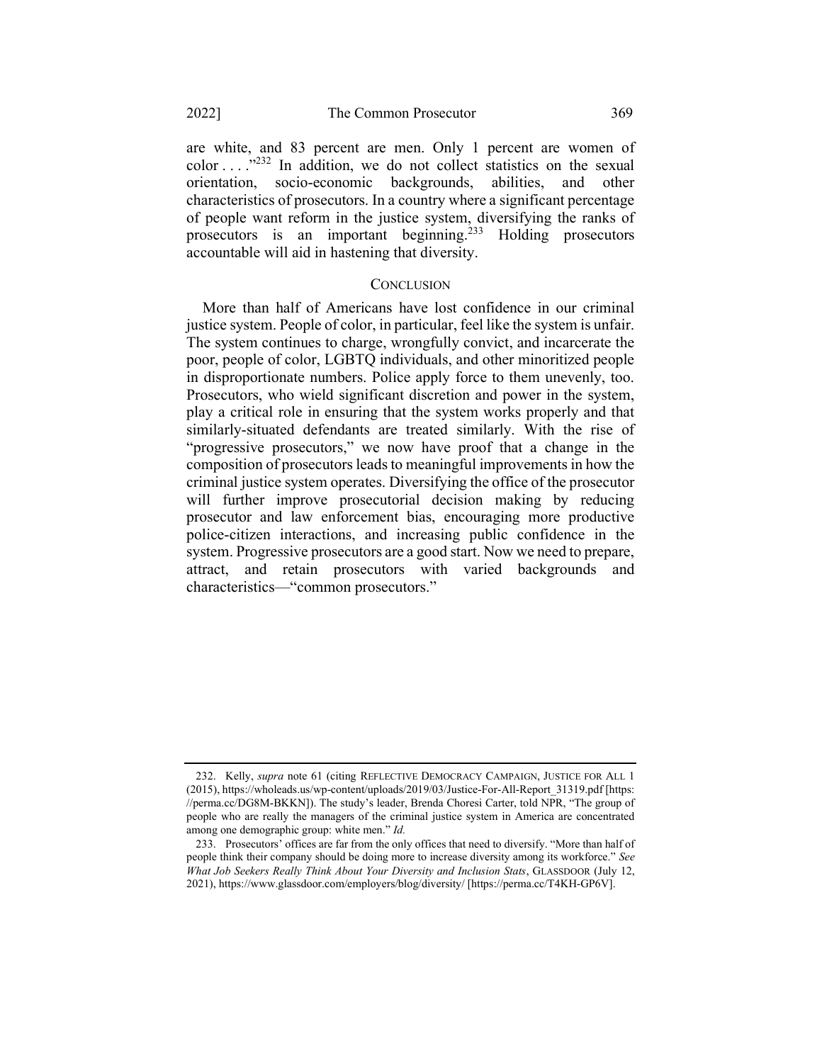are white, and 83 percent are men. Only 1 percent are women of color . . . ."[232] In addition, we do not collect statistics on the sexual orientation, socio-economic backgrounds, abilities, and other characteristics of prosecutors. In a country where a significant percentage of people want reform in the justice system, diversifying the ranks of prosecutors is an important beginning.[233] Holding prosecutors accountable will aid in hastening that diversity.

## CONCLUSION

More than half of Americans have lost confidence in our criminal justice system. People of color, in particular, feel like the system is unfair. The system continues to charge, wrongfully convict, and incarcerate the poor, people of color, LGBTQ individuals, and other minoritized people in disproportionate numbers. Police apply force to them unevenly, too. Prosecutors, who wield significant discretion and power in the system, play a critical role in ensuring that the system works properly and that similarly-situated defendants are treated similarly. With the rise of "progressive prosecutors," we now have proof that a change in the composition of prosecutors leads to meaningful improvements in how the criminal justice system operates. Diversifying the office of the prosecutor will further improve prosecutorial decision making by reducing prosecutor and law enforcement bias, encouraging more productive police-citizen interactions, and increasing public confidence in the system. Progressive prosecutors are a good start. Now we need to prepare, attract, and retain prosecutors with varied backgrounds and characteristics—"common prosecutors."

---

232. Kelly, *supra* note 61 (citing REFLECTIVE DEMOCRACY CAMPAIGN, JUSTICE FOR ALL 1 (2015), https://wholeads.us/wp-content/uploads/2019/03/Justice-For-All-Report_31319.pdf [https://perma.cc/DG8M-BKKN]). The study's leader, Brenda Choresi Carter, told NPR, "The group of people who are really the managers of the criminal justice system in America are concentrated among one demographic group: white men." *Id.*

233. Prosecutors' offices are far from the only offices that need to diversify. "More than half of people think their company should be doing more to increase diversity among its workforce." *See What Job Seekers Really Think About Your Diversity and Inclusion Stats*, GLASSDOOR (July 12, 2021), https://www.glassdoor.com/employers/blog/diversity/ [https://perma.cc/T4KH-GP6V].